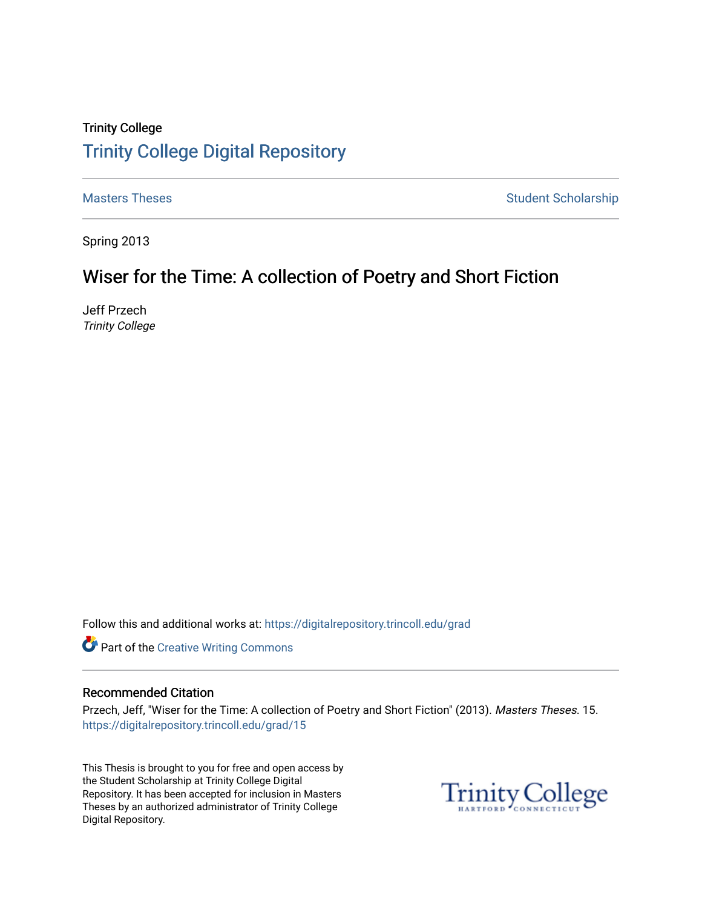Trinity College

# Trinity College Digital Repository

Masters Theses | Student Scholarship

Spring 2013

## Wiser for the Time: A collection of Poetry and Short Fiction

Jeff Przech
*Trinity College*

Follow this and additional works at: https://digitalrepository.trincoll.edu/grad

Part of the Creative Writing Commons

### Recommended Citation

Przech, Jeff, "Wiser for the Time: A collection of Poetry and Short Fiction" (2013). *Masters Theses*. 15.
https://digitalrepository.trincoll.edu/grad/15

This Thesis is brought to you for free and open access by the Student Scholarship at Trinity College Digital Repository. It has been accepted for inclusion in Masters Theses by an authorized administrator of Trinity College Digital Repository.

Trinity College
HARTFORD CONNECTICUT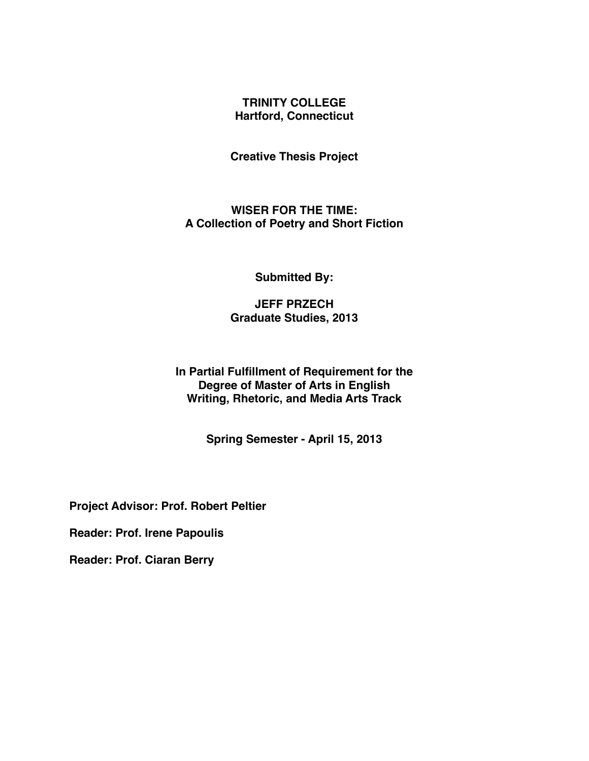**TRINITY COLLEGE**
**Hartford, Connecticut**

**Creative Thesis Project**

# WISER FOR THE TIME:
## A Collection of Poetry and Short Fiction

**Submitted By:**

**JEFF PRZECH**
**Graduate Studies, 2013**

**In Partial Fulfillment of Requirement for the**
**Degree of Master of Arts in English**
**Writing, Rhetoric, and Media Arts Track**

**Spring Semester - April 15, 2013**

**Project Advisor: Prof. Robert Peltier**

**Reader: Prof. Irene Papoulis**

**Reader: Prof. Ciaran Berry**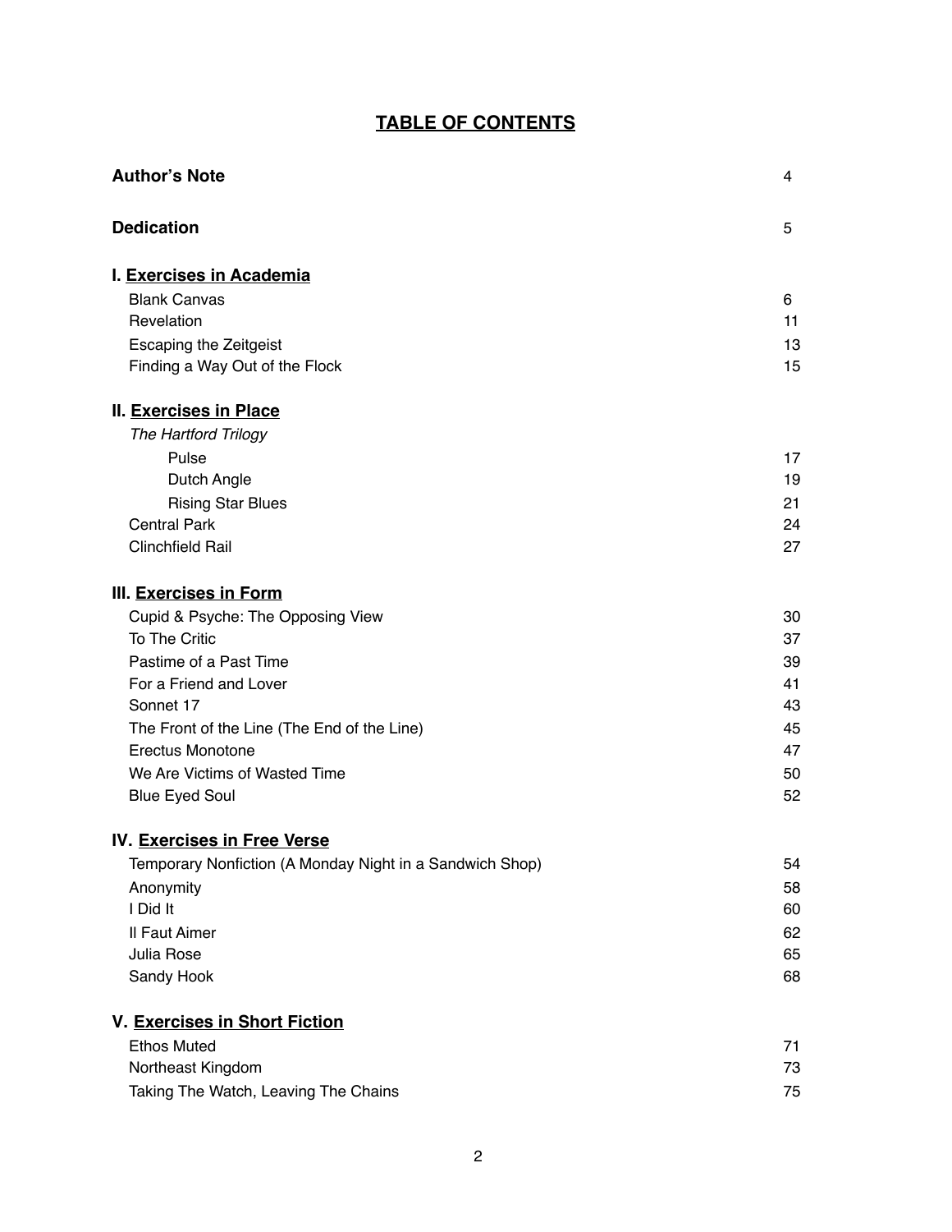# TABLE OF CONTENTS

| | |
|---|---|
| **Author's Note** | 4 |
| **Dedication** | 5 |
| **I. Exercises in Academia** | |
| Blank Canvas | 6 |
| Revelation | 11 |
| Escaping the Zeitgeist | 13 |
| Finding a Way Out of the Flock | 15 |
| **II. Exercises in Place** | |
| *The Hartford Trilogy* | |
| Pulse | 17 |
| Dutch Angle | 19 |
| Rising Star Blues | 21 |
| Central Park | 24 |
| Clinchfield Rail | 27 |
| **III. Exercises in Form** | |
| Cupid & Psyche: The Opposing View | 30 |
| To The Critic | 37 |
| Pastime of a Past Time | 39 |
| For a Friend and Lover | 41 |
| Sonnet 17 | 43 |
| The Front of the Line (The End of the Line) | 45 |
| Erectus Monotone | 47 |
| We Are Victims of Wasted Time | 50 |
| Blue Eyed Soul | 52 |
| **IV. Exercises in Free Verse** | |
| Temporary Nonfiction (A Monday Night in a Sandwich Shop) | 54 |
| Anonymity | 58 |
| I Did It | 60 |
| Il Faut Aimer | 62 |
| Julia Rose | 65 |
| Sandy Hook | 68 |
| **V. Exercises in Short Fiction** | |
| Ethos Muted | 71 |
| Northeast Kingdom | 73 |
| Taking The Watch, Leaving The Chains | 75 |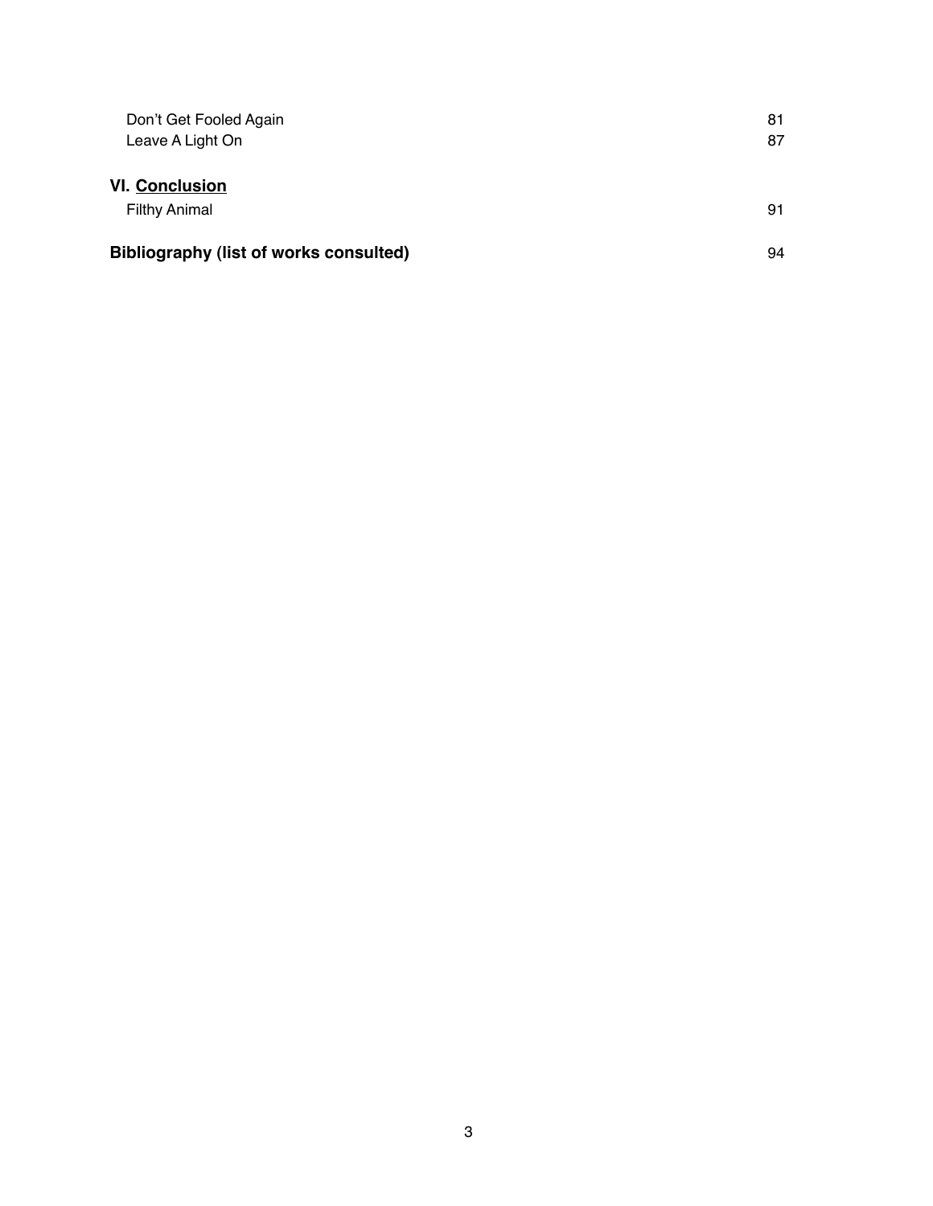| | |
|---|---|
| Don't Get Fooled Again | 81 |
| Leave A Light On | 87 |

**VI. Conclusion**

| | |
|---|---|
| Filthy Animal | 91 |

| | |
|---|---|
| **Bibliography (list of works consulted)** | 94 |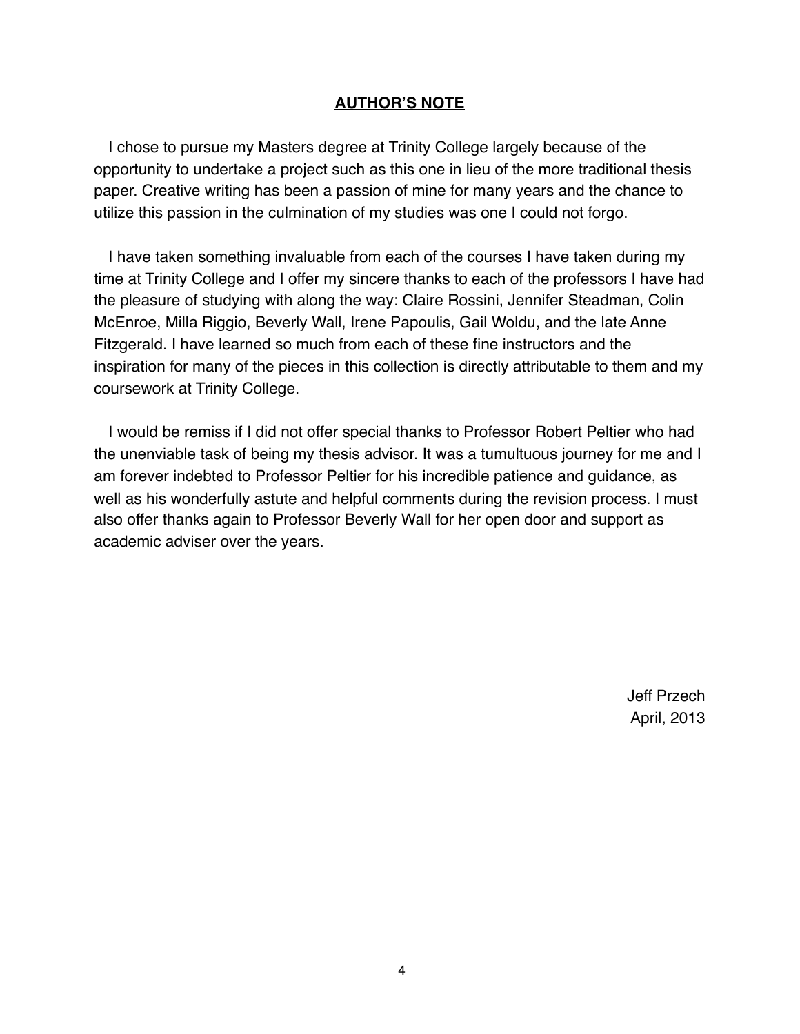## AUTHOR'S NOTE

I chose to pursue my Masters degree at Trinity College largely because of the opportunity to undertake a project such as this one in lieu of the more traditional thesis paper. Creative writing has been a passion of mine for many years and the chance to utilize this passion in the culmination of my studies was one I could not forgo.

I have taken something invaluable from each of the courses I have taken during my time at Trinity College and I offer my sincere thanks to each of the professors I have had the pleasure of studying with along the way: Claire Rossini, Jennifer Steadman, Colin McEnroe, Milla Riggio, Beverly Wall, Irene Papoulis, Gail Woldu, and the late Anne Fitzgerald. I have learned so much from each of these fine instructors and the inspiration for many of the pieces in this collection is directly attributable to them and my coursework at Trinity College.

I would be remiss if I did not offer special thanks to Professor Robert Peltier who had the unenviable task of being my thesis advisor. It was a tumultuous journey for me and I am forever indebted to Professor Peltier for his incredible patience and guidance, as well as his wonderfully astute and helpful comments during the revision process. I must also offer thanks again to Professor Beverly Wall for her open door and support as academic adviser over the years.

Jeff Przech
April, 2013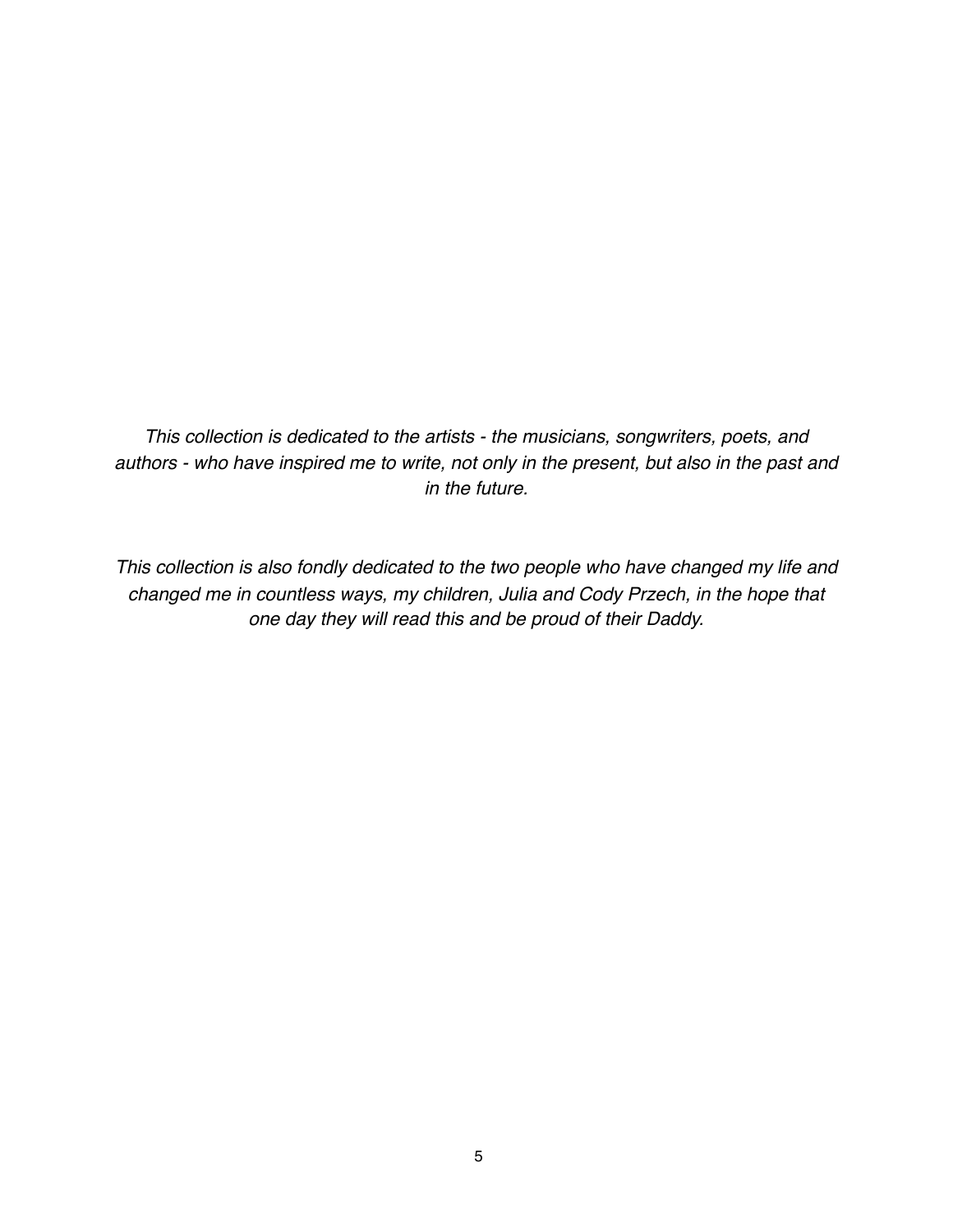*This collection is dedicated to the artists - the musicians, songwriters, poets, and authors - who have inspired me to write, not only in the present, but also in the past and in the future.*

*This collection is also fondly dedicated to the two people who have changed my life and changed me in countless ways, my children, Julia and Cody Przech, in the hope that one day they will read this and be proud of their Daddy.*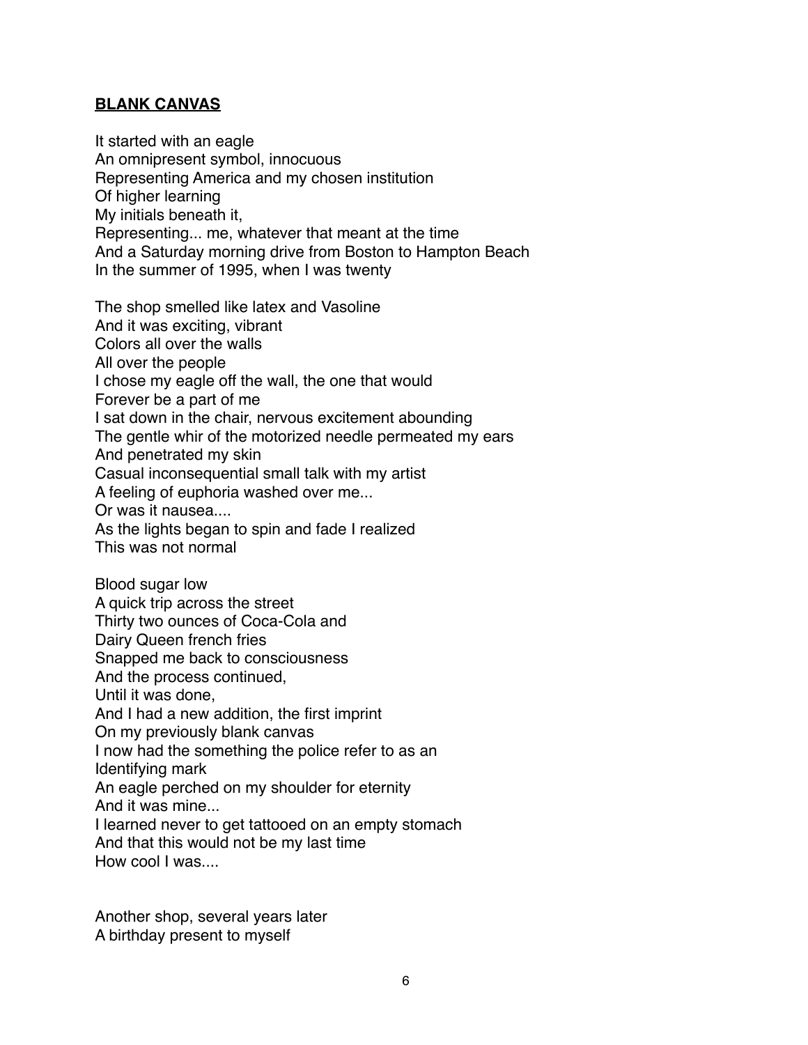## **BLANK CANVAS**

It started with an eagle
An omnipresent symbol, innocuous
Representing America and my chosen institution
Of higher learning
My initials beneath it,
Representing... me, whatever that meant at the time
And a Saturday morning drive from Boston to Hampton Beach
In the summer of 1995, when I was twenty

The shop smelled like latex and Vasoline
And it was exciting, vibrant
Colors all over the walls
All over the people
I chose my eagle off the wall, the one that would
Forever be a part of me
I sat down in the chair, nervous excitement abounding
The gentle whir of the motorized needle permeated my ears
And penetrated my skin
Casual inconsequential small talk with my artist
A feeling of euphoria washed over me...
Or was it nausea....
As the lights began to spin and fade I realized
This was not normal

Blood sugar low
A quick trip across the street
Thirty two ounces of Coca-Cola and
Dairy Queen french fries
Snapped me back to consciousness
And the process continued,
Until it was done,
And I had a new addition, the first imprint
On my previously blank canvas
I now had the something the police refer to as an
Identifying mark
An eagle perched on my shoulder for eternity
And it was mine...
I learned never to get tattooed on an empty stomach
And that this would not be my last time
How cool I was....

Another shop, several years later
A birthday present to myself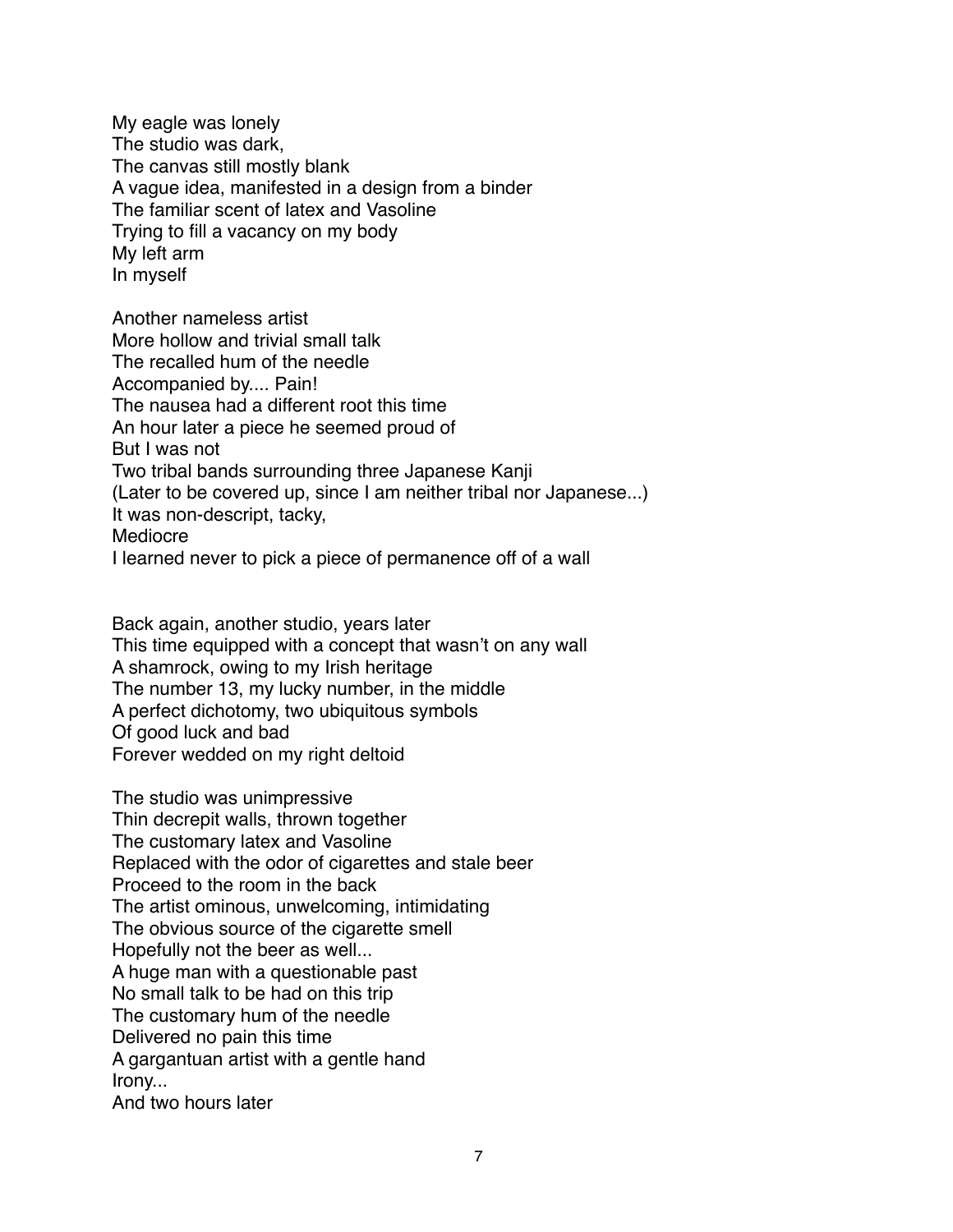My eagle was lonely  
The studio was dark,  
The canvas still mostly blank  
A vague idea, manifested in a design from a binder  
The familiar scent of latex and Vasoline  
Trying to fill a vacancy on my body  
My left arm  
In myself

Another nameless artist  
More hollow and trivial small talk  
The recalled hum of the needle  
Accompanied by.... Pain!  
The nausea had a different root this time  
An hour later a piece he seemed proud of  
But I was not  
Two tribal bands surrounding three Japanese Kanji  
(Later to be covered up, since I am neither tribal nor Japanese...)  
It was non-descript, tacky,  
Mediocre  
I learned never to pick a piece of permanence off of a wall

Back again, another studio, years later  
This time equipped with a concept that wasn't on any wall  
A shamrock, owing to my Irish heritage  
The number 13, my lucky number, in the middle  
A perfect dichotomy, two ubiquitous symbols  
Of good luck and bad  
Forever wedded on my right deltoid

The studio was unimpressive  
Thin decrepit walls, thrown together  
The customary latex and Vasoline  
Replaced with the odor of cigarettes and stale beer  
Proceed to the room in the back  
The artist ominous, unwelcoming, intimidating  
The obvious source of the cigarette smell  
Hopefully not the beer as well...  
A huge man with a questionable past  
No small talk to be had on this trip  
The customary hum of the needle  
Delivered no pain this time  
A gargantuan artist with a gentle hand  
Irony...  
And two hours later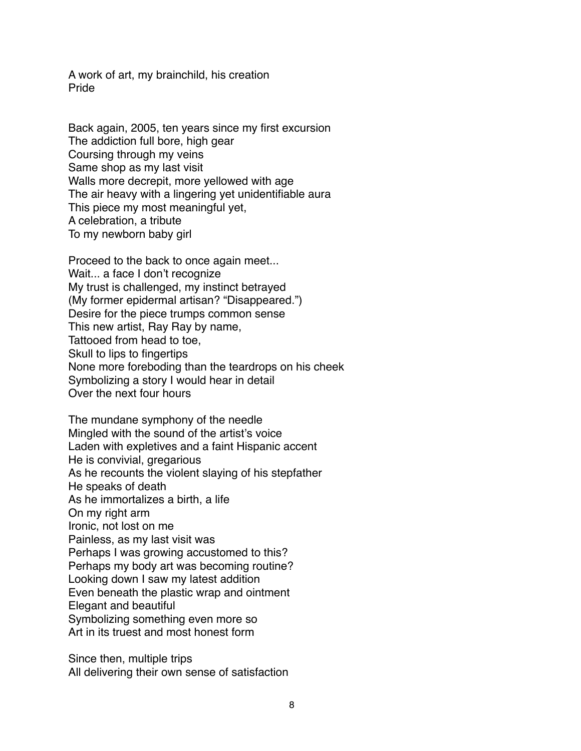A work of art, my brainchild, his creation
Pride

Back again, 2005, ten years since my first excursion
The addiction full bore, high gear
Coursing through my veins
Same shop as my last visit
Walls more decrepit, more yellowed with age
The air heavy with a lingering yet unidentifiable aura
This piece my most meaningful yet,
A celebration, a tribute
To my newborn baby girl

Proceed to the back to once again meet...
Wait... a face I don't recognize
My trust is challenged, my instinct betrayed
(My former epidermal artisan? "Disappeared.")
Desire for the piece trumps common sense
This new artist, Ray Ray by name,
Tattooed from head to toe,
Skull to lips to fingertips
None more foreboding than the teardrops on his cheek
Symbolizing a story I would hear in detail
Over the next four hours

The mundane symphony of the needle
Mingled with the sound of the artist's voice
Laden with expletives and a faint Hispanic accent
He is convivial, gregarious
As he recounts the violent slaying of his stepfather
He speaks of death
As he immortalizes a birth, a life
On my right arm
Ironic, not lost on me
Painless, as my last visit was
Perhaps I was growing accustomed to this?
Perhaps my body art was becoming routine?
Looking down I saw my latest addition
Even beneath the plastic wrap and ointment
Elegant and beautiful
Symbolizing something even more so
Art in its truest and most honest form

Since then, multiple trips
All delivering their own sense of satisfaction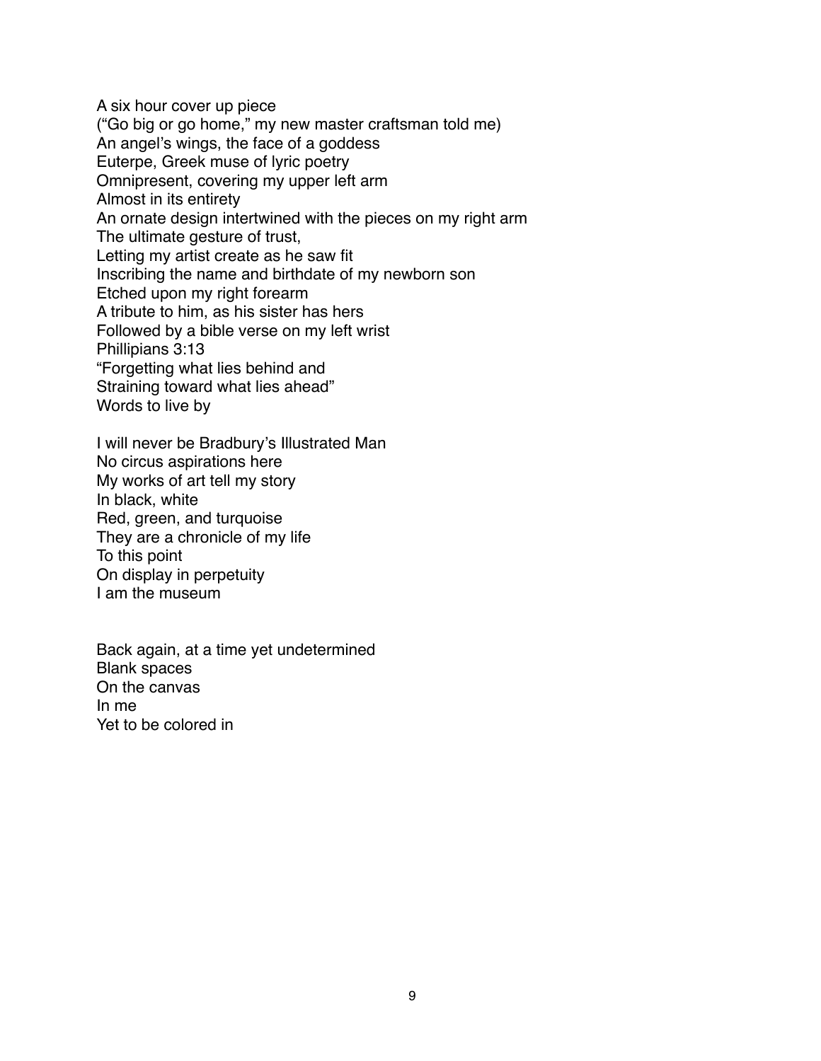A six hour cover up piece  
("Go big or go home," my new master craftsman told me)  
An angel's wings, the face of a goddess  
Euterpe, Greek muse of lyric poetry  
Omnipresent, covering my upper left arm  
Almost in its entirety  
An ornate design intertwined with the pieces on my right arm  
The ultimate gesture of trust,  
Letting my artist create as he saw fit  
Inscribing the name and birthdate of my newborn son  
Etched upon my right forearm  
A tribute to him, as his sister has hers  
Followed by a bible verse on my left wrist  
Phillipians 3:13  
"Forgetting what lies behind and  
Straining toward what lies ahead"  
Words to live by

I will never be Bradbury's Illustrated Man  
No circus aspirations here  
My works of art tell my story  
In black, white  
Red, green, and turquoise  
They are a chronicle of my life  
To this point  
On display in perpetuity  
I am the museum

Back again, at a time yet undetermined  
Blank spaces  
On the canvas  
In me  
Yet to be colored in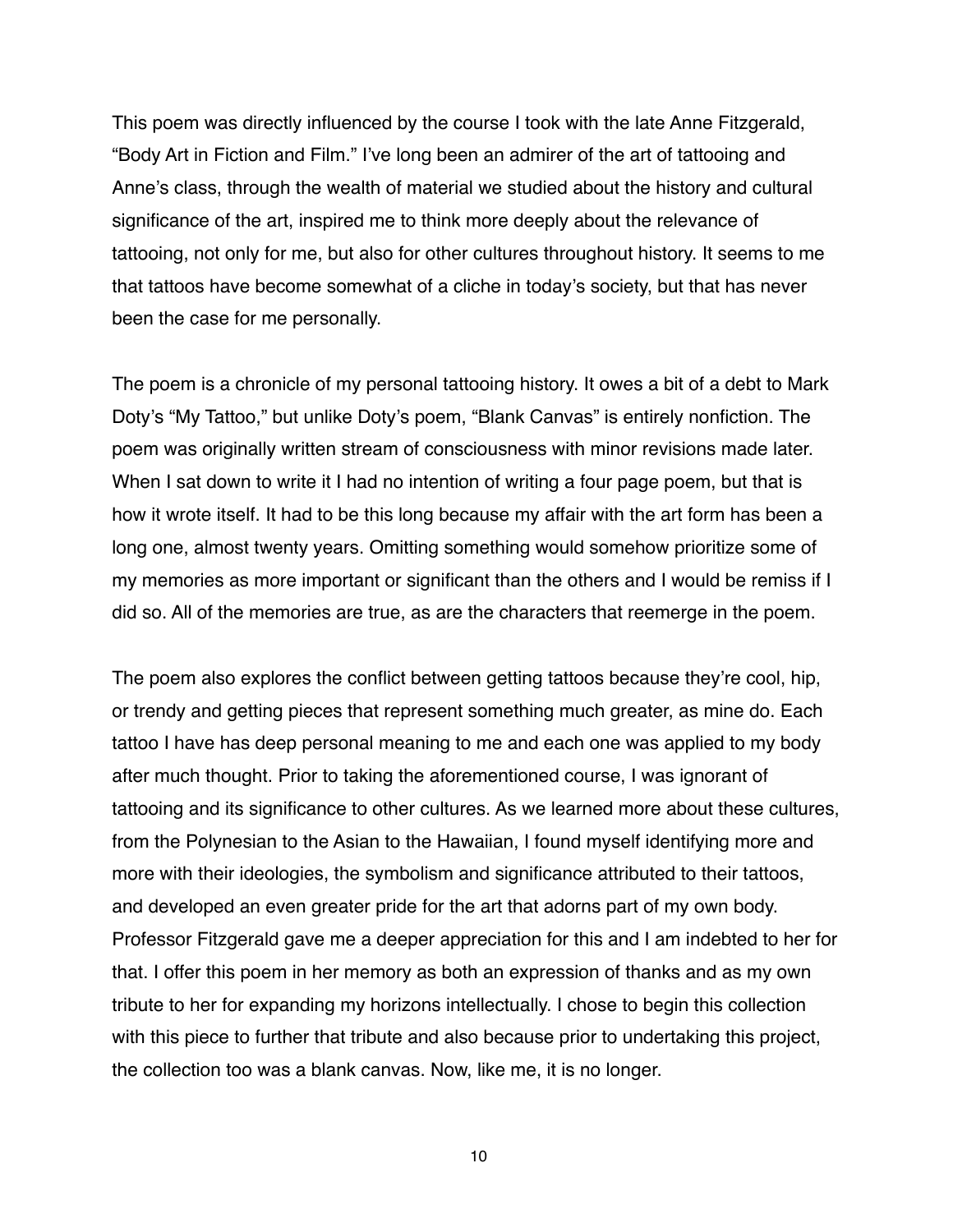This poem was directly influenced by the course I took with the late Anne Fitzgerald, “Body Art in Fiction and Film.” I’ve long been an admirer of the art of tattooing and Anne’s class, through the wealth of material we studied about the history and cultural significance of the art, inspired me to think more deeply about the relevance of tattooing, not only for me, but also for other cultures throughout history. It seems to me that tattoos have become somewhat of a cliche in today’s society, but that has never been the case for me personally.

The poem is a chronicle of my personal tattooing history. It owes a bit of a debt to Mark Doty’s “My Tattoo,” but unlike Doty’s poem, “Blank Canvas” is entirely nonfiction. The poem was originally written stream of consciousness with minor revisions made later. When I sat down to write it I had no intention of writing a four page poem, but that is how it wrote itself. It had to be this long because my affair with the art form has been a long one, almost twenty years. Omitting something would somehow prioritize some of my memories as more important or significant than the others and I would be remiss if I did so. All of the memories are true, as are the characters that reemerge in the poem.

The poem also explores the conflict between getting tattoos because they’re cool, hip, or trendy and getting pieces that represent something much greater, as mine do. Each tattoo I have has deep personal meaning to me and each one was applied to my body after much thought. Prior to taking the aforementioned course, I was ignorant of tattooing and its significance to other cultures. As we learned more about these cultures, from the Polynesian to the Asian to the Hawaiian, I found myself identifying more and more with their ideologies, the symbolism and significance attributed to their tattoos, and developed an even greater pride for the art that adorns part of my own body. Professor Fitzgerald gave me a deeper appreciation for this and I am indebted to her for that. I offer this poem in her memory as both an expression of thanks and as my own tribute to her for expanding my horizons intellectually. I chose to begin this collection with this piece to further that tribute and also because prior to undertaking this project, the collection too was a blank canvas. Now, like me, it is no longer.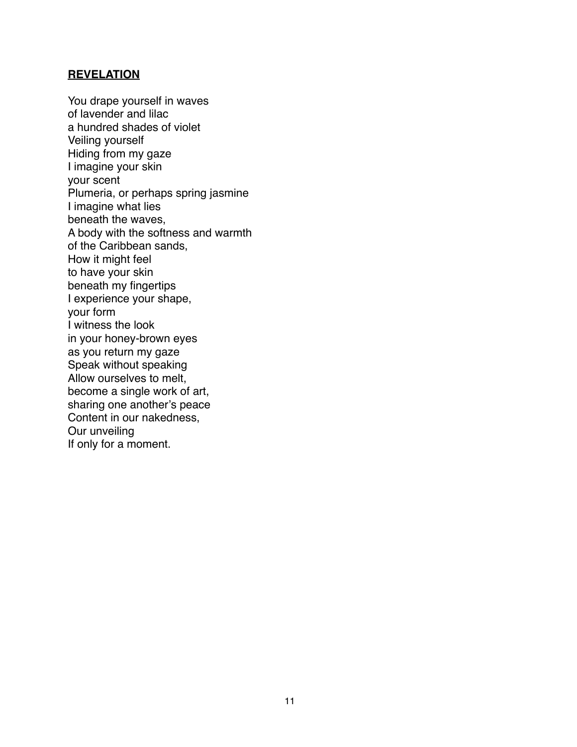## **REVELATION**

You drape yourself in waves  
of lavender and lilac  
a hundred shades of violet  
Veiling yourself  
Hiding from my gaze  
I imagine your skin  
your scent  
Plumeria, or perhaps spring jasmine  
I imagine what lies  
beneath the waves,  
A body with the softness and warmth  
of the Caribbean sands,  
How it might feel  
to have your skin  
beneath my fingertips  
I experience your shape,  
your form  
I witness the look  
in your honey-brown eyes  
as you return my gaze  
Speak without speaking  
Allow ourselves to melt,  
become a single work of art,  
sharing one another's peace  
Content in our nakedness,  
Our unveiling  
If only for a moment.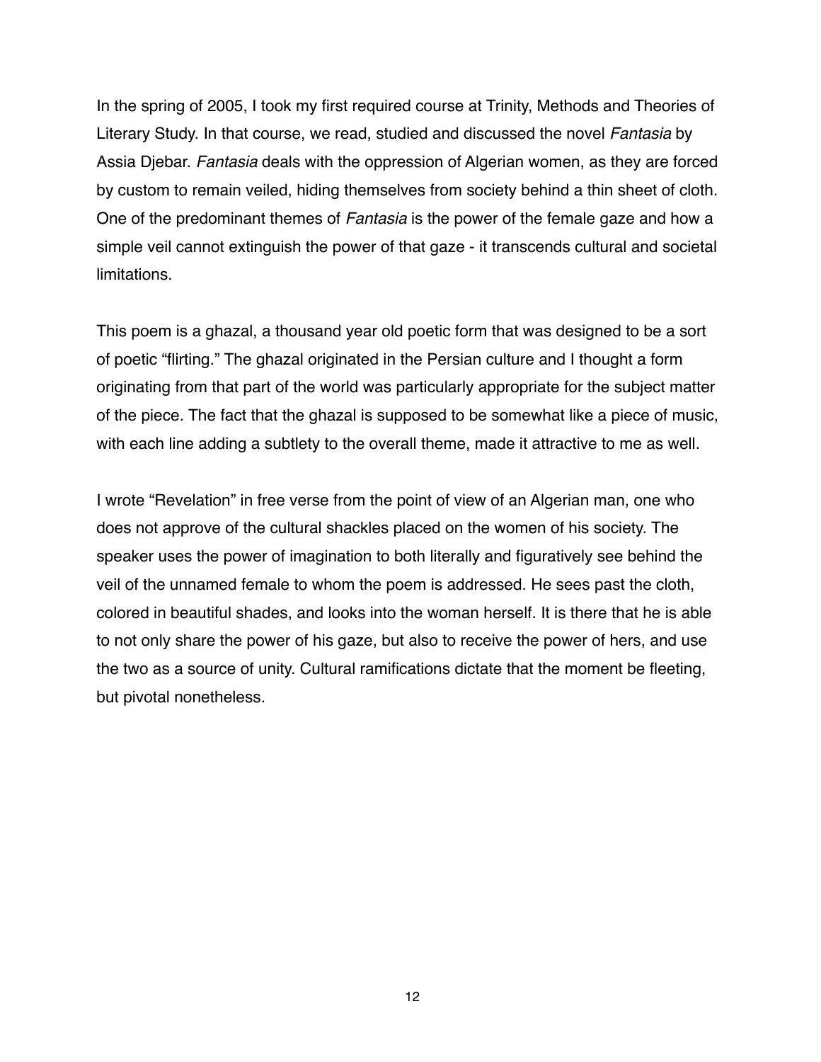In the spring of 2005, I took my first required course at Trinity, Methods and Theories of Literary Study. In that course, we read, studied and discussed the novel *Fantasia* by Assia Djebar. *Fantasia* deals with the oppression of Algerian women, as they are forced by custom to remain veiled, hiding themselves from society behind a thin sheet of cloth. One of the predominant themes of *Fantasia* is the power of the female gaze and how a simple veil cannot extinguish the power of that gaze - it transcends cultural and societal limitations.

This poem is a ghazal, a thousand year old poetic form that was designed to be a sort of poetic "flirting." The ghazal originated in the Persian culture and I thought a form originating from that part of the world was particularly appropriate for the subject matter of the piece. The fact that the ghazal is supposed to be somewhat like a piece of music, with each line adding a subtlety to the overall theme, made it attractive to me as well.

I wrote "Revelation" in free verse from the point of view of an Algerian man, one who does not approve of the cultural shackles placed on the women of his society. The speaker uses the power of imagination to both literally and figuratively see behind the veil of the unnamed female to whom the poem is addressed. He sees past the cloth, colored in beautiful shades, and looks into the woman herself. It is there that he is able to not only share the power of his gaze, but also to receive the power of hers, and use the two as a source of unity. Cultural ramifications dictate that the moment be fleeting, but pivotal nonetheless.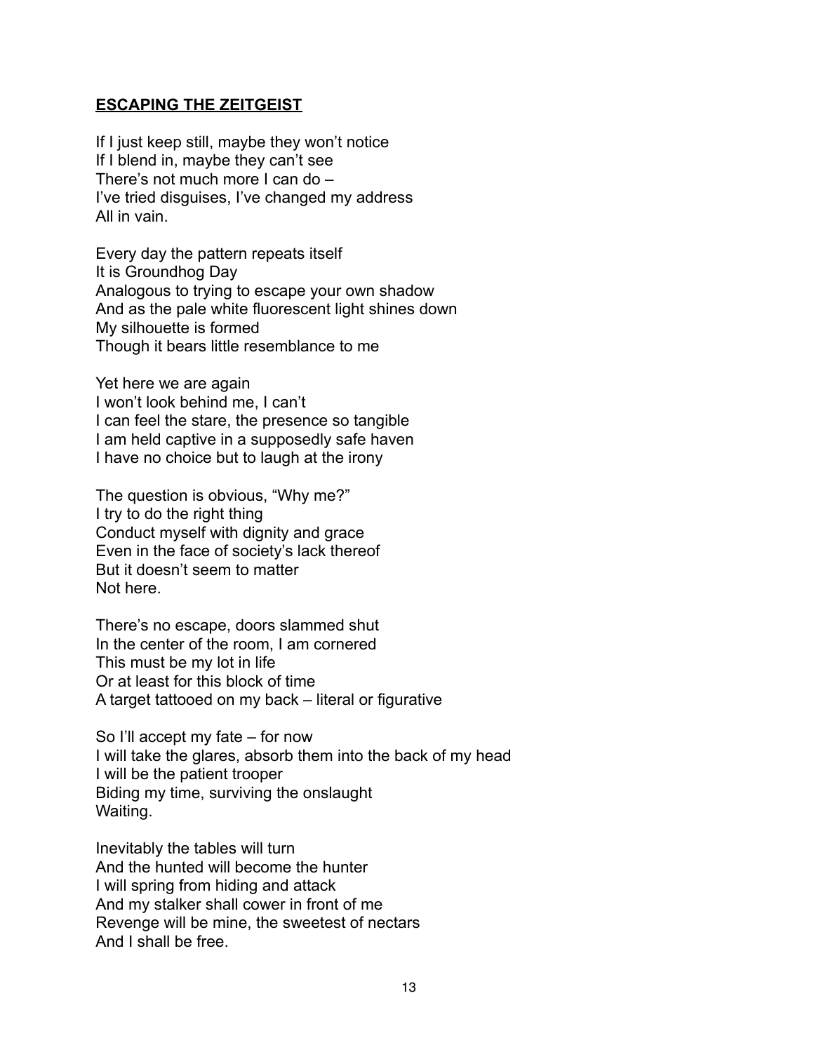## ESCAPING THE ZEITGEIST

If I just keep still, maybe they won't notice  
If I blend in, maybe they can't see  
There's not much more I can do –  
I've tried disguises, I've changed my address  
All in vain.

Every day the pattern repeats itself  
It is Groundhog Day  
Analogous to trying to escape your own shadow  
And as the pale white fluorescent light shines down  
My silhouette is formed  
Though it bears little resemblance to me

Yet here we are again  
I won't look behind me, I can't  
I can feel the stare, the presence so tangible  
I am held captive in a supposedly safe haven  
I have no choice but to laugh at the irony

The question is obvious, "Why me?"  
I try to do the right thing  
Conduct myself with dignity and grace  
Even in the face of society's lack thereof  
But it doesn't seem to matter  
Not here.

There's no escape, doors slammed shut  
In the center of the room, I am cornered  
This must be my lot in life  
Or at least for this block of time  
A target tattooed on my back – literal or figurative

So I'll accept my fate – for now  
I will take the glares, absorb them into the back of my head  
I will be the patient trooper  
Biding my time, surviving the onslaught  
Waiting.

Inevitably the tables will turn  
And the hunted will become the hunter  
I will spring from hiding and attack  
And my stalker shall cower in front of me  
Revenge will be mine, the sweetest of nectars  
And I shall be free.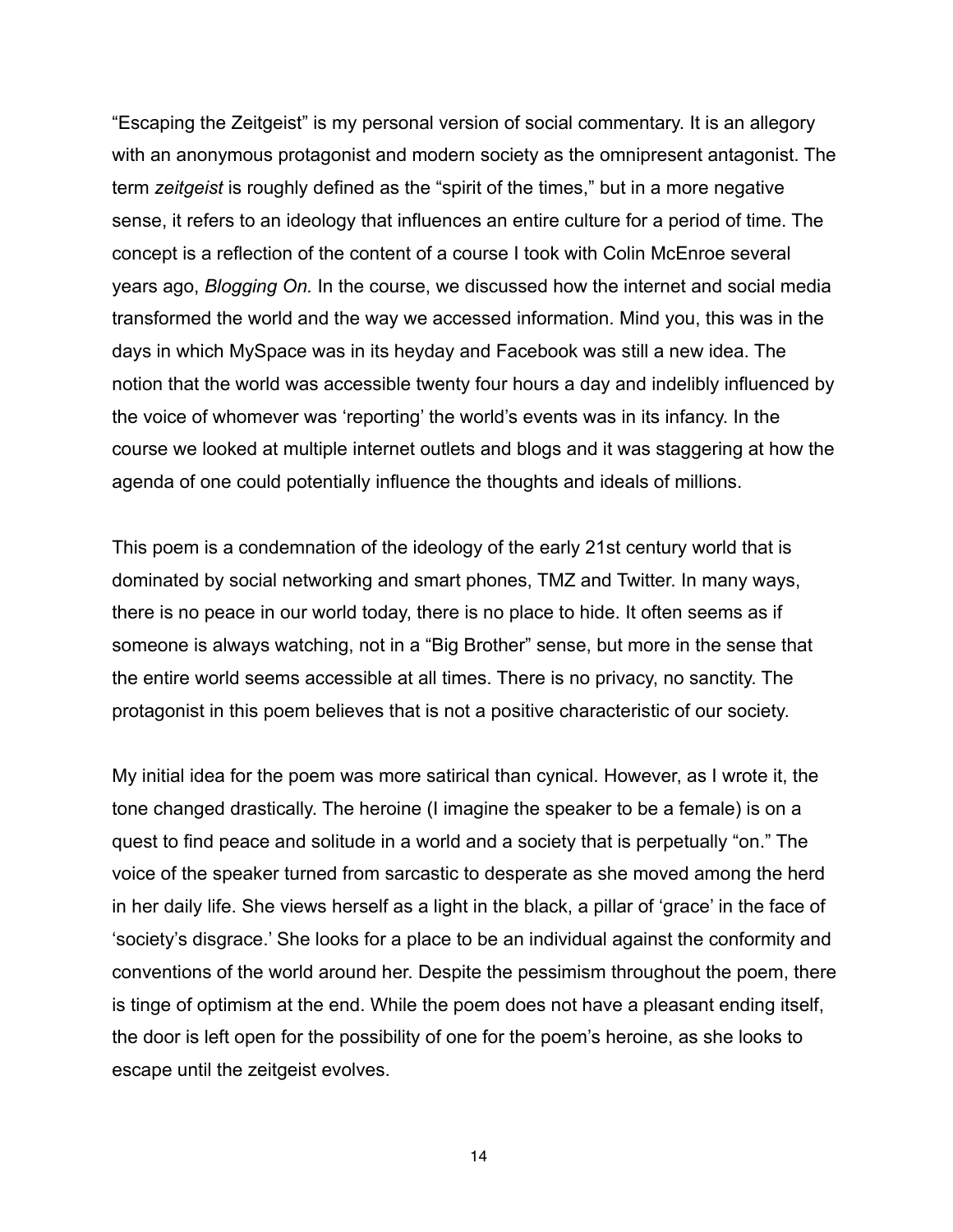“Escaping the Zeitgeist” is my personal version of social commentary. It is an allegory with an anonymous protagonist and modern society as the omnipresent antagonist. The term *zeitgeist* is roughly defined as the “spirit of the times,” but in a more negative sense, it refers to an ideology that influences an entire culture for a period of time. The concept is a reflection of the content of a course I took with Colin McEnroe several years ago, *Blogging On.* In the course, we discussed how the internet and social media transformed the world and the way we accessed information. Mind you, this was in the days in which MySpace was in its heyday and Facebook was still a new idea. The notion that the world was accessible twenty four hours a day and indelibly influenced by the voice of whomever was ‘reporting’ the world’s events was in its infancy. In the course we looked at multiple internet outlets and blogs and it was staggering at how the agenda of one could potentially influence the thoughts and ideals of millions.

This poem is a condemnation of the ideology of the early 21st century world that is dominated by social networking and smart phones, TMZ and Twitter. In many ways, there is no peace in our world today, there is no place to hide. It often seems as if someone is always watching, not in a “Big Brother” sense, but more in the sense that the entire world seems accessible at all times. There is no privacy, no sanctity. The protagonist in this poem believes that is not a positive characteristic of our society.

My initial idea for the poem was more satirical than cynical. However, as I wrote it, the tone changed drastically. The heroine (I imagine the speaker to be a female) is on a quest to find peace and solitude in a world and a society that is perpetually “on.” The voice of the speaker turned from sarcastic to desperate as she moved among the herd in her daily life. She views herself as a light in the black, a pillar of ‘grace’ in the face of ‘society’s disgrace.’ She looks for a place to be an individual against the conformity and conventions of the world around her. Despite the pessimism throughout the poem, there is tinge of optimism at the end. While the poem does not have a pleasant ending itself, the door is left open for the possibility of one for the poem’s heroine, as she looks to escape until the zeitgeist evolves.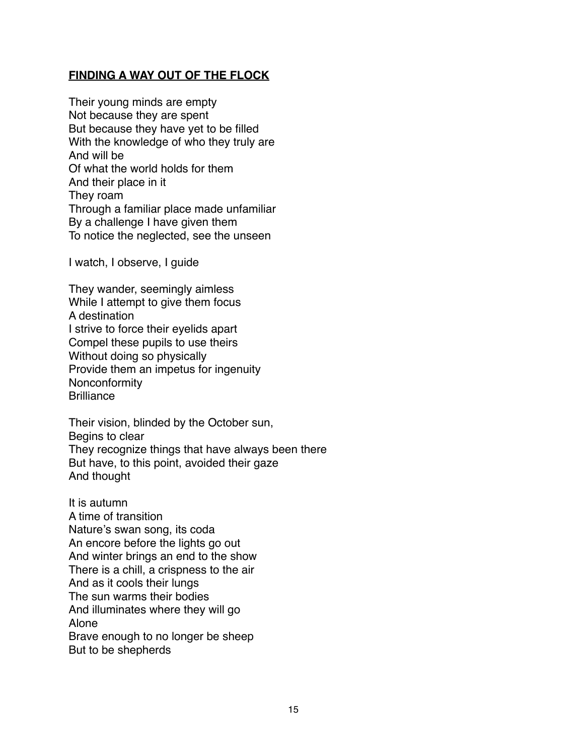## **FINDING A WAY OUT OF THE FLOCK**

Their young minds are empty  
Not because they are spent  
But because they have yet to be filled  
With the knowledge of who they truly are  
And will be  
Of what the world holds for them  
And their place in it  
They roam  
Through a familiar place made unfamiliar  
By a challenge I have given them  
To notice the neglected, see the unseen

I watch, I observe, I guide

They wander, seemingly aimless  
While I attempt to give them focus  
A destination  
I strive to force their eyelids apart  
Compel these pupils to use theirs  
Without doing so physically  
Provide them an impetus for ingenuity  
Nonconformity  
Brilliance

Their vision, blinded by the October sun,  
Begins to clear  
They recognize things that have always been there  
But have, to this point, avoided their gaze  
And thought

It is autumn  
A time of transition  
Nature's swan song, its coda  
An encore before the lights go out  
And winter brings an end to the show  
There is a chill, a crispness to the air  
And as it cools their lungs  
The sun warms their bodies  
And illuminates where they will go  
Alone  
Brave enough to no longer be sheep  
But to be shepherds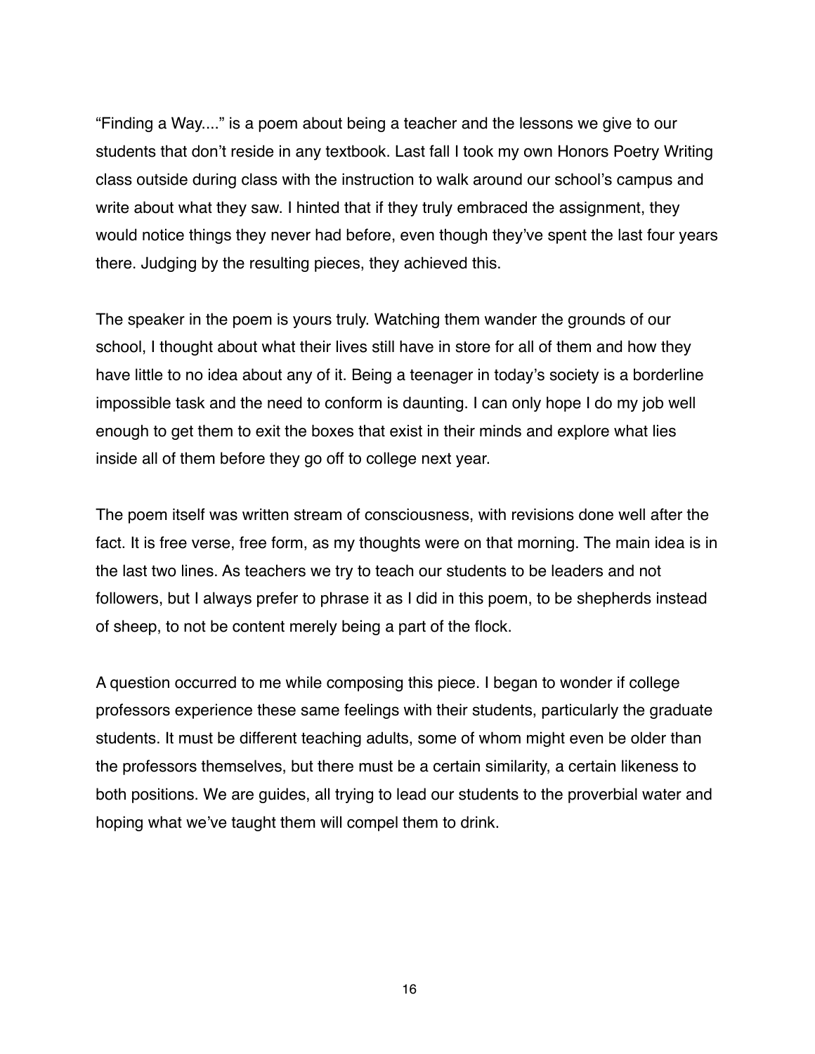“Finding a Way....” is a poem about being a teacher and the lessons we give to our students that don’t reside in any textbook. Last fall I took my own Honors Poetry Writing class outside during class with the instruction to walk around our school’s campus and write about what they saw. I hinted that if they truly embraced the assignment, they would notice things they never had before, even though they’ve spent the last four years there. Judging by the resulting pieces, they achieved this.

The speaker in the poem is yours truly. Watching them wander the grounds of our school, I thought about what their lives still have in store for all of them and how they have little to no idea about any of it. Being a teenager in today’s society is a borderline impossible task and the need to conform is daunting. I can only hope I do my job well enough to get them to exit the boxes that exist in their minds and explore what lies inside all of them before they go off to college next year.

The poem itself was written stream of consciousness, with revisions done well after the fact. It is free verse, free form, as my thoughts were on that morning. The main idea is in the last two lines. As teachers we try to teach our students to be leaders and not followers, but I always prefer to phrase it as I did in this poem, to be shepherds instead of sheep, to not be content merely being a part of the flock.

A question occurred to me while composing this piece. I began to wonder if college professors experience these same feelings with their students, particularly the graduate students. It must be different teaching adults, some of whom might even be older than the professors themselves, but there must be a certain similarity, a certain likeness to both positions. We are guides, all trying to lead our students to the proverbial water and hoping what we’ve taught them will compel them to drink.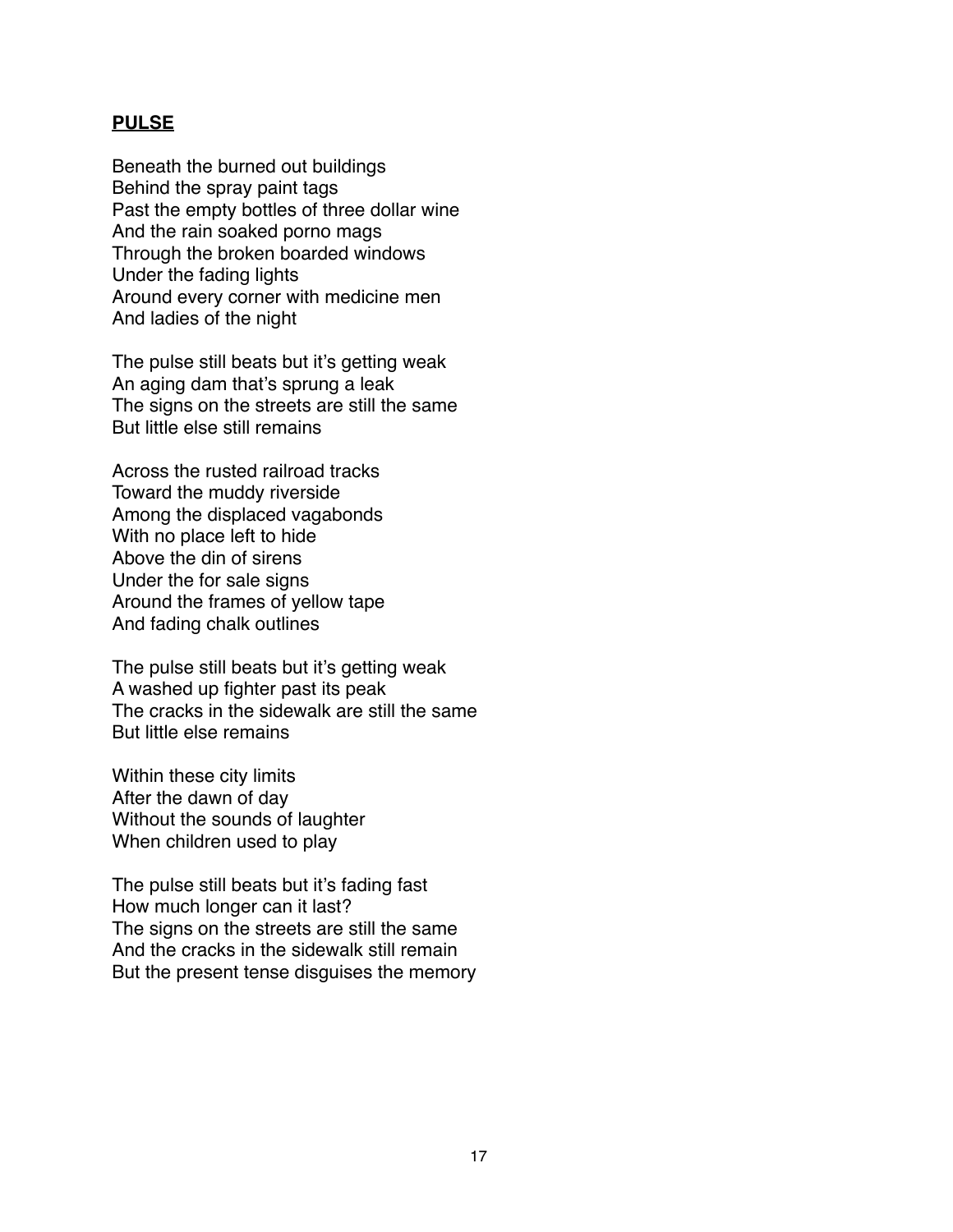## PULSE

Beneath the burned out buildings  
Behind the spray paint tags  
Past the empty bottles of three dollar wine  
And the rain soaked porno mags  
Through the broken boarded windows  
Under the fading lights  
Around every corner with medicine men  
And ladies of the night

The pulse still beats but it's getting weak  
An aging dam that's sprung a leak  
The signs on the streets are still the same  
But little else still remains

Across the rusted railroad tracks  
Toward the muddy riverside  
Among the displaced vagabonds  
With no place left to hide  
Above the din of sirens  
Under the for sale signs  
Around the frames of yellow tape  
And fading chalk outlines

The pulse still beats but it's getting weak  
A washed up fighter past its peak  
The cracks in the sidewalk are still the same  
But little else remains

Within these city limits  
After the dawn of day  
Without the sounds of laughter  
When children used to play

The pulse still beats but it's fading fast  
How much longer can it last?  
The signs on the streets are still the same  
And the cracks in the sidewalk still remain  
But the present tense disguises the memory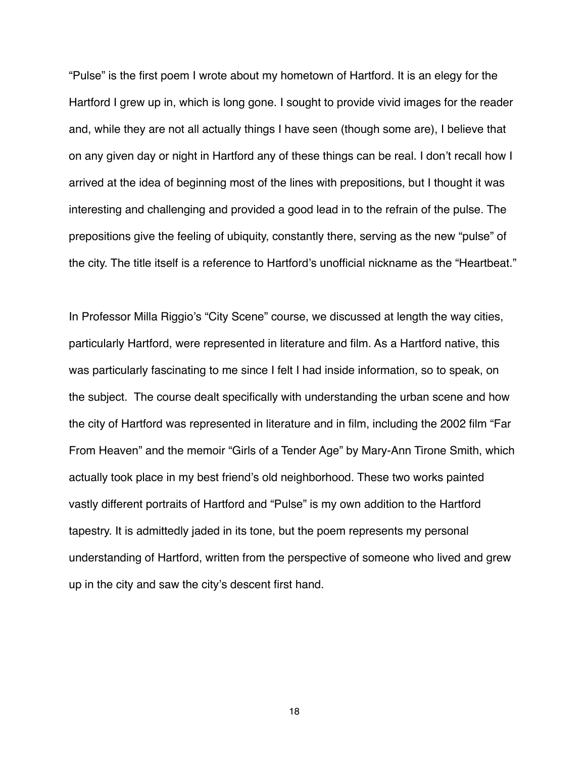"Pulse" is the first poem I wrote about my hometown of Hartford. It is an elegy for the Hartford I grew up in, which is long gone. I sought to provide vivid images for the reader and, while they are not all actually things I have seen (though some are), I believe that on any given day or night in Hartford any of these things can be real. I don't recall how I arrived at the idea of beginning most of the lines with prepositions, but I thought it was interesting and challenging and provided a good lead in to the refrain of the pulse. The prepositions give the feeling of ubiquity, constantly there, serving as the new "pulse" of the city. The title itself is a reference to Hartford's unofficial nickname as the "Heartbeat."

In Professor Milla Riggio's "City Scene" course, we discussed at length the way cities, particularly Hartford, were represented in literature and film. As a Hartford native, this was particularly fascinating to me since I felt I had inside information, so to speak, on the subject.  The course dealt specifically with understanding the urban scene and how the city of Hartford was represented in literature and in film, including the 2002 film "Far From Heaven" and the memoir "Girls of a Tender Age" by Mary-Ann Tirone Smith, which actually took place in my best friend's old neighborhood. These two works painted vastly different portraits of Hartford and "Pulse" is my own addition to the Hartford tapestry. It is admittedly jaded in its tone, but the poem represents my personal understanding of Hartford, written from the perspective of someone who lived and grew up in the city and saw the city's descent first hand.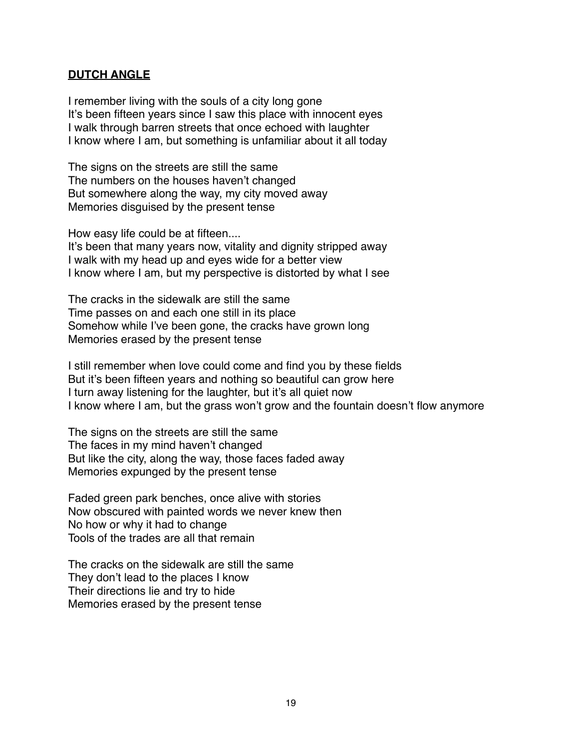## **DUTCH ANGLE**

I remember living with the souls of a city long gone  
It's been fifteen years since I saw this place with innocent eyes  
I walk through barren streets that once echoed with laughter  
I know where I am, but something is unfamiliar about it all today

The signs on the streets are still the same  
The numbers on the houses haven't changed  
But somewhere along the way, my city moved away  
Memories disguised by the present tense

How easy life could be at fifteen....  
It's been that many years now, vitality and dignity stripped away  
I walk with my head up and eyes wide for a better view  
I know where I am, but my perspective is distorted by what I see

The cracks in the sidewalk are still the same  
Time passes on and each one still in its place  
Somehow while I've been gone, the cracks have grown long  
Memories erased by the present tense

I still remember when love could come and find you by these fields  
But it's been fifteen years and nothing so beautiful can grow here  
I turn away listening for the laughter, but it's all quiet now  
I know where I am, but the grass won't grow and the fountain doesn't flow anymore

The signs on the streets are still the same  
The faces in my mind haven't changed  
But like the city, along the way, those faces faded away  
Memories expunged by the present tense

Faded green park benches, once alive with stories  
Now obscured with painted words we never knew then  
No how or why it had to change  
Tools of the trades are all that remain

The cracks on the sidewalk are still the same  
They don't lead to the places I know  
Their directions lie and try to hide  
Memories erased by the present tense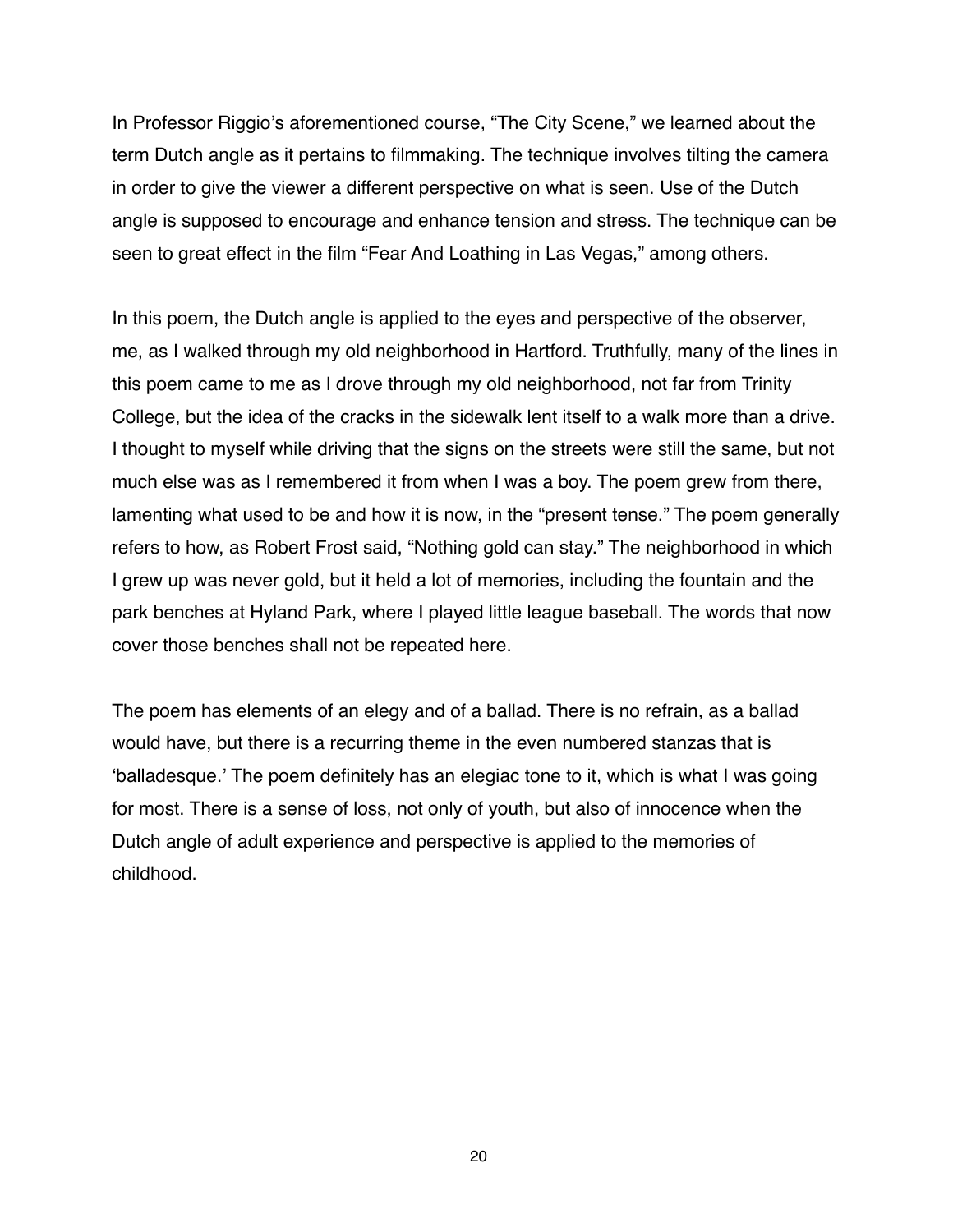In Professor Riggio's aforementioned course, "The City Scene," we learned about the term Dutch angle as it pertains to filmmaking. The technique involves tilting the camera in order to give the viewer a different perspective on what is seen. Use of the Dutch angle is supposed to encourage and enhance tension and stress. The technique can be seen to great effect in the film "Fear And Loathing in Las Vegas," among others.

In this poem, the Dutch angle is applied to the eyes and perspective of the observer, me, as I walked through my old neighborhood in Hartford. Truthfully, many of the lines in this poem came to me as I drove through my old neighborhood, not far from Trinity College, but the idea of the cracks in the sidewalk lent itself to a walk more than a drive. I thought to myself while driving that the signs on the streets were still the same, but not much else was as I remembered it from when I was a boy. The poem grew from there, lamenting what used to be and how it is now, in the "present tense." The poem generally refers to how, as Robert Frost said, "Nothing gold can stay." The neighborhood in which I grew up was never gold, but it held a lot of memories, including the fountain and the park benches at Hyland Park, where I played little league baseball. The words that now cover those benches shall not be repeated here.

The poem has elements of an elegy and of a ballad. There is no refrain, as a ballad would have, but there is a recurring theme in the even numbered stanzas that is 'balladesque.' The poem definitely has an elegiac tone to it, which is what I was going for most. There is a sense of loss, not only of youth, but also of innocence when the Dutch angle of adult experience and perspective is applied to the memories of childhood.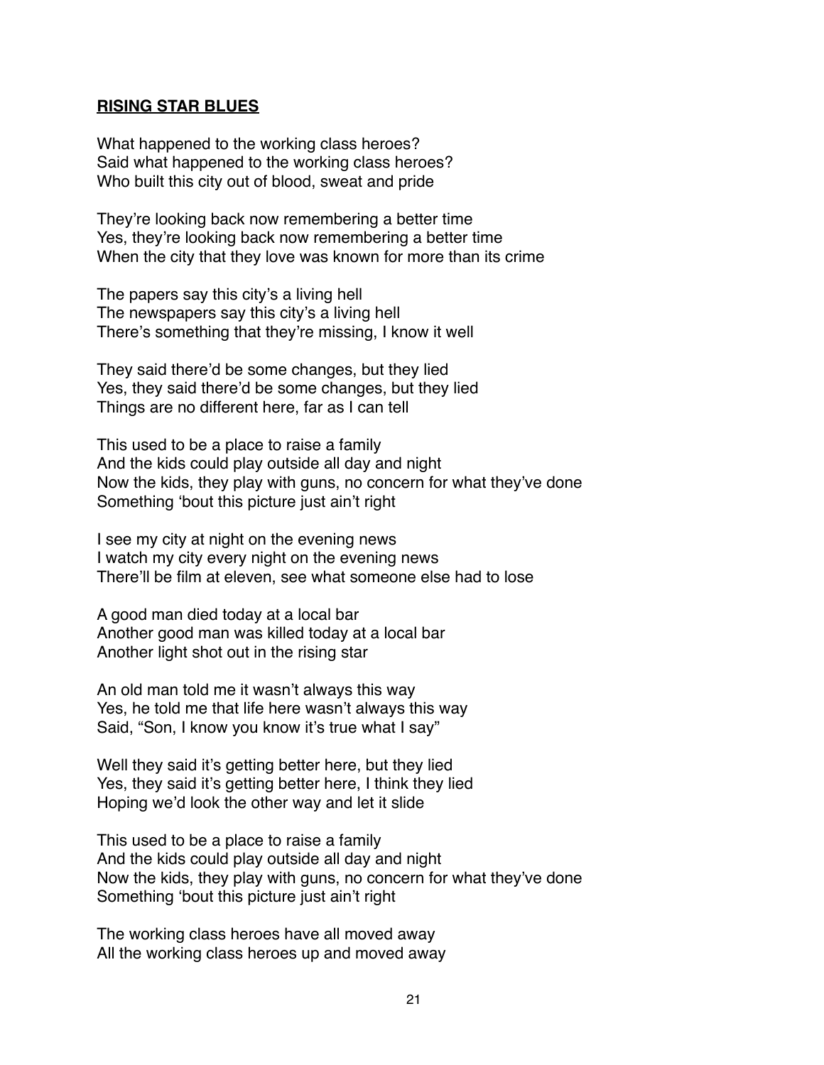## **RISING STAR BLUES**

What happened to the working class heroes?
Said what happened to the working class heroes?
Who built this city out of blood, sweat and pride

They're looking back now remembering a better time
Yes, they're looking back now remembering a better time
When the city that they love was known for more than its crime

The papers say this city's a living hell
The newspapers say this city's a living hell
There's something that they're missing, I know it well

They said there'd be some changes, but they lied
Yes, they said there'd be some changes, but they lied
Things are no different here, far as I can tell

This used to be a place to raise a family
And the kids could play outside all day and night
Now the kids, they play with guns, no concern for what they've done
Something 'bout this picture just ain't right

I see my city at night on the evening news
I watch my city every night on the evening news
There'll be film at eleven, see what someone else had to lose

A good man died today at a local bar
Another good man was killed today at a local bar
Another light shot out in the rising star

An old man told me it wasn't always this way
Yes, he told me that life here wasn't always this way
Said, "Son, I know you know it's true what I say"

Well they said it's getting better here, but they lied
Yes, they said it's getting better here, I think they lied
Hoping we'd look the other way and let it slide

This used to be a place to raise a family
And the kids could play outside all day and night
Now the kids, they play with guns, no concern for what they've done
Something 'bout this picture just ain't right

The working class heroes have all moved away
All the working class heroes up and moved away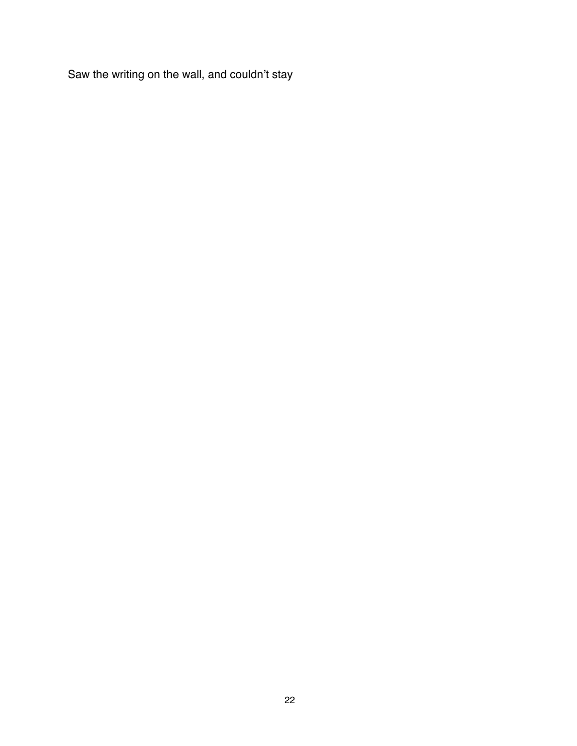Saw the writing on the wall, and couldn’t stay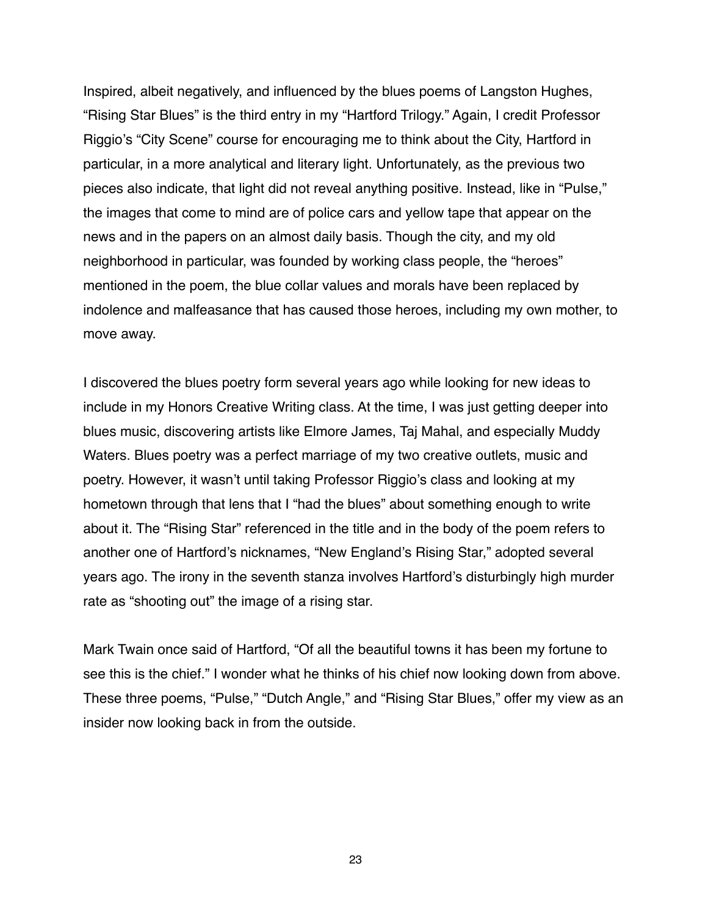Inspired, albeit negatively, and influenced by the blues poems of Langston Hughes, “Rising Star Blues” is the third entry in my “Hartford Trilogy.” Again, I credit Professor Riggio’s “City Scene” course for encouraging me to think about the City, Hartford in particular, in a more analytical and literary light. Unfortunately, as the previous two pieces also indicate, that light did not reveal anything positive. Instead, like in “Pulse,” the images that come to mind are of police cars and yellow tape that appear on the news and in the papers on an almost daily basis. Though the city, and my old neighborhood in particular, was founded by working class people, the “heroes” mentioned in the poem, the blue collar values and morals have been replaced by indolence and malfeasance that has caused those heroes, including my own mother, to move away.

I discovered the blues poetry form several years ago while looking for new ideas to include in my Honors Creative Writing class. At the time, I was just getting deeper into blues music, discovering artists like Elmore James, Taj Mahal, and especially Muddy Waters. Blues poetry was a perfect marriage of my two creative outlets, music and poetry. However, it wasn’t until taking Professor Riggio’s class and looking at my hometown through that lens that I “had the blues” about something enough to write about it. The “Rising Star” referenced in the title and in the body of the poem refers to another one of Hartford’s nicknames, “New England’s Rising Star,” adopted several years ago. The irony in the seventh stanza involves Hartford’s disturbingly high murder rate as “shooting out” the image of a rising star.

Mark Twain once said of Hartford, “Of all the beautiful towns it has been my fortune to see this is the chief.” I wonder what he thinks of his chief now looking down from above. These three poems, “Pulse,” “Dutch Angle,” and “Rising Star Blues,” offer my view as an insider now looking back in from the outside.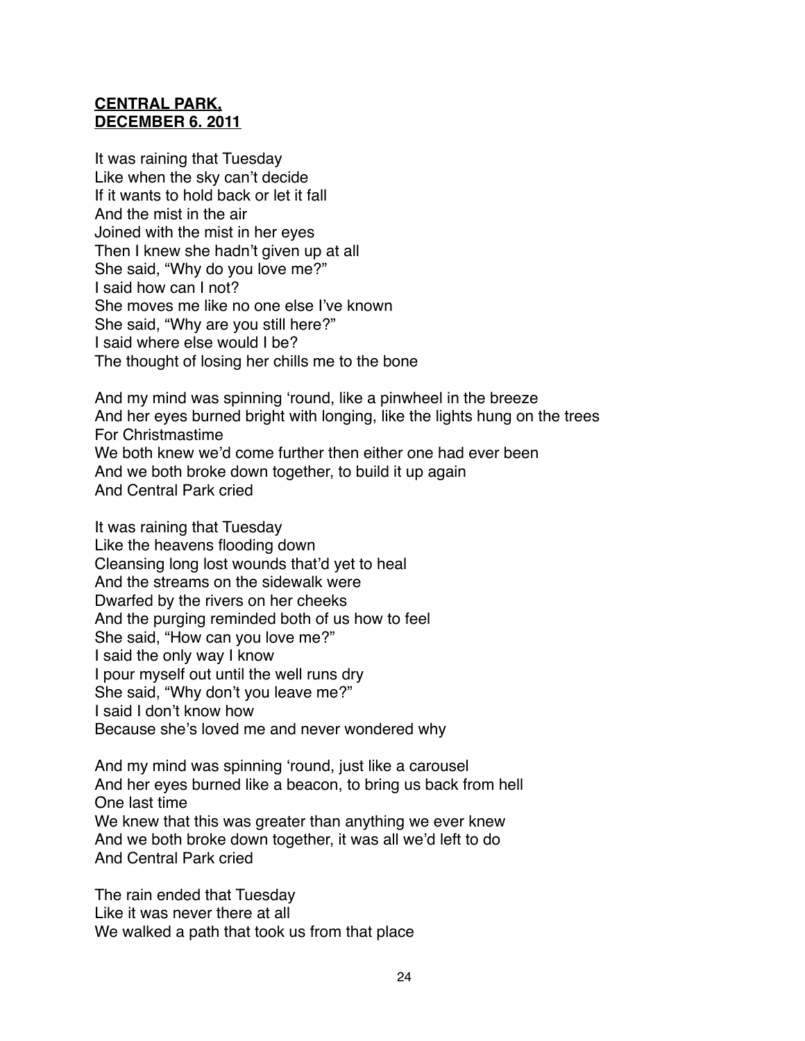**CENTRAL PARK,**
**DECEMBER 6. 2011**

It was raining that Tuesday
Like when the sky can't decide
If it wants to hold back or let it fall
And the mist in the air
Joined with the mist in her eyes
Then I knew she hadn't given up at all
She said, "Why do you love me?"
I said how can I not?
She moves me like no one else I've known
She said, "Why are you still here?"
I said where else would I be?
The thought of losing her chills me to the bone

And my mind was spinning 'round, like a pinwheel in the breeze
And her eyes burned bright with longing, like the lights hung on the trees
For Christmastime
We both knew we'd come further then either one had ever been
And we both broke down together, to build it up again
And Central Park cried

It was raining that Tuesday
Like the heavens flooding down
Cleansing long lost wounds that'd yet to heal
And the streams on the sidewalk were
Dwarfed by the rivers on her cheeks
And the purging reminded both of us how to feel
She said, "How can you love me?"
I said the only way I know
I pour myself out until the well runs dry
She said, "Why don't you leave me?"
I said I don't know how
Because she's loved me and never wondered why

And my mind was spinning 'round, just like a carousel
And her eyes burned like a beacon, to bring us back from hell
One last time
We knew that this was greater than anything we ever knew
And we both broke down together, it was all we'd left to do
And Central Park cried

The rain ended that Tuesday
Like it was never there at all
We walked a path that took us from that place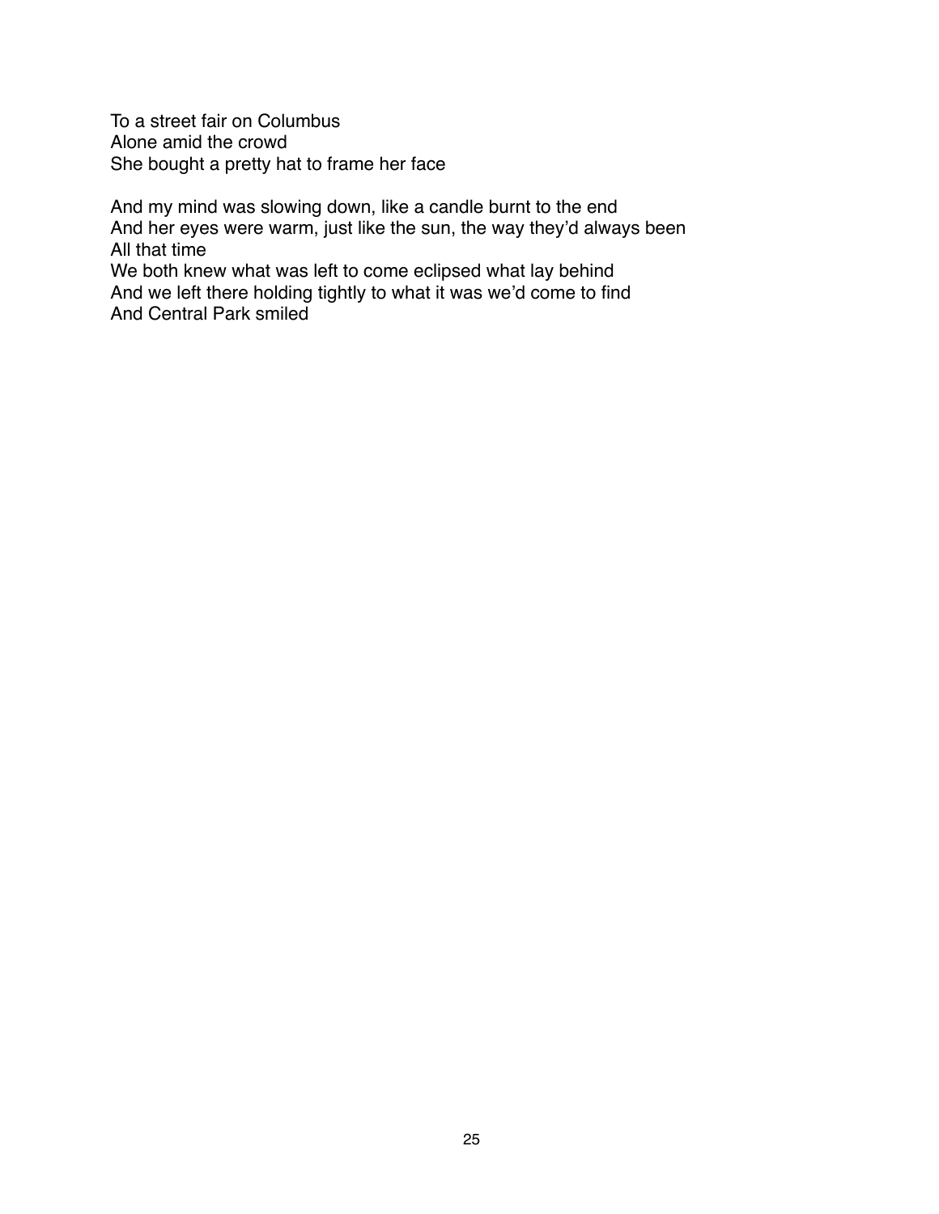To a street fair on Columbus  
Alone amid the crowd  
She bought a pretty hat to frame her face

And my mind was slowing down, like a candle burnt to the end  
And her eyes were warm, just like the sun, the way they'd always been  
All that time  
We both knew what was left to come eclipsed what lay behind  
And we left there holding tightly to what it was we'd come to find  
And Central Park smiled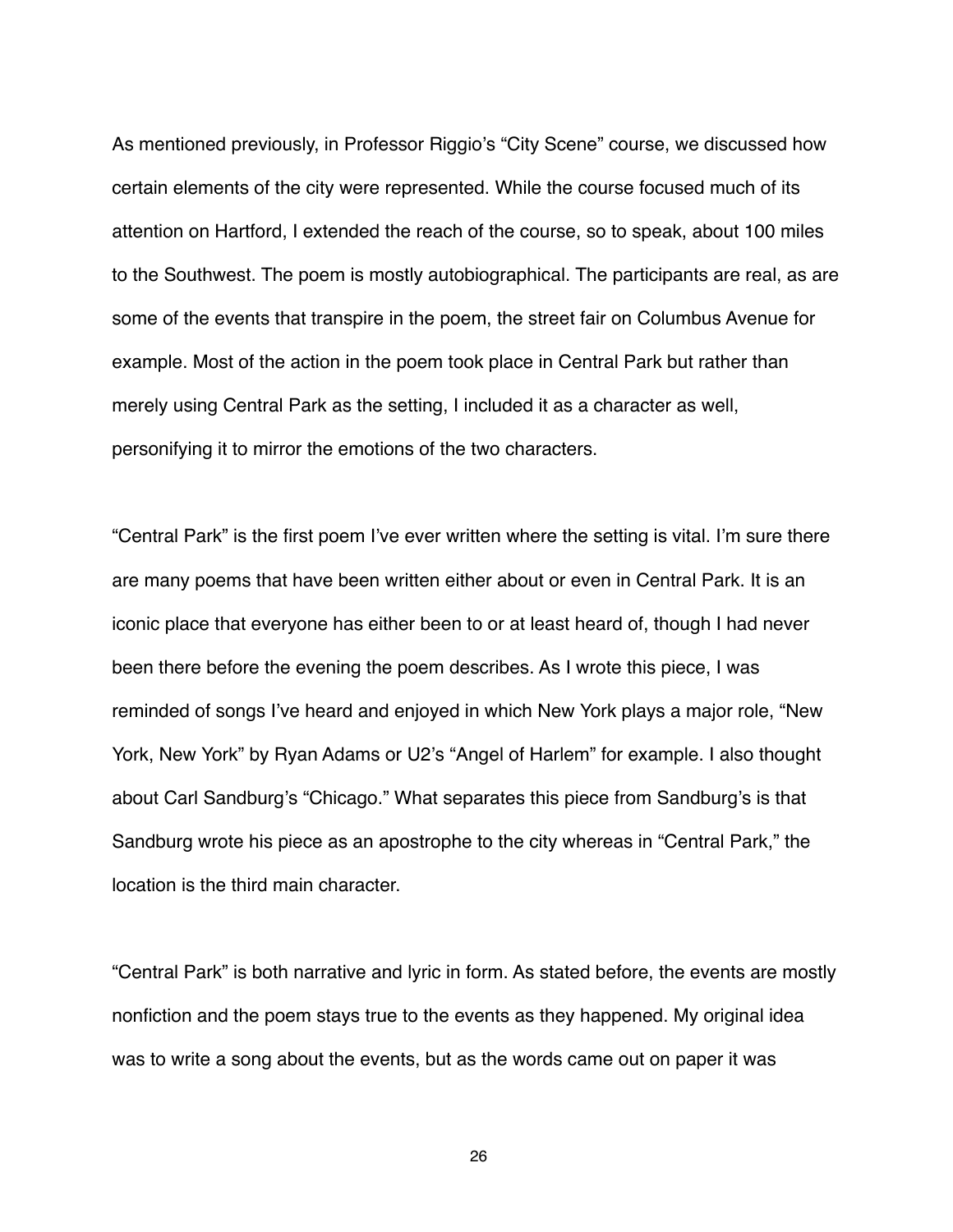As mentioned previously, in Professor Riggio's "City Scene" course, we discussed how certain elements of the city were represented. While the course focused much of its attention on Hartford, I extended the reach of the course, so to speak, about 100 miles to the Southwest. The poem is mostly autobiographical. The participants are real, as are some of the events that transpire in the poem, the street fair on Columbus Avenue for example. Most of the action in the poem took place in Central Park but rather than merely using Central Park as the setting, I included it as a character as well, personifying it to mirror the emotions of the two characters.

"Central Park" is the first poem I've ever written where the setting is vital. I'm sure there are many poems that have been written either about or even in Central Park. It is an iconic place that everyone has either been to or at least heard of, though I had never been there before the evening the poem describes. As I wrote this piece, I was reminded of songs I've heard and enjoyed in which New York plays a major role, "New York, New York" by Ryan Adams or U2's "Angel of Harlem" for example. I also thought about Carl Sandburg's "Chicago." What separates this piece from Sandburg's is that Sandburg wrote his piece as an apostrophe to the city whereas in "Central Park," the location is the third main character.

"Central Park" is both narrative and lyric in form. As stated before, the events are mostly nonfiction and the poem stays true to the events as they happened. My original idea was to write a song about the events, but as the words came out on paper it was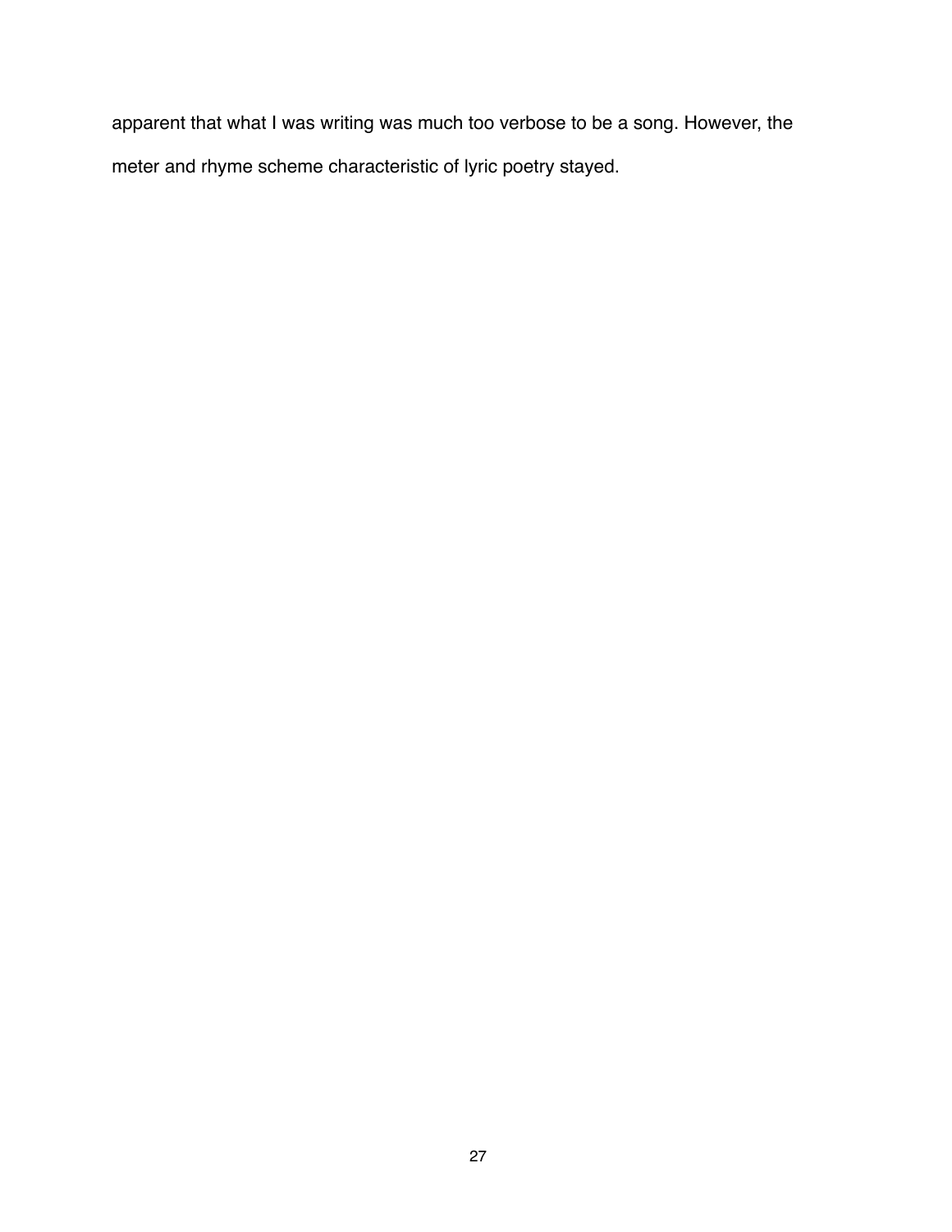apparent that what I was writing was much too verbose to be a song. However, the meter and rhyme scheme characteristic of lyric poetry stayed.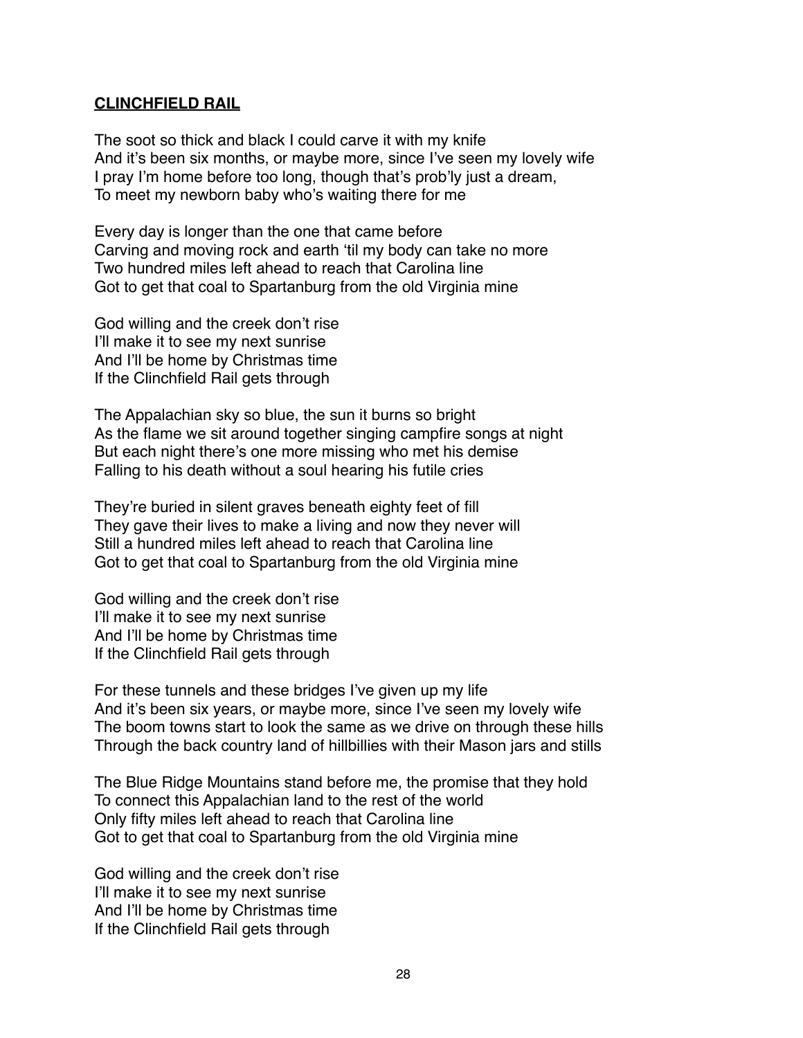## **CLINCHFIELD RAIL**

The soot so thick and black I could carve it with my knife  
And it's been six months, or maybe more, since I've seen my lovely wife  
I pray I'm home before too long, though that's prob'ly just a dream,  
To meet my newborn baby who's waiting there for me

Every day is longer than the one that came before  
Carving and moving rock and earth 'til my body can take no more  
Two hundred miles left ahead to reach that Carolina line  
Got to get that coal to Spartanburg from the old Virginia mine

God willing and the creek don't rise  
I'll make it to see my next sunrise  
And I'll be home by Christmas time  
If the Clinchfield Rail gets through

The Appalachian sky so blue, the sun it burns so bright  
As the flame we sit around together singing campfire songs at night  
But each night there's one more missing who met his demise  
Falling to his death without a soul hearing his futile cries

They're buried in silent graves beneath eighty feet of fill  
They gave their lives to make a living and now they never will  
Still a hundred miles left ahead to reach that Carolina line  
Got to get that coal to Spartanburg from the old Virginia mine

God willing and the creek don't rise  
I'll make it to see my next sunrise  
And I'll be home by Christmas time  
If the Clinchfield Rail gets through

For these tunnels and these bridges I've given up my life  
And it's been six years, or maybe more, since I've seen my lovely wife  
The boom towns start to look the same as we drive on through these hills  
Through the back country land of hillbillies with their Mason jars and stills

The Blue Ridge Mountains stand before me, the promise that they hold  
To connect this Appalachian land to the rest of the world  
Only fifty miles left ahead to reach that Carolina line  
Got to get that coal to Spartanburg from the old Virginia mine

God willing and the creek don't rise  
I'll make it to see my next sunrise  
And I'll be home by Christmas time  
If the Clinchfield Rail gets through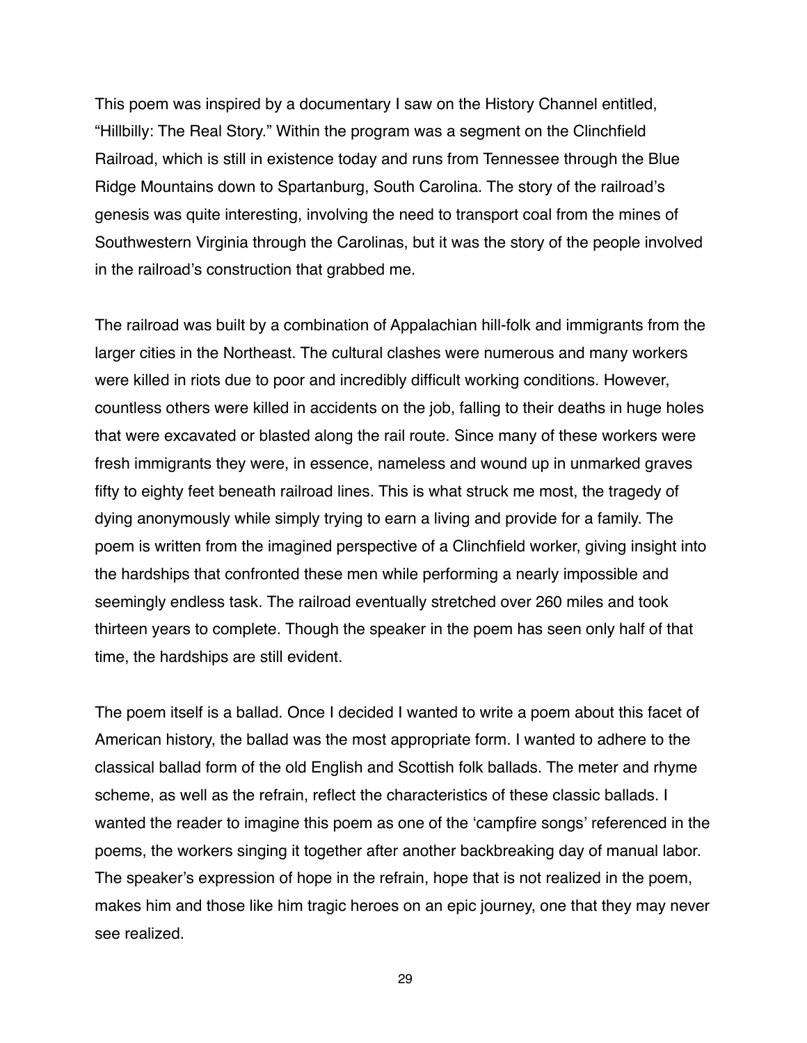This poem was inspired by a documentary I saw on the History Channel entitled, "Hillbilly: The Real Story." Within the program was a segment on the Clinchfield Railroad, which is still in existence today and runs from Tennessee through the Blue Ridge Mountains down to Spartanburg, South Carolina. The story of the railroad's genesis was quite interesting, involving the need to transport coal from the mines of Southwestern Virginia through the Carolinas, but it was the story of the people involved in the railroad's construction that grabbed me.

The railroad was built by a combination of Appalachian hill-folk and immigrants from the larger cities in the Northeast. The cultural clashes were numerous and many workers were killed in riots due to poor and incredibly difficult working conditions. However, countless others were killed in accidents on the job, falling to their deaths in huge holes that were excavated or blasted along the rail route. Since many of these workers were fresh immigrants they were, in essence, nameless and wound up in unmarked graves fifty to eighty feet beneath railroad lines. This is what struck me most, the tragedy of dying anonymously while simply trying to earn a living and provide for a family. The poem is written from the imagined perspective of a Clinchfield worker, giving insight into the hardships that confronted these men while performing a nearly impossible and seemingly endless task. The railroad eventually stretched over 260 miles and took thirteen years to complete. Though the speaker in the poem has seen only half of that time, the hardships are still evident.

The poem itself is a ballad. Once I decided I wanted to write a poem about this facet of American history, the ballad was the most appropriate form. I wanted to adhere to the classical ballad form of the old English and Scottish folk ballads. The meter and rhyme scheme, as well as the refrain, reflect the characteristics of these classic ballads. I wanted the reader to imagine this poem as one of the 'campfire songs' referenced in the poems, the workers singing it together after another backbreaking day of manual labor. The speaker's expression of hope in the refrain, hope that is not realized in the poem, makes him and those like him tragic heroes on an epic journey, one that they may never see realized.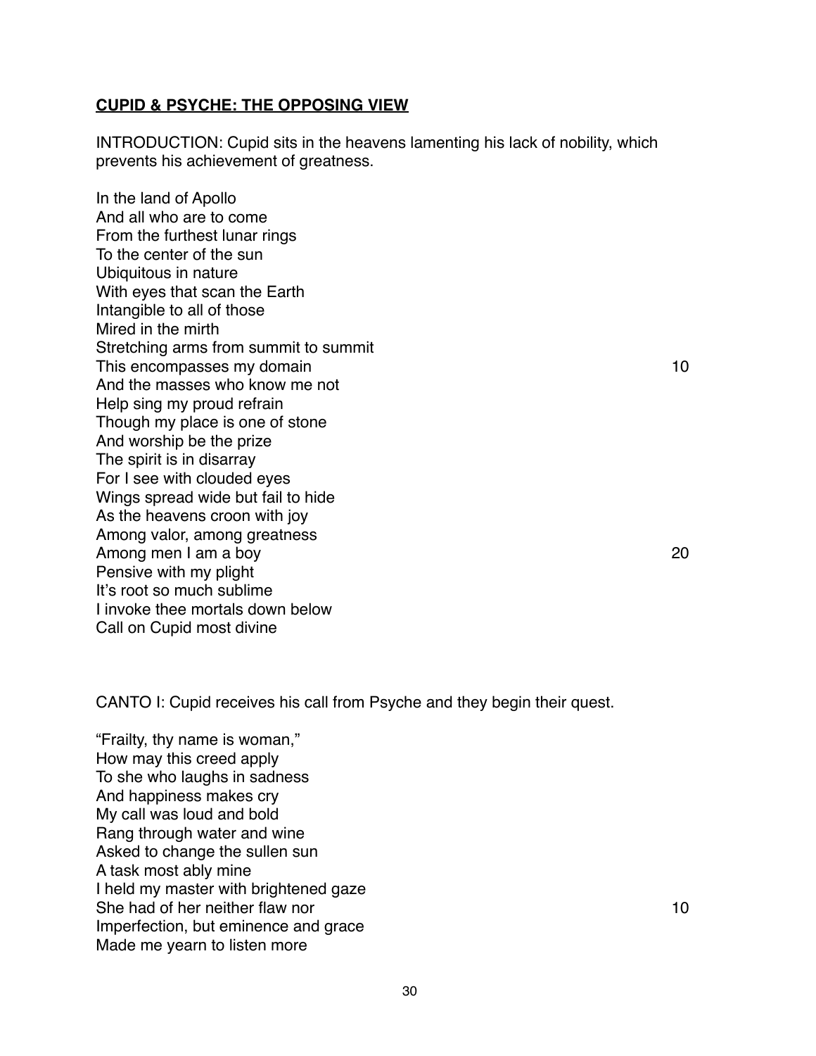## **CUPID & PSYCHE: THE OPPOSING VIEW**

INTRODUCTION: Cupid sits in the heavens lamenting his lack of nobility, which prevents his achievement of greatness.

In the land of Apollo
And all who are to come
From the furthest lunar rings
To the center of the sun
Ubiquitous in nature
With eyes that scan the Earth
Intangible to all of those
Mired in the mirth
Stretching arms from summit to summit
This encompasses my domain 10
And the masses who know me not
Help sing my proud refrain
Though my place is one of stone
And worship be the prize
The spirit is in disarray
For I see with clouded eyes
Wings spread wide but fail to hide
As the heavens croon with joy
Among valor, among greatness
Among men I am a boy 20
Pensive with my plight
It's root so much sublime
I invoke thee mortals down below
Call on Cupid most divine

CANTO I: Cupid receives his call from Psyche and they begin their quest.

"Frailty, thy name is woman,"
How may this creed apply
To she who laughs in sadness
And happiness makes cry
My call was loud and bold
Rang through water and wine
Asked to change the sullen sun
A task most ably mine
I held my master with brightened gaze
She had of her neither flaw nor 10
Imperfection, but eminence and grace
Made me yearn to listen more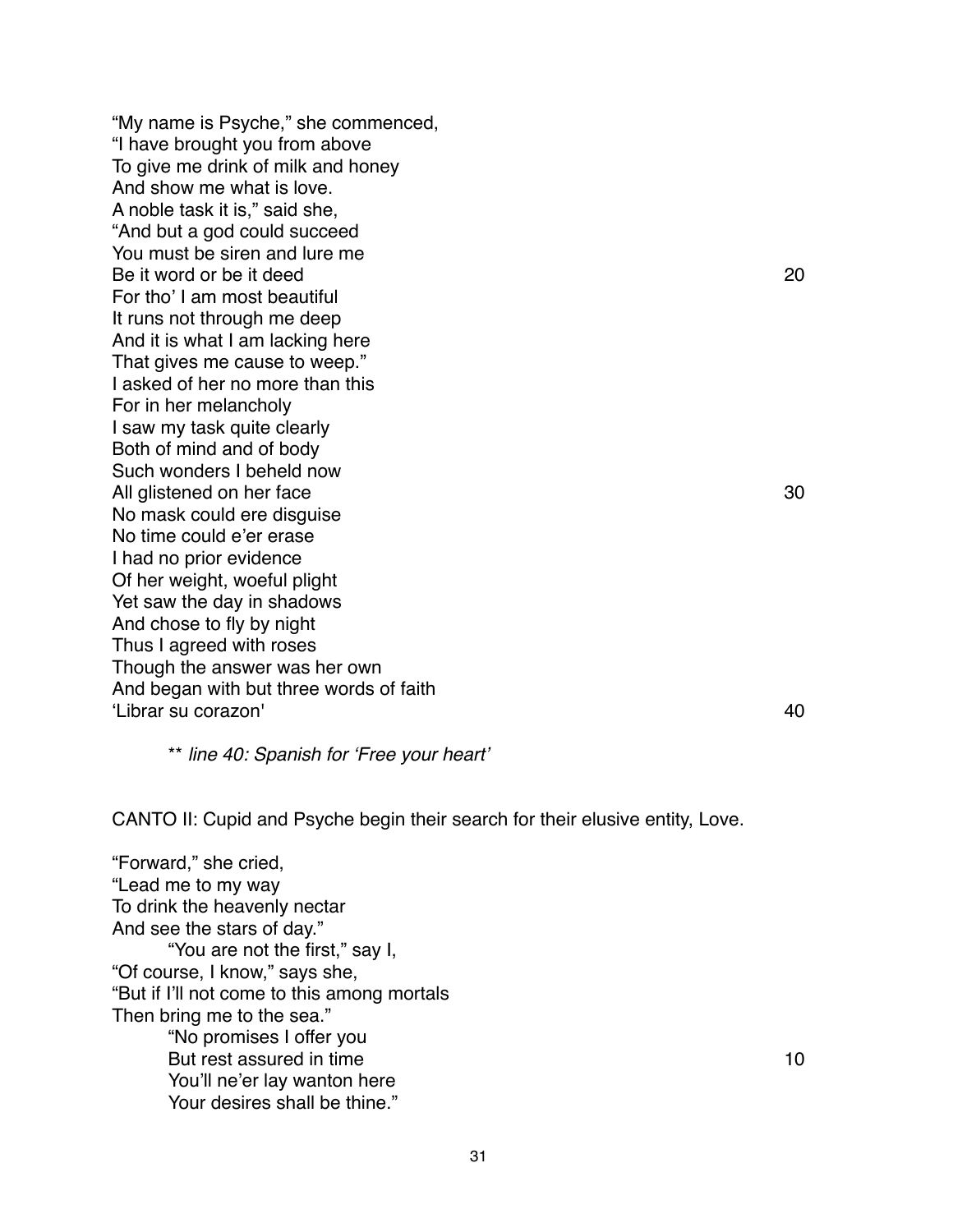"My name is Psyche," she commenced,
"I have brought you from above
To give me drink of milk and honey
And show me what is love.
A noble task it is," said she,
"And but a god could succeed
You must be siren and lure me
Be it word or be it deed 20
For tho' I am most beautiful
It runs not through me deep
And it is what I am lacking here
That gives me cause to weep."
I asked of her no more than this
For in her melancholy
I saw my task quite clearly
Both of mind and of body
Such wonders I beheld now
All glistened on her face 30
No mask could ere disguise
No time could e'er erase
I had no prior evidence
Of her weight, woeful plight
Yet saw the day in shadows
And chose to fly by night
Thus I agreed with roses
Though the answer was her own
And began with but three words of faith
'Librar su corazon' 40

** *line 40: Spanish for 'Free your heart'*

CANTO II: Cupid and Psyche begin their search for their elusive entity, Love.

"Forward," she cried,
"Lead me to my way
To drink the heavenly nectar
And see the stars of day."
    "You are not the first," say I,
"Of course, I know," says she,
"But if I'll not come to this among mortals
Then bring me to the sea."
    "No promises I offer you
    But rest assured in time 10
    You'll ne'er lay wanton here
    Your desires shall be thine."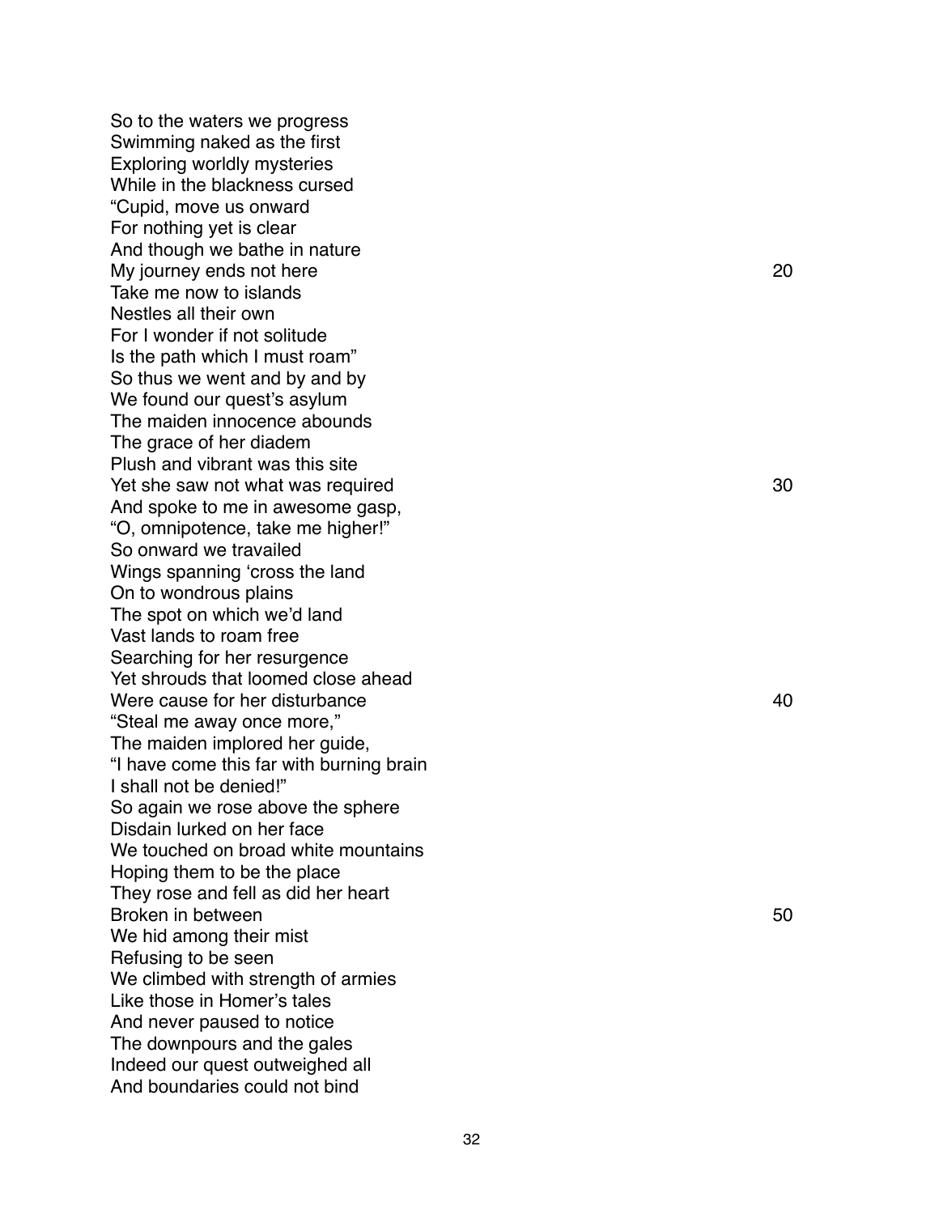So to the waters we progress
Swimming naked as the first
Exploring worldly mysteries
While in the blackness cursed
"Cupid, move us onward
For nothing yet is clear
And though we bathe in nature
My journey ends not here
Take me now to islands
Nestles all their own
For I wonder if not solitude
Is the path which I must roam"
So thus we went and by and by
We found our quest's asylum
The maiden innocence abounds
The grace of her diadem
Plush and vibrant was this site
Yet she saw not what was required
And spoke to me in awesome gasp,
"O, omnipotence, take me higher!"
So onward we travailed
Wings spanning 'cross the land
On to wondrous plains
The spot on which we'd land
Vast lands to roam free
Searching for her resurgence
Yet shrouds that loomed close ahead
Were cause for her disturbance
"Steal me away once more,"
The maiden implored her guide,
"I have come this far with burning brain
I shall not be denied!"
So again we rose above the sphere
Disdain lurked on her face
We touched on broad white mountains
Hoping them to be the place
They rose and fell as did her heart
Broken in between
We hid among their mist
Refusing to be seen
We climbed with strength of armies
Like those in Homer's tales
And never paused to notice
The downpours and the gales
Indeed our quest outweighed all
And boundaries could not bind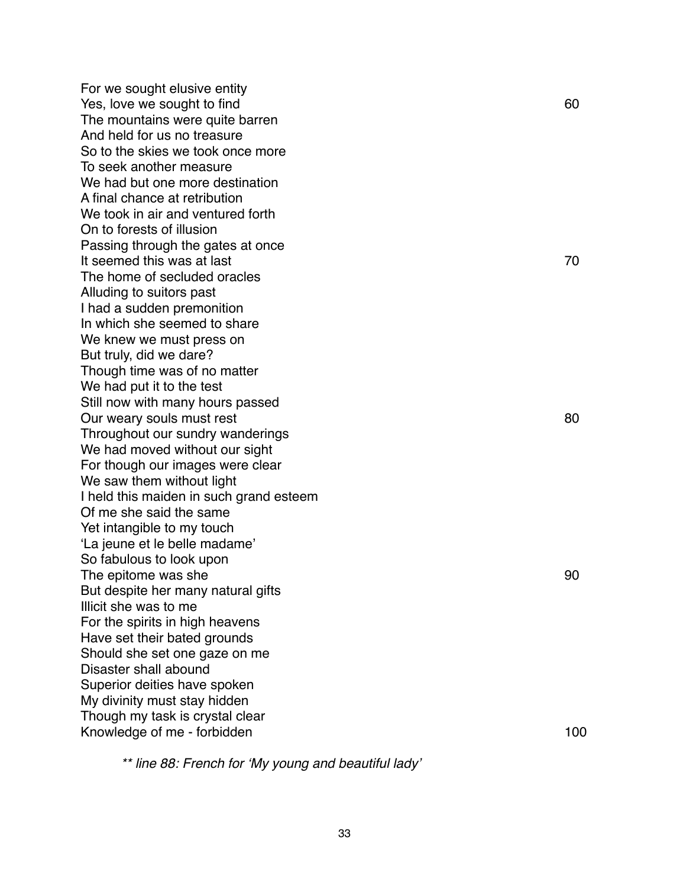For we sought elusive entity  
Yes, love we sought to find 60  
The mountains were quite barren  
And held for us no treasure  
So to the skies we took once more  
To seek another measure  
We had but one more destination  
A final chance at retribution  
We took in air and ventured forth  
On to forests of illusion  
Passing through the gates at once  
It seemed this was at last 70  
The home of secluded oracles  
Alluding to suitors past  
I had a sudden premonition  
In which she seemed to share  
We knew we must press on  
But truly, did we dare?  
Though time was of no matter  
We had put it to the test  
Still now with many hours passed  
Our weary souls must rest 80  
Throughout our sundry wanderings  
We had moved without our sight  
For though our images were clear  
We saw them without light  
I held this maiden in such grand esteem  
Of me she said the same  
Yet intangible to my touch  
'La jeune et le belle madame'  
So fabulous to look upon  
The epitome was she 90  
But despite her many natural gifts  
Illicit she was to me  
For the spirits in high heavens  
Have set their bated grounds  
Should she set one gaze on me  
Disaster shall abound  
Superior deities have spoken  
My divinity must stay hidden  
Though my task is crystal clear  
Knowledge of me - forbidden 100

*** line 88: French for 'My young and beautiful lady'*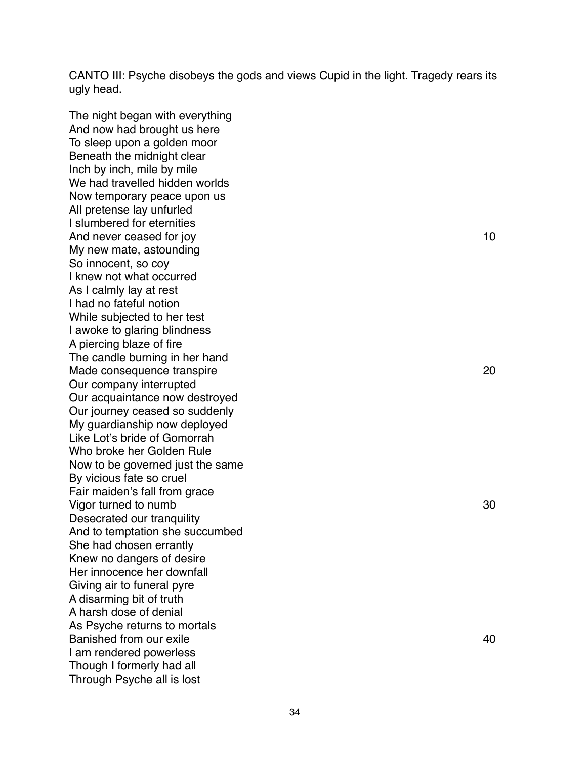CANTO III: Psyche disobeys the gods and views Cupid in the light. Tragedy rears its ugly head.

The night began with everything  
And now had brought us here  
To sleep upon a golden moor  
Beneath the midnight clear  
Inch by inch, mile by mile  
We had travelled hidden worlds  
Now temporary peace upon us  
All pretense lay unfurled  
I slumbered for eternities  
And never ceased for joy                                                  10  
My new mate, astounding  
So innocent, so coy  
I knew not what occurred  
As I calmly lay at rest  
I had no fateful notion  
While subjected to her test  
I awoke to glaring blindness  
A piercing blaze of fire  
The candle burning in her hand  
Made consequence transpire                                              20  
Our company interrupted  
Our acquaintance now destroyed  
Our journey ceased so suddenly  
My guardianship now deployed  
Like Lot's bride of Gomorrah  
Who broke her Golden Rule  
Now to be governed just the same  
By vicious fate so cruel  
Fair maiden's fall from grace  
Vigor turned to numb                                                      30  
Desecrated our tranquility  
And to temptation she succumbed  
She had chosen errantly  
Knew no dangers of desire  
Her innocence her downfall  
Giving air to funeral pyre  
A disarming bit of truth  
A harsh dose of denial  
As Psyche returns to mortals  
Banished from our exile                                                    40  
I am rendered powerless  
Though I formerly had all  
Through Psyche all is lost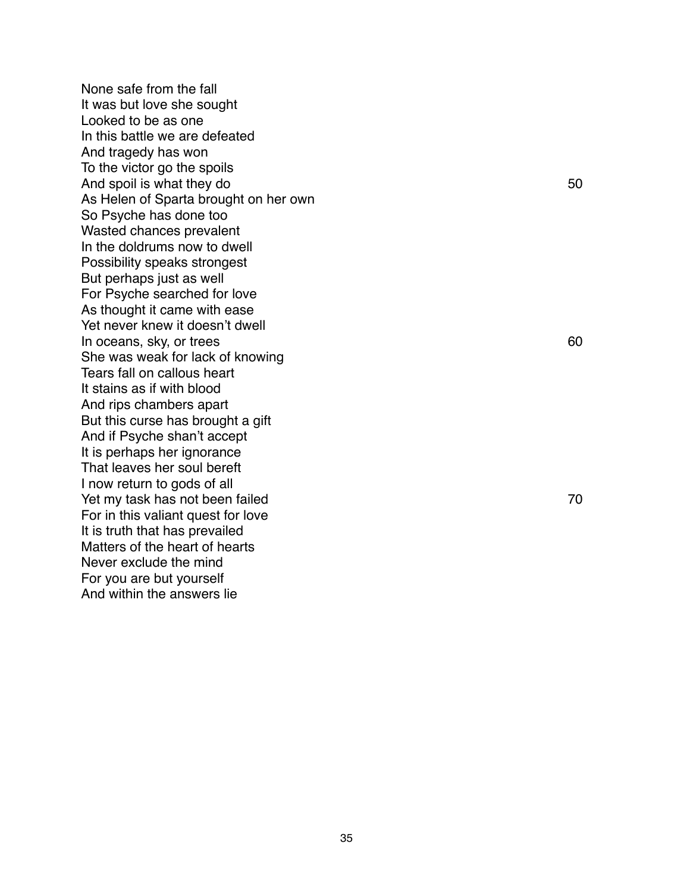None safe from the fall  
It was but love she sought  
Looked to be as one  
In this battle we are defeated  
And tragedy has won  
To the victor go the spoils  
And spoil is what they do                                                                 50  
As Helen of Sparta brought on her own  
So Psyche has done too  
Wasted chances prevalent  
In the doldrums now to dwell  
Possibility speaks strongest  
But perhaps just as well  
For Psyche searched for love  
As thought it came with ease  
Yet never knew it doesn't dwell  
In oceans, sky, or trees                                                                  60  
She was weak for lack of knowing  
Tears fall on callous heart  
It stains as if with blood  
And rips chambers apart  
But this curse has brought a gift  
And if Psyche shan't accept  
It is perhaps her ignorance  
That leaves her soul bereft  
I now return to gods of all  
Yet my task has not been failed                                                           70  
For in this valiant quest for love  
It is truth that has prevailed  
Matters of the heart of hearts  
Never exclude the mind  
For you are but yourself  
And within the answers lie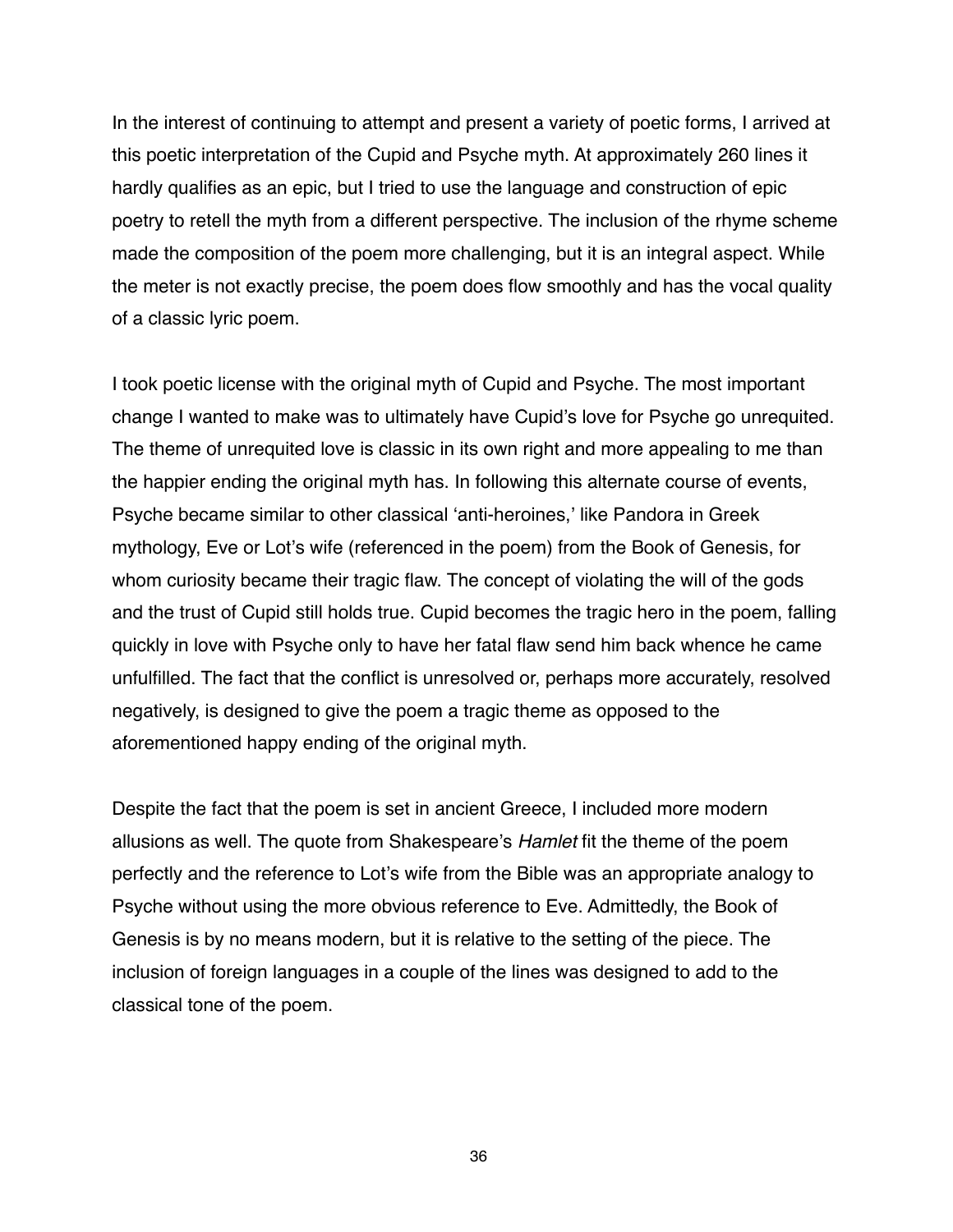In the interest of continuing to attempt and present a variety of poetic forms, I arrived at this poetic interpretation of the Cupid and Psyche myth. At approximately 260 lines it hardly qualifies as an epic, but I tried to use the language and construction of epic poetry to retell the myth from a different perspective. The inclusion of the rhyme scheme made the composition of the poem more challenging, but it is an integral aspect. While the meter is not exactly precise, the poem does flow smoothly and has the vocal quality of a classic lyric poem.

I took poetic license with the original myth of Cupid and Psyche. The most important change I wanted to make was to ultimately have Cupid's love for Psyche go unrequited. The theme of unrequited love is classic in its own right and more appealing to me than the happier ending the original myth has. In following this alternate course of events, Psyche became similar to other classical 'anti-heroines,' like Pandora in Greek mythology, Eve or Lot's wife (referenced in the poem) from the Book of Genesis, for whom curiosity became their tragic flaw. The concept of violating the will of the gods and the trust of Cupid still holds true. Cupid becomes the tragic hero in the poem, falling quickly in love with Psyche only to have her fatal flaw send him back whence he came unfulfilled. The fact that the conflict is unresolved or, perhaps more accurately, resolved negatively, is designed to give the poem a tragic theme as opposed to the aforementioned happy ending of the original myth.

Despite the fact that the poem is set in ancient Greece, I included more modern allusions as well. The quote from Shakespeare's *Hamlet* fit the theme of the poem perfectly and the reference to Lot's wife from the Bible was an appropriate analogy to Psyche without using the more obvious reference to Eve. Admittedly, the Book of Genesis is by no means modern, but it is relative to the setting of the piece. The inclusion of foreign languages in a couple of the lines was designed to add to the classical tone of the poem.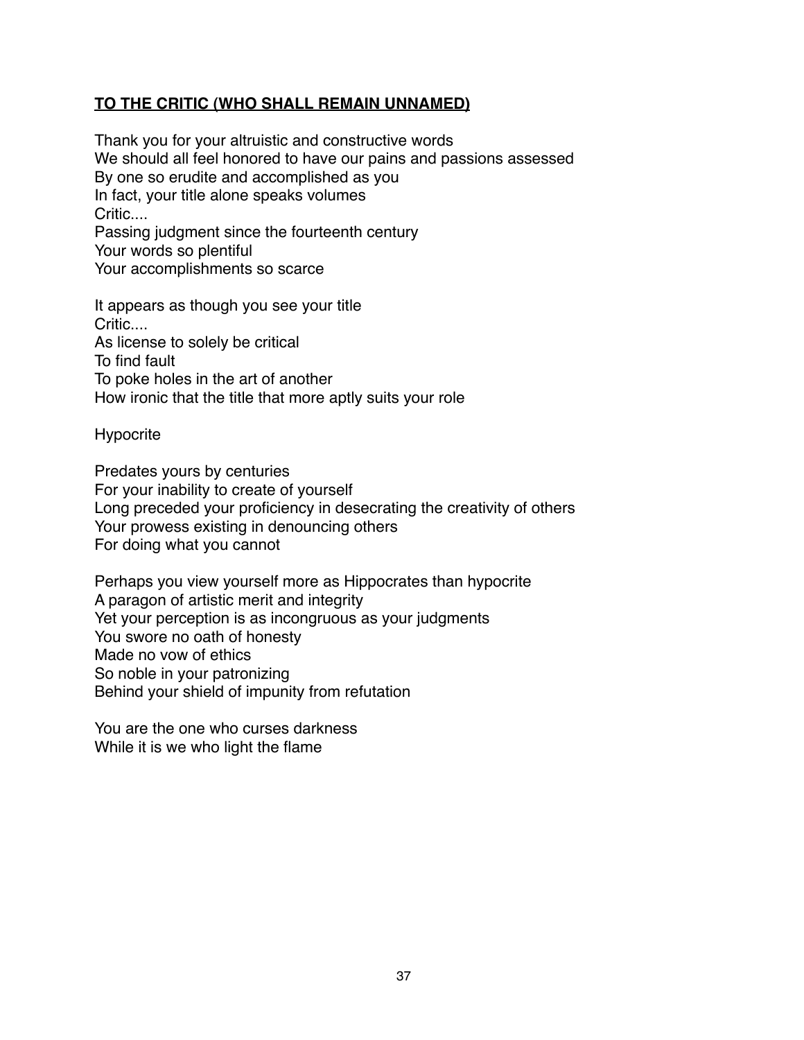## **TO THE CRITIC (WHO SHALL REMAIN UNNAMED)**

Thank you for your altruistic and constructive words  
We should all feel honored to have our pains and passions assessed  
By one so erudite and accomplished as you  
In fact, your title alone speaks volumes  
Critic....  
Passing judgment since the fourteenth century  
Your words so plentiful  
Your accomplishments so scarce

It appears as though you see your title  
Critic....  
As license to solely be critical  
To find fault  
To poke holes in the art of another  
How ironic that the title that more aptly suits your role

Hypocrite

Predates yours by centuries  
For your inability to create of yourself  
Long preceded your proficiency in desecrating the creativity of others  
Your prowess existing in denouncing others  
For doing what you cannot

Perhaps you view yourself more as Hippocrates than hypocrite  
A paragon of artistic merit and integrity  
Yet your perception is as incongruous as your judgments  
You swore no oath of honesty  
Made no vow of ethics  
So noble in your patronizing  
Behind your shield of impunity from refutation

You are the one who curses darkness  
While it is we who light the flame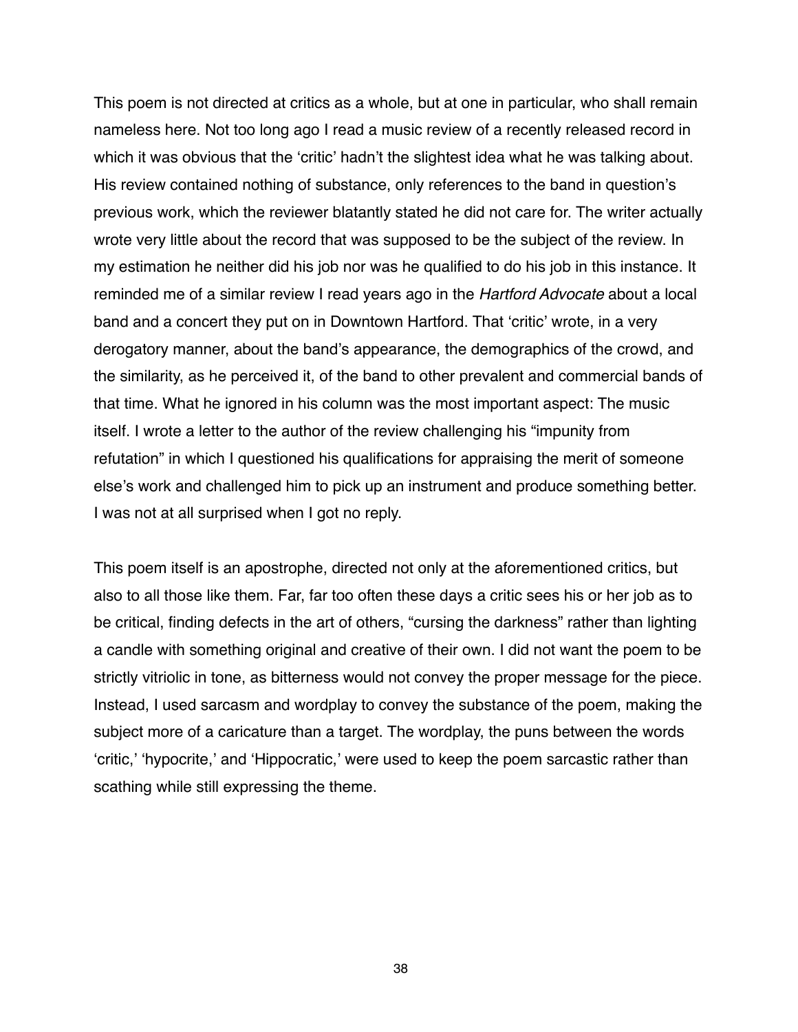This poem is not directed at critics as a whole, but at one in particular, who shall remain nameless here. Not too long ago I read a music review of a recently released record in which it was obvious that the 'critic' hadn't the slightest idea what he was talking about. His review contained nothing of substance, only references to the band in question's previous work, which the reviewer blatantly stated he did not care for. The writer actually wrote very little about the record that was supposed to be the subject of the review. In my estimation he neither did his job nor was he qualified to do his job in this instance. It reminded me of a similar review I read years ago in the *Hartford Advocate* about a local band and a concert they put on in Downtown Hartford. That 'critic' wrote, in a very derogatory manner, about the band's appearance, the demographics of the crowd, and the similarity, as he perceived it, of the band to other prevalent and commercial bands of that time. What he ignored in his column was the most important aspect: The music itself. I wrote a letter to the author of the review challenging his "impunity from refutation" in which I questioned his qualifications for appraising the merit of someone else's work and challenged him to pick up an instrument and produce something better. I was not at all surprised when I got no reply.

This poem itself is an apostrophe, directed not only at the aforementioned critics, but also to all those like them. Far, far too often these days a critic sees his or her job as to be critical, finding defects in the art of others, "cursing the darkness" rather than lighting a candle with something original and creative of their own. I did not want the poem to be strictly vitriolic in tone, as bitterness would not convey the proper message for the piece. Instead, I used sarcasm and wordplay to convey the substance of the poem, making the subject more of a caricature than a target. The wordplay, the puns between the words 'critic,' 'hypocrite,' and 'Hippocratic,' were used to keep the poem sarcastic rather than scathing while still expressing the theme.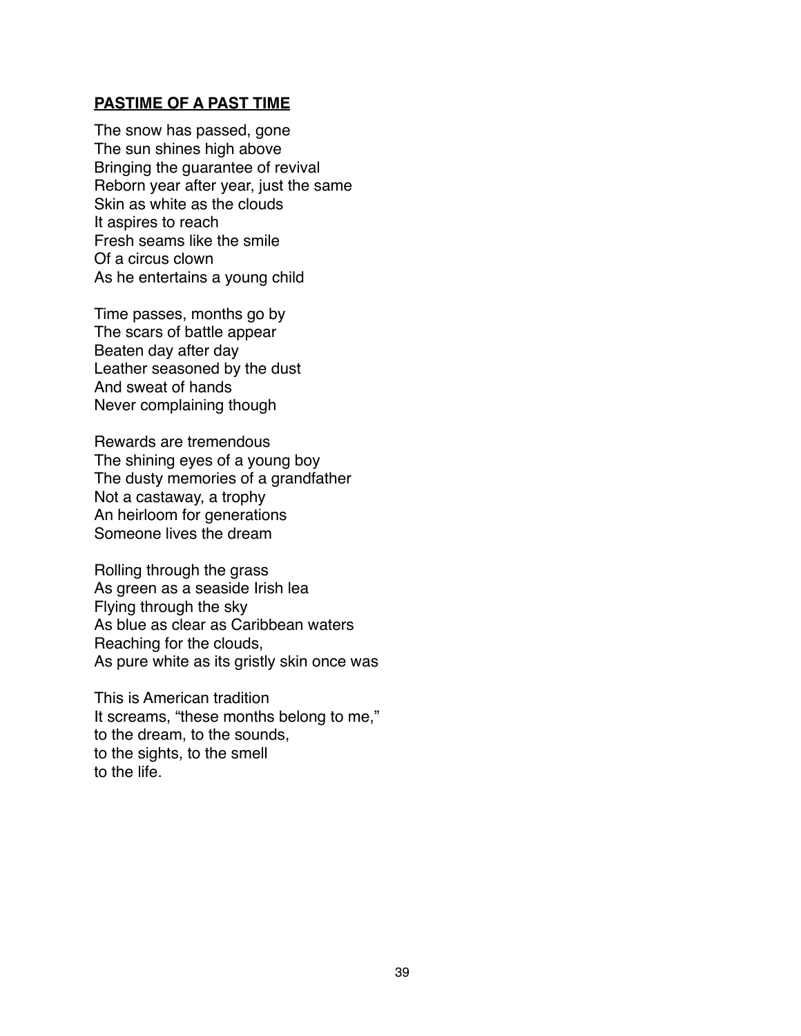## **PASTIME OF A PAST TIME**

The snow has passed, gone
The sun shines high above
Bringing the guarantee of revival
Reborn year after year, just the same
Skin as white as the clouds
It aspires to reach
Fresh seams like the smile
Of a circus clown
As he entertains a young child

Time passes, months go by
The scars of battle appear
Beaten day after day
Leather seasoned by the dust
And sweat of hands
Never complaining though

Rewards are tremendous
The shining eyes of a young boy
The dusty memories of a grandfather
Not a castaway, a trophy
An heirloom for generations
Someone lives the dream

Rolling through the grass
As green as a seaside Irish lea
Flying through the sky
As blue as clear as Caribbean waters
Reaching for the clouds,
As pure white as its gristly skin once was

This is American tradition
It screams, "these months belong to me,"
to the dream, to the sounds,
to the sights, to the smell
to the life.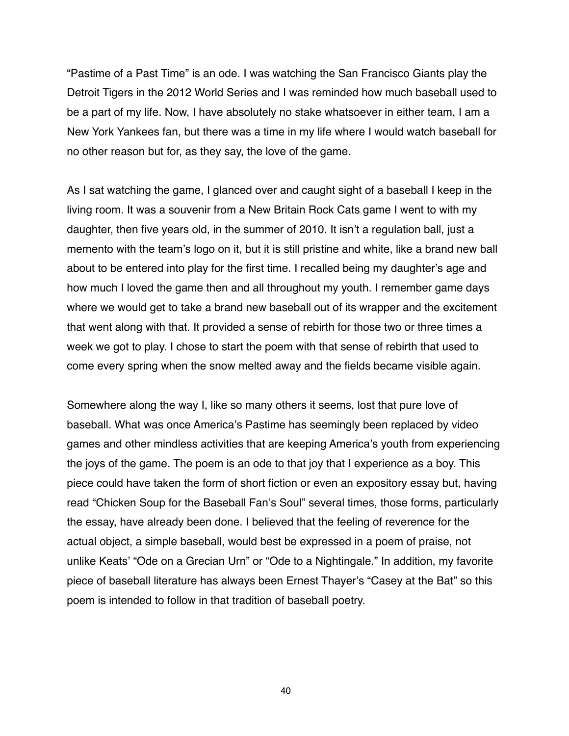“Pastime of a Past Time” is an ode. I was watching the San Francisco Giants play the Detroit Tigers in the 2012 World Series and I was reminded how much baseball used to be a part of my life. Now, I have absolutely no stake whatsoever in either team, I am a New York Yankees fan, but there was a time in my life where I would watch baseball for no other reason but for, as they say, the love of the game.

As I sat watching the game, I glanced over and caught sight of a baseball I keep in the living room. It was a souvenir from a New Britain Rock Cats game I went to with my daughter, then five years old, in the summer of 2010. It isn’t a regulation ball, just a memento with the team’s logo on it, but it is still pristine and white, like a brand new ball about to be entered into play for the first time. I recalled being my daughter’s age and how much I loved the game then and all throughout my youth. I remember game days where we would get to take a brand new baseball out of its wrapper and the excitement that went along with that. It provided a sense of rebirth for those two or three times a week we got to play. I chose to start the poem with that sense of rebirth that used to come every spring when the snow melted away and the fields became visible again.

Somewhere along the way I, like so many others it seems, lost that pure love of baseball. What was once America’s Pastime has seemingly been replaced by video games and other mindless activities that are keeping America’s youth from experiencing the joys of the game. The poem is an ode to that joy that I experience as a boy. This piece could have taken the form of short fiction or even an expository essay but, having read “Chicken Soup for the Baseball Fan’s Soul” several times, those forms, particularly the essay, have already been done. I believed that the feeling of reverence for the actual object, a simple baseball, would best be expressed in a poem of praise, not unlike Keats’ “Ode on a Grecian Urn” or “Ode to a Nightingale.” In addition, my favorite piece of baseball literature has always been Ernest Thayer’s “Casey at the Bat” so this poem is intended to follow in that tradition of baseball poetry.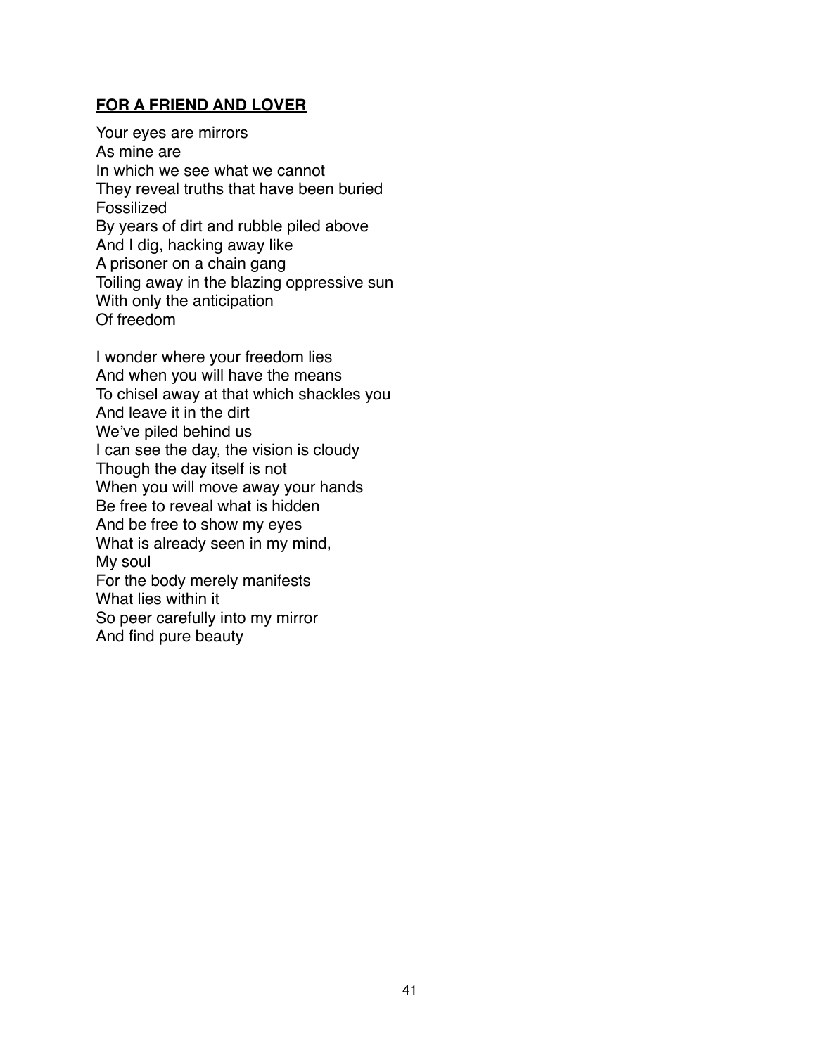## **FOR A FRIEND AND LOVER**

Your eyes are mirrors  
As mine are  
In which we see what we cannot  
They reveal truths that have been buried  
Fossilized  
By years of dirt and rubble piled above  
And I dig, hacking away like  
A prisoner on a chain gang  
Toiling away in the blazing oppressive sun  
With only the anticipation  
Of freedom

I wonder where your freedom lies  
And when you will have the means  
To chisel away at that which shackles you  
And leave it in the dirt  
We've piled behind us  
I can see the day, the vision is cloudy  
Though the day itself is not  
When you will move away your hands  
Be free to reveal what is hidden  
And be free to show my eyes  
What is already seen in my mind,  
My soul  
For the body merely manifests  
What lies within it  
So peer carefully into my mirror  
And find pure beauty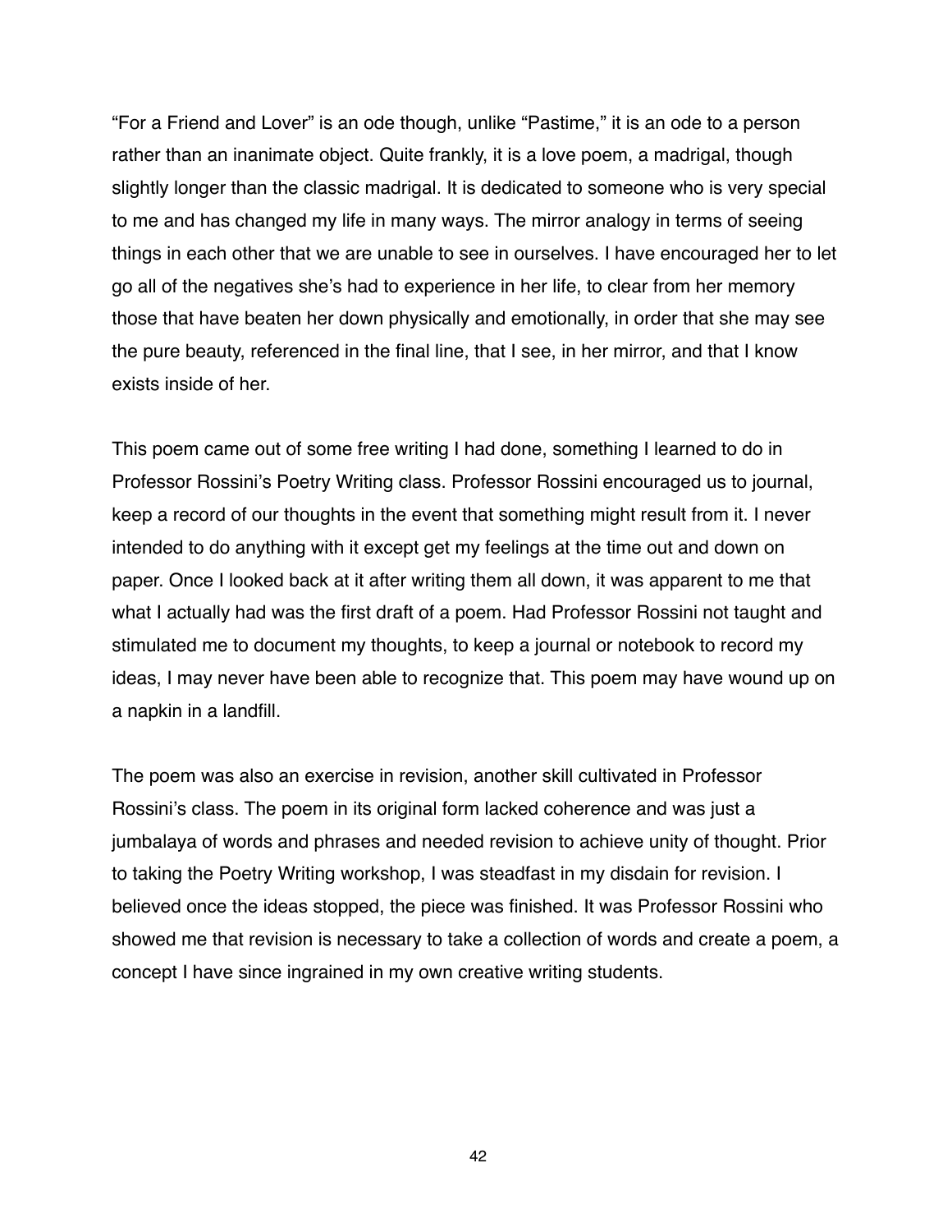"For a Friend and Lover" is an ode though, unlike "Pastime," it is an ode to a person rather than an inanimate object. Quite frankly, it is a love poem, a madrigal, though slightly longer than the classic madrigal. It is dedicated to someone who is very special to me and has changed my life in many ways. The mirror analogy in terms of seeing things in each other that we are unable to see in ourselves. I have encouraged her to let go all of the negatives she's had to experience in her life, to clear from her memory those that have beaten her down physically and emotionally, in order that she may see the pure beauty, referenced in the final line, that I see, in her mirror, and that I know exists inside of her.

This poem came out of some free writing I had done, something I learned to do in Professor Rossini's Poetry Writing class. Professor Rossini encouraged us to journal, keep a record of our thoughts in the event that something might result from it. I never intended to do anything with it except get my feelings at the time out and down on paper. Once I looked back at it after writing them all down, it was apparent to me that what I actually had was the first draft of a poem. Had Professor Rossini not taught and stimulated me to document my thoughts, to keep a journal or notebook to record my ideas, I may never have been able to recognize that. This poem may have wound up on a napkin in a landfill.

The poem was also an exercise in revision, another skill cultivated in Professor Rossini's class. The poem in its original form lacked coherence and was just a jumbalaya of words and phrases and needed revision to achieve unity of thought. Prior to taking the Poetry Writing workshop, I was steadfast in my disdain for revision. I believed once the ideas stopped, the piece was finished. It was Professor Rossini who showed me that revision is necessary to take a collection of words and create a poem, a concept I have since ingrained in my own creative writing students.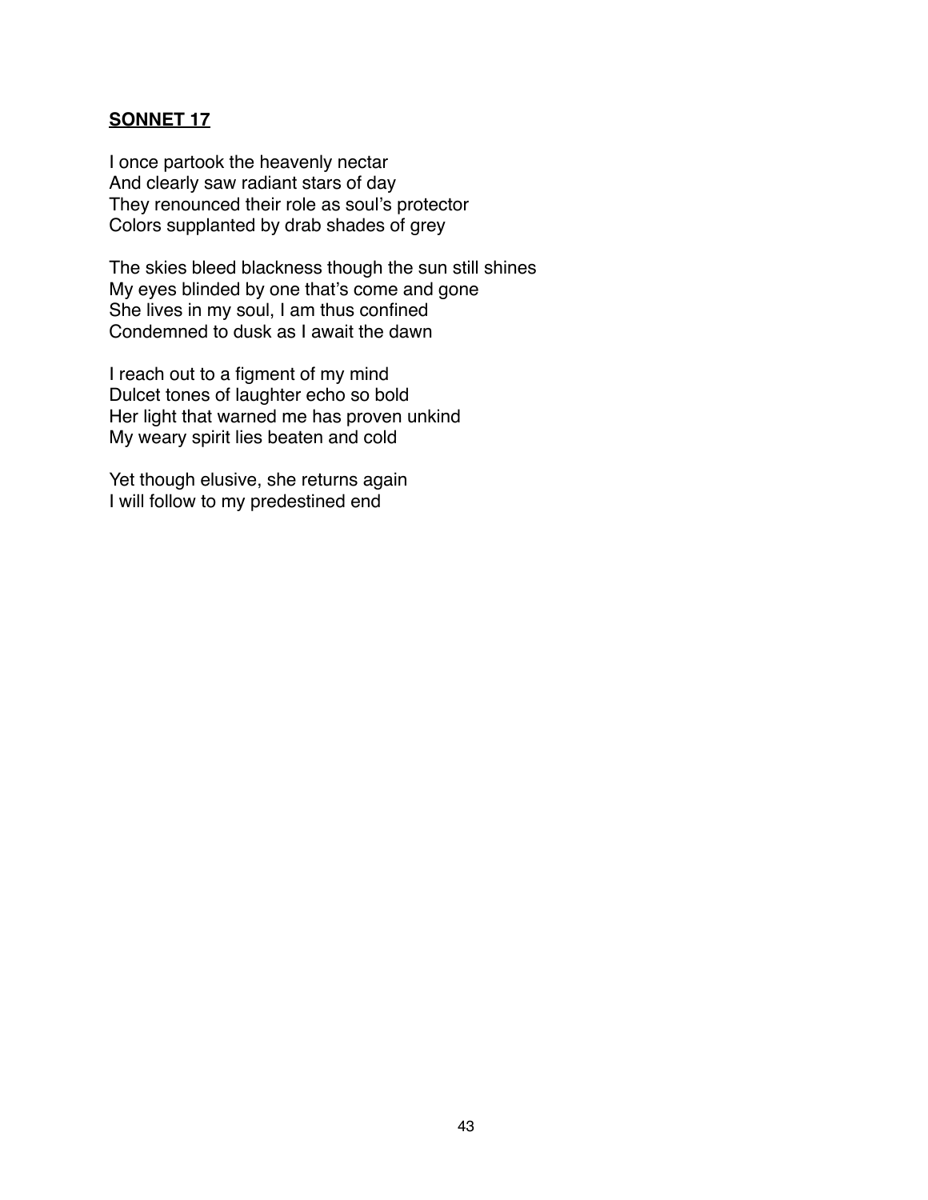## **SONNET 17**

I once partook the heavenly nectar  
And clearly saw radiant stars of day  
They renounced their role as soul's protector  
Colors supplanted by drab shades of grey

The skies bleed blackness though the sun still shines  
My eyes blinded by one that's come and gone  
She lives in my soul, I am thus confined  
Condemned to dusk as I await the dawn

I reach out to a figment of my mind  
Dulcet tones of laughter echo so bold  
Her light that warned me has proven unkind  
My weary spirit lies beaten and cold

Yet though elusive, she returns again  
I will follow to my predestined end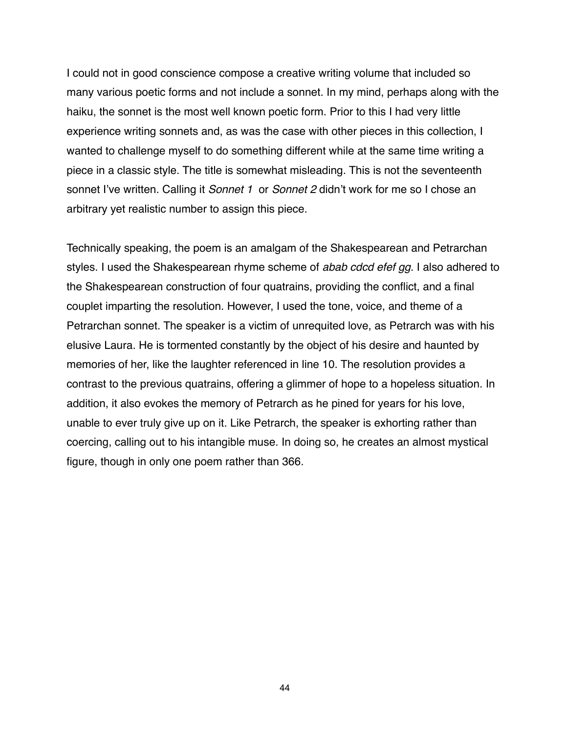I could not in good conscience compose a creative writing volume that included so many various poetic forms and not include a sonnet. In my mind, perhaps along with the haiku, the sonnet is the most well known poetic form. Prior to this I had very little experience writing sonnets and, as was the case with other pieces in this collection, I wanted to challenge myself to do something different while at the same time writing a piece in a classic style. The title is somewhat misleading. This is not the seventeenth sonnet I've written. Calling it *Sonnet 1* or *Sonnet 2* didn't work for me so I chose an arbitrary yet realistic number to assign this piece.

Technically speaking, the poem is an amalgam of the Shakespearean and Petrarchan styles. I used the Shakespearean rhyme scheme of *abab cdcd efef gg*. I also adhered to the Shakespearean construction of four quatrains, providing the conflict, and a final couplet imparting the resolution. However, I used the tone, voice, and theme of a Petrarchan sonnet. The speaker is a victim of unrequited love, as Petrarch was with his elusive Laura. He is tormented constantly by the object of his desire and haunted by memories of her, like the laughter referenced in line 10. The resolution provides a contrast to the previous quatrains, offering a glimmer of hope to a hopeless situation. In addition, it also evokes the memory of Petrarch as he pined for years for his love, unable to ever truly give up on it. Like Petrarch, the speaker is exhorting rather than coercing, calling out to his intangible muse. In doing so, he creates an almost mystical figure, though in only one poem rather than 366.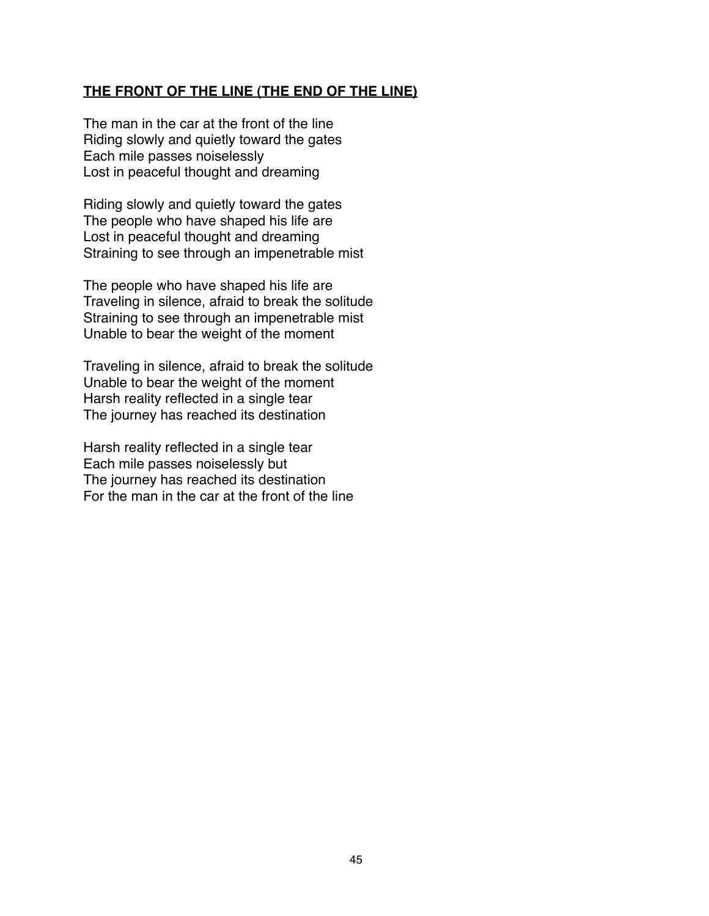## **<u>THE FRONT OF THE LINE (THE END OF THE LINE)</u>**

The man in the car at the front of the line  
Riding slowly and quietly toward the gates  
Each mile passes noiselessly  
Lost in peaceful thought and dreaming

Riding slowly and quietly toward the gates  
The people who have shaped his life are  
Lost in peaceful thought and dreaming  
Straining to see through an impenetrable mist

The people who have shaped his life are  
Traveling in silence, afraid to break the solitude  
Straining to see through an impenetrable mist  
Unable to bear the weight of the moment

Traveling in silence, afraid to break the solitude  
Unable to bear the weight of the moment  
Harsh reality reflected in a single tear  
The journey has reached its destination

Harsh reality reflected in a single tear  
Each mile passes noiselessly but  
The journey has reached its destination  
For the man in the car at the front of the line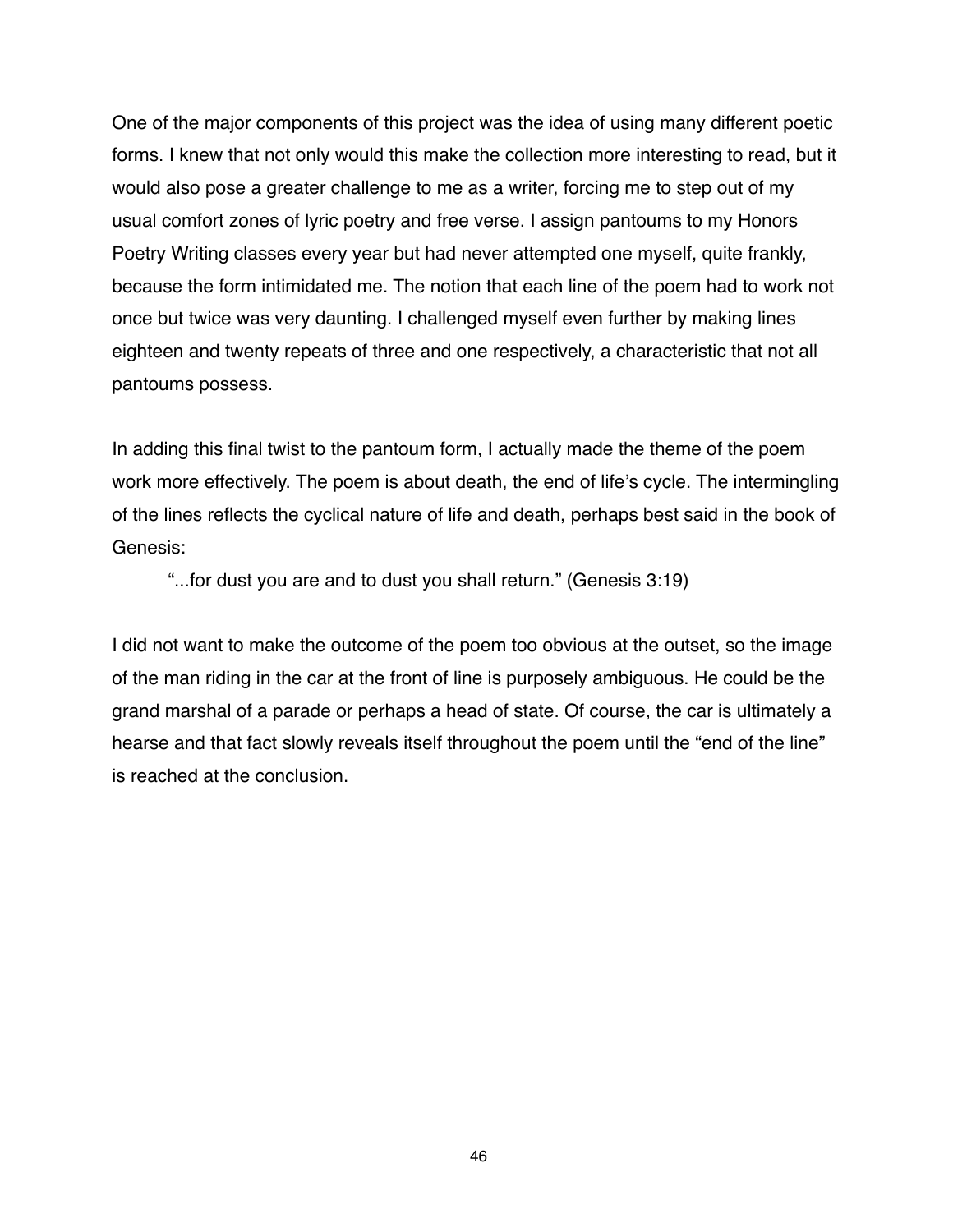One of the major components of this project was the idea of using many different poetic forms. I knew that not only would this make the collection more interesting to read, but it would also pose a greater challenge to me as a writer, forcing me to step out of my usual comfort zones of lyric poetry and free verse. I assign pantoums to my Honors Poetry Writing classes every year but had never attempted one myself, quite frankly, because the form intimidated me. The notion that each line of the poem had to work not once but twice was very daunting. I challenged myself even further by making lines eighteen and twenty repeats of three and one respectively, a characteristic that not all pantoums possess.

In adding this final twist to the pantoum form, I actually made the theme of the poem work more effectively. The poem is about death, the end of life's cycle. The intermingling of the lines reflects the cyclical nature of life and death, perhaps best said in the book of Genesis:

> "...for dust you are and to dust you shall return." (Genesis 3:19)

I did not want to make the outcome of the poem too obvious at the outset, so the image of the man riding in the car at the front of line is purposely ambiguous. He could be the grand marshal of a parade or perhaps a head of state. Of course, the car is ultimately a hearse and that fact slowly reveals itself throughout the poem until the "end of the line" is reached at the conclusion.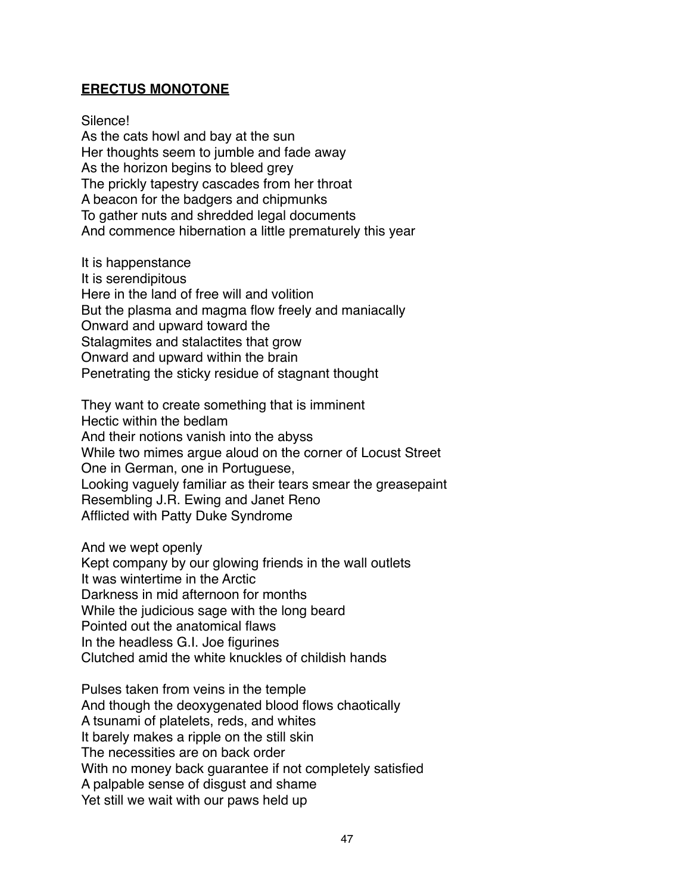**ERECTUS MONOTONE**

Silence!
As the cats howl and bay at the sun
Her thoughts seem to jumble and fade away
As the horizon begins to bleed grey
The prickly tapestry cascades from her throat
A beacon for the badgers and chipmunks
To gather nuts and shredded legal documents
And commence hibernation a little prematurely this year

It is happenstance
It is serendipitous
Here in the land of free will and volition
But the plasma and magma flow freely and maniacally
Onward and upward toward the
Stalagmites and stalactites that grow
Onward and upward within the brain
Penetrating the sticky residue of stagnant thought

They want to create something that is imminent
Hectic within the bedlam
And their notions vanish into the abyss
While two mimes argue aloud on the corner of Locust Street
One in German, one in Portuguese,
Looking vaguely familiar as their tears smear the greasepaint
Resembling J.R. Ewing and Janet Reno
Afflicted with Patty Duke Syndrome

And we wept openly
Kept company by our glowing friends in the wall outlets
It was wintertime in the Arctic
Darkness in mid afternoon for months
While the judicious sage with the long beard
Pointed out the anatomical flaws
In the headless G.I. Joe figurines
Clutched amid the white knuckles of childish hands

Pulses taken from veins in the temple
And though the deoxygenated blood flows chaotically
A tsunami of platelets, reds, and whites
It barely makes a ripple on the still skin
The necessities are on back order
With no money back guarantee if not completely satisfied
A palpable sense of disgust and shame
Yet still we wait with our paws held up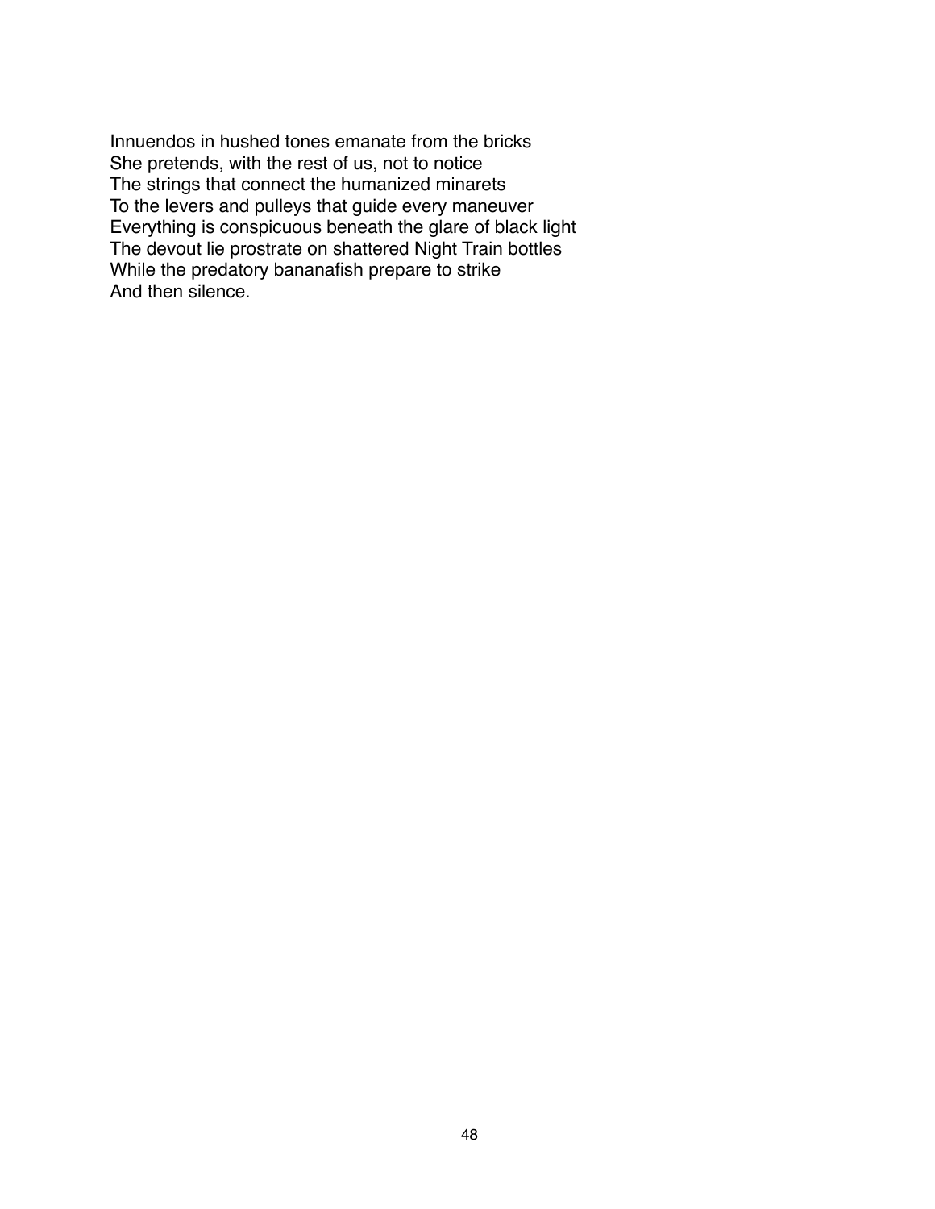Innuendos in hushed tones emanate from the bricks  
She pretends, with the rest of us, not to notice  
The strings that connect the humanized minarets  
To the levers and pulleys that guide every maneuver  
Everything is conspicuous beneath the glare of black light  
The devout lie prostrate on shattered Night Train bottles  
While the predatory bananafish prepare to strike  
And then silence.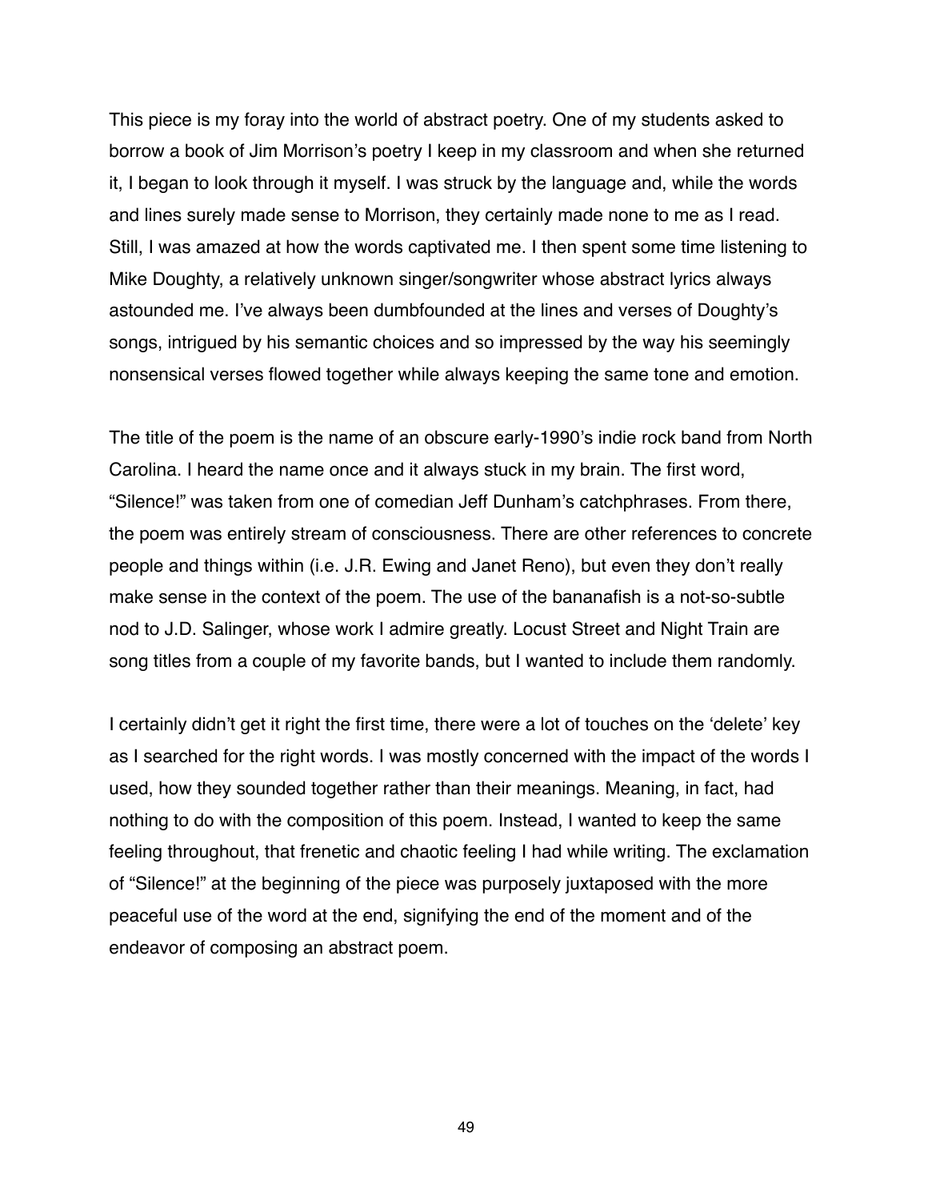This piece is my foray into the world of abstract poetry. One of my students asked to borrow a book of Jim Morrison's poetry I keep in my classroom and when she returned it, I began to look through it myself. I was struck by the language and, while the words and lines surely made sense to Morrison, they certainly made none to me as I read. Still, I was amazed at how the words captivated me. I then spent some time listening to Mike Doughty, a relatively unknown singer/songwriter whose abstract lyrics always astounded me. I've always been dumbfounded at the lines and verses of Doughty's songs, intrigued by his semantic choices and so impressed by the way his seemingly nonsensical verses flowed together while always keeping the same tone and emotion.

The title of the poem is the name of an obscure early-1990's indie rock band from North Carolina. I heard the name once and it always stuck in my brain. The first word, "Silence!" was taken from one of comedian Jeff Dunham's catchphrases. From there, the poem was entirely stream of consciousness. There are other references to concrete people and things within (i.e. J.R. Ewing and Janet Reno), but even they don't really make sense in the context of the poem. The use of the bananafish is a not-so-subtle nod to J.D. Salinger, whose work I admire greatly. Locust Street and Night Train are song titles from a couple of my favorite bands, but I wanted to include them randomly.

I certainly didn't get it right the first time, there were a lot of touches on the 'delete' key as I searched for the right words. I was mostly concerned with the impact of the words I used, how they sounded together rather than their meanings. Meaning, in fact, had nothing to do with the composition of this poem. Instead, I wanted to keep the same feeling throughout, that frenetic and chaotic feeling I had while writing. The exclamation of "Silence!" at the beginning of the piece was purposely juxtaposed with the more peaceful use of the word at the end, signifying the end of the moment and of the endeavor of composing an abstract poem.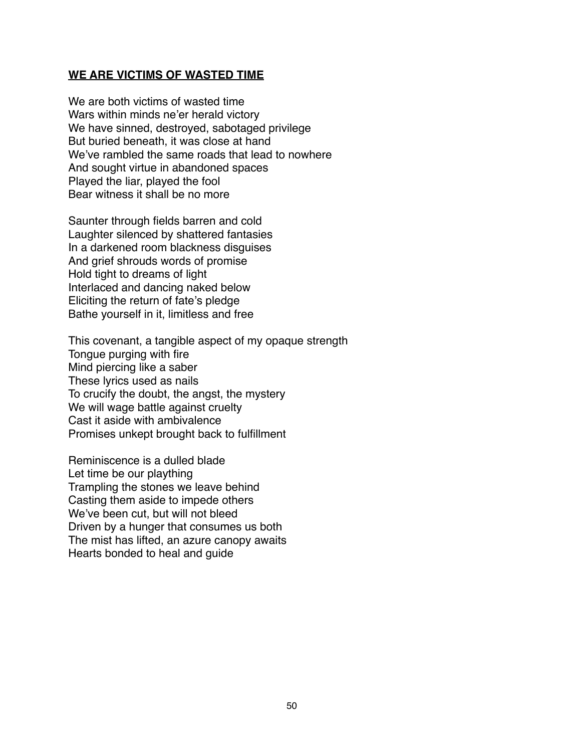## **WE ARE VICTIMS OF WASTED TIME**

We are both victims of wasted time  
Wars within minds ne'er herald victory  
We have sinned, destroyed, sabotaged privilege  
But buried beneath, it was close at hand  
We've rambled the same roads that lead to nowhere  
And sought virtue in abandoned spaces  
Played the liar, played the fool  
Bear witness it shall be no more

Saunter through fields barren and cold  
Laughter silenced by shattered fantasies  
In a darkened room blackness disguises  
And grief shrouds words of promise  
Hold tight to dreams of light  
Interlaced and dancing naked below  
Eliciting the return of fate's pledge  
Bathe yourself in it, limitless and free

This covenant, a tangible aspect of my opaque strength  
Tongue purging with fire  
Mind piercing like a saber  
These lyrics used as nails  
To crucify the doubt, the angst, the mystery  
We will wage battle against cruelty  
Cast it aside with ambivalence  
Promises unkept brought back to fulfillment

Reminiscence is a dulled blade  
Let time be our plaything  
Trampling the stones we leave behind  
Casting them aside to impede others  
We've been cut, but will not bleed  
Driven by a hunger that consumes us both  
The mist has lifted, an azure canopy awaits  
Hearts bonded to heal and guide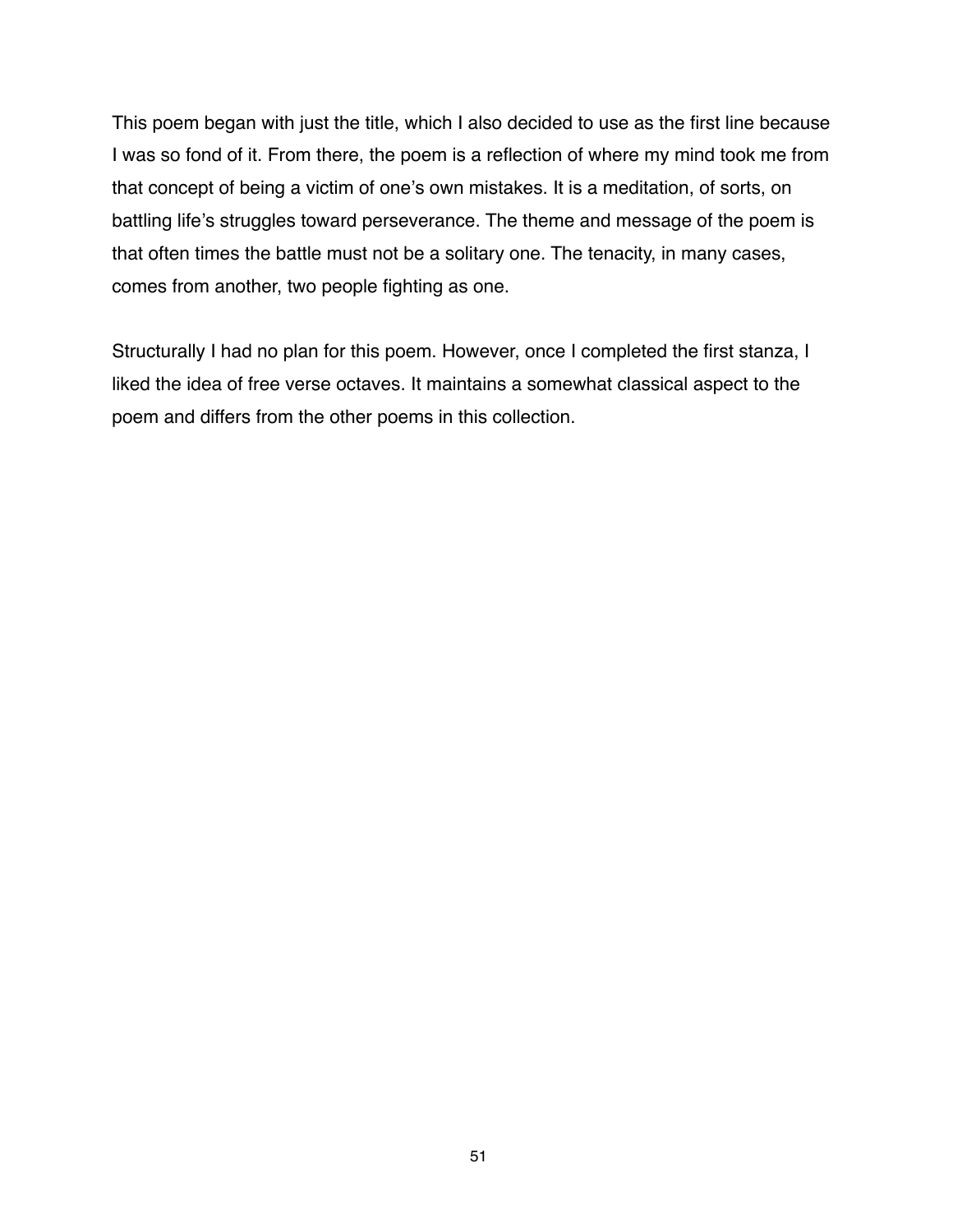This poem began with just the title, which I also decided to use as the first line because I was so fond of it. From there, the poem is a reflection of where my mind took me from that concept of being a victim of one's own mistakes. It is a meditation, of sorts, on battling life's struggles toward perseverance. The theme and message of the poem is that often times the battle must not be a solitary one. The tenacity, in many cases, comes from another, two people fighting as one.

Structurally I had no plan for this poem. However, once I completed the first stanza, I liked the idea of free verse octaves. It maintains a somewhat classical aspect to the poem and differs from the other poems in this collection.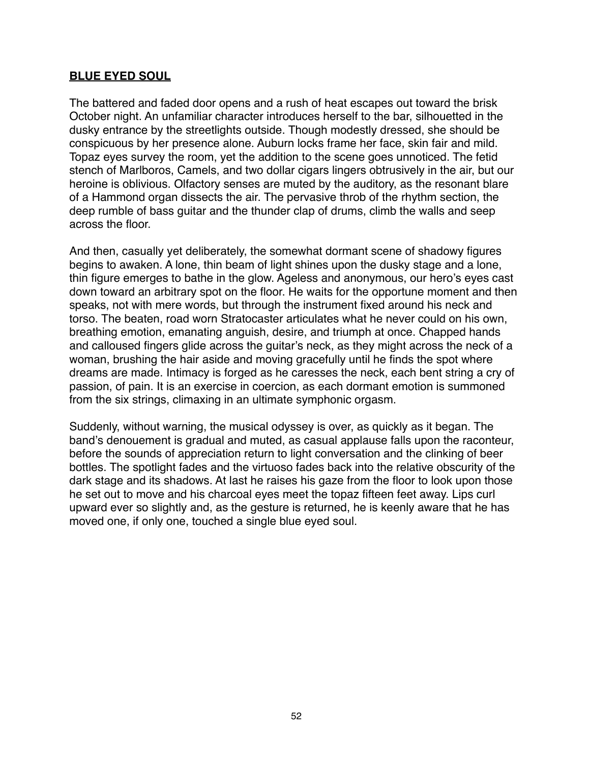## **BLUE EYED SOUL**

The battered and faded door opens and a rush of heat escapes out toward the brisk October night. An unfamiliar character introduces herself to the bar, silhouetted in the dusky entrance by the streetlights outside. Though modestly dressed, she should be conspicuous by her presence alone. Auburn locks frame her face, skin fair and mild. Topaz eyes survey the room, yet the addition to the scene goes unnoticed. The fetid stench of Marlboros, Camels, and two dollar cigars lingers obtrusively in the air, but our heroine is oblivious. Olfactory senses are muted by the auditory, as the resonant blare of a Hammond organ dissects the air. The pervasive throb of the rhythm section, the deep rumble of bass guitar and the thunder clap of drums, climb the walls and seep across the floor.

And then, casually yet deliberately, the somewhat dormant scene of shadowy figures begins to awaken. A lone, thin beam of light shines upon the dusky stage and a lone, thin figure emerges to bathe in the glow. Ageless and anonymous, our hero's eyes cast down toward an arbitrary spot on the floor. He waits for the opportune moment and then speaks, not with mere words, but through the instrument fixed around his neck and torso. The beaten, road worn Stratocaster articulates what he never could on his own, breathing emotion, emanating anguish, desire, and triumph at once. Chapped hands and calloused fingers glide across the guitar's neck, as they might across the neck of a woman, brushing the hair aside and moving gracefully until he finds the spot where dreams are made. Intimacy is forged as he caresses the neck, each bent string a cry of passion, of pain. It is an exercise in coercion, as each dormant emotion is summoned from the six strings, climaxing in an ultimate symphonic orgasm.

Suddenly, without warning, the musical odyssey is over, as quickly as it began. The band's denouement is gradual and muted, as casual applause falls upon the raconteur, before the sounds of appreciation return to light conversation and the clinking of beer bottles. The spotlight fades and the virtuoso fades back into the relative obscurity of the dark stage and its shadows. At last he raises his gaze from the floor to look upon those he set out to move and his charcoal eyes meet the topaz fifteen feet away. Lips curl upward ever so slightly and, as the gesture is returned, he is keenly aware that he has moved one, if only one, touched a single blue eyed soul.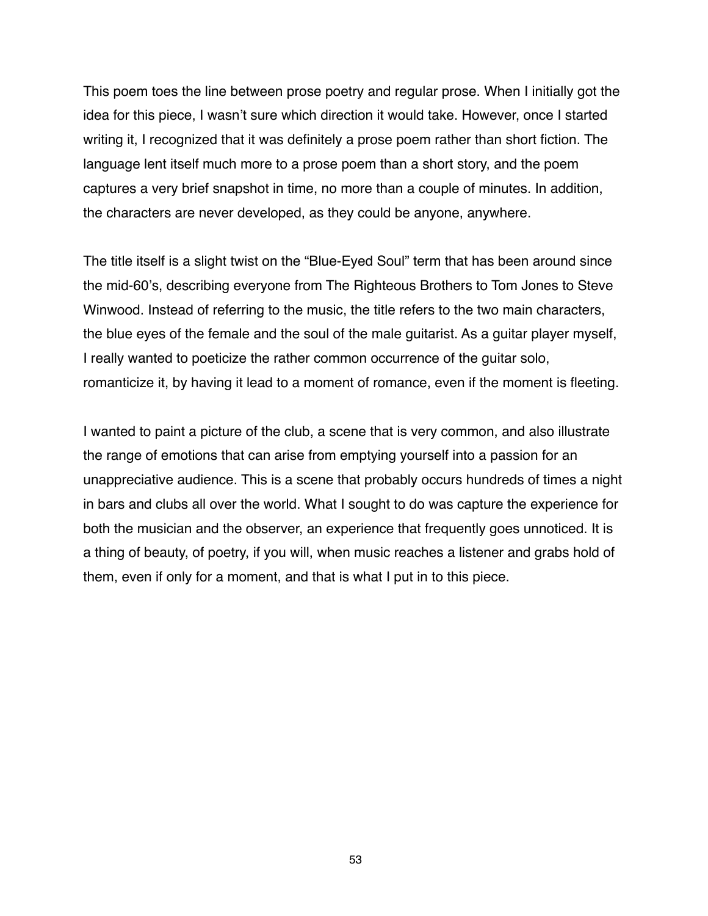This poem toes the line between prose poetry and regular prose. When I initially got the idea for this piece, I wasn't sure which direction it would take. However, once I started writing it, I recognized that it was definitely a prose poem rather than short fiction. The language lent itself much more to a prose poem than a short story, and the poem captures a very brief snapshot in time, no more than a couple of minutes. In addition, the characters are never developed, as they could be anyone, anywhere.

The title itself is a slight twist on the "Blue-Eyed Soul" term that has been around since the mid-60's, describing everyone from The Righteous Brothers to Tom Jones to Steve Winwood. Instead of referring to the music, the title refers to the two main characters, the blue eyes of the female and the soul of the male guitarist. As a guitar player myself, I really wanted to poeticize the rather common occurrence of the guitar solo, romanticize it, by having it lead to a moment of romance, even if the moment is fleeting.

I wanted to paint a picture of the club, a scene that is very common, and also illustrate the range of emotions that can arise from emptying yourself into a passion for an unappreciative audience. This is a scene that probably occurs hundreds of times a night in bars and clubs all over the world. What I sought to do was capture the experience for both the musician and the observer, an experience that frequently goes unnoticed. It is a thing of beauty, of poetry, if you will, when music reaches a listener and grabs hold of them, even if only for a moment, and that is what I put in to this piece.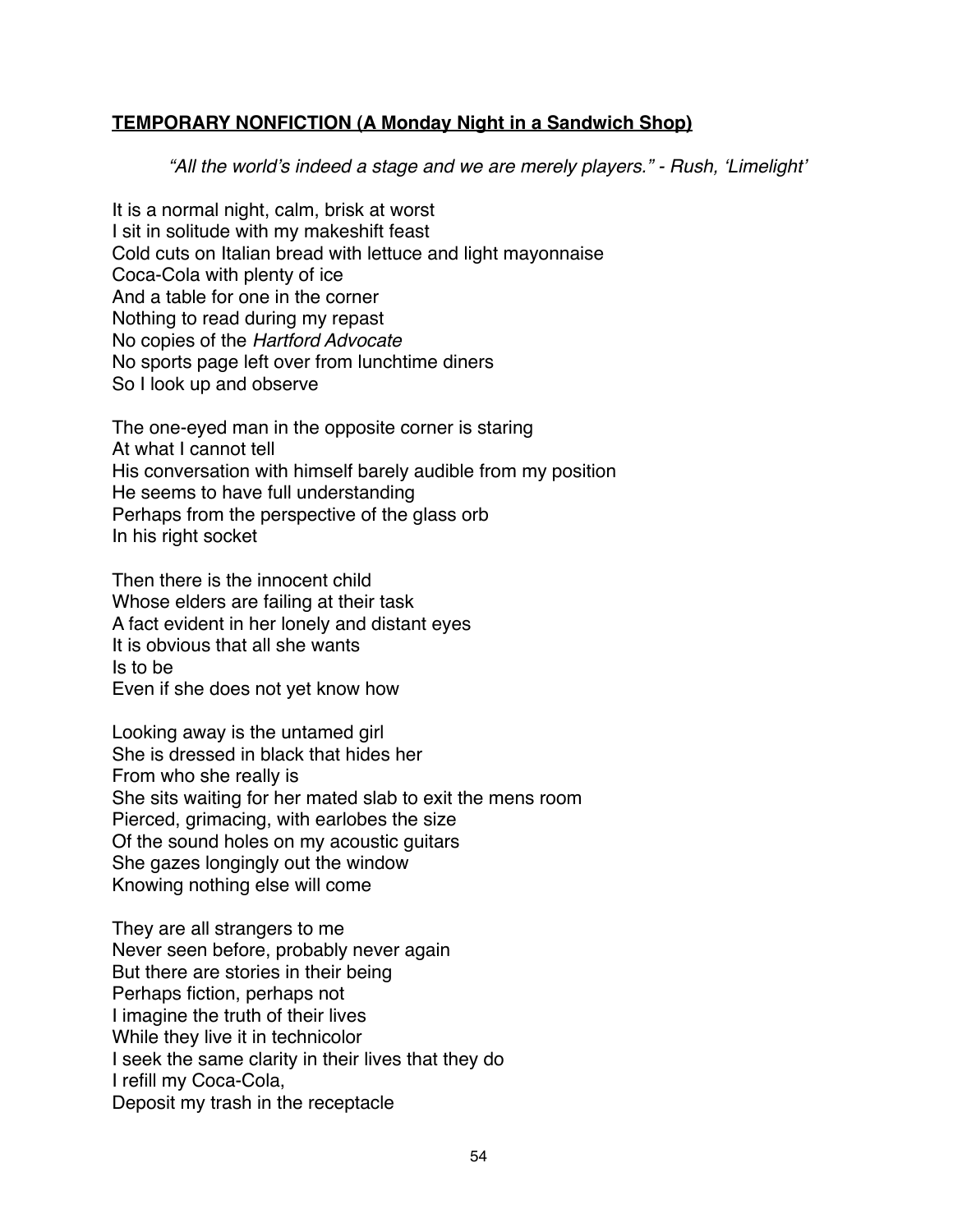**TEMPORARY NONFICTION (A Monday Night in a Sandwich Shop)**

*"All the world's indeed a stage and we are merely players." - Rush, 'Limelight'*

It is a normal night, calm, brisk at worst  
I sit in solitude with my makeshift feast  
Cold cuts on Italian bread with lettuce and light mayonnaise  
Coca-Cola with plenty of ice  
And a table for one in the corner  
Nothing to read during my repast  
No copies of the *Hartford Advocate*  
No sports page left over from lunchtime diners  
So I look up and observe

The one-eyed man in the opposite corner is staring  
At what I cannot tell  
His conversation with himself barely audible from my position  
He seems to have full understanding  
Perhaps from the perspective of the glass orb  
In his right socket

Then there is the innocent child  
Whose elders are failing at their task  
A fact evident in her lonely and distant eyes  
It is obvious that all she wants  
Is to be  
Even if she does not yet know how

Looking away is the untamed girl  
She is dressed in black that hides her  
From who she really is  
She sits waiting for her mated slab to exit the mens room  
Pierced, grimacing, with earlobes the size  
Of the sound holes on my acoustic guitars  
She gazes longingly out the window  
Knowing nothing else will come

They are all strangers to me  
Never seen before, probably never again  
But there are stories in their being  
Perhaps fiction, perhaps not  
I imagine the truth of their lives  
While they live it in technicolor  
I seek the same clarity in their lives that they do  
I refill my Coca-Cola,  
Deposit my trash in the receptacle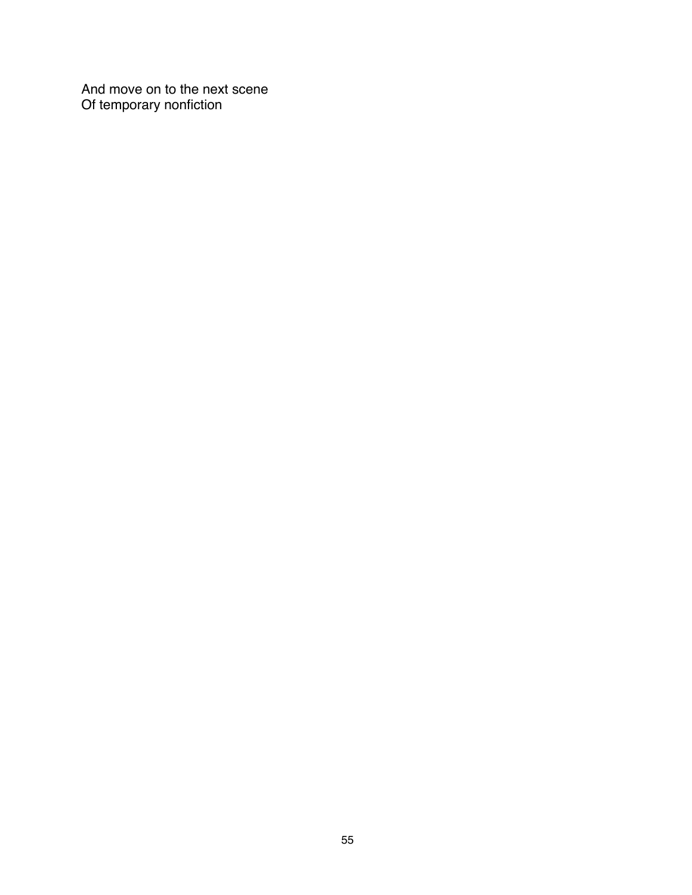And move on to the next scene  
Of temporary nonfiction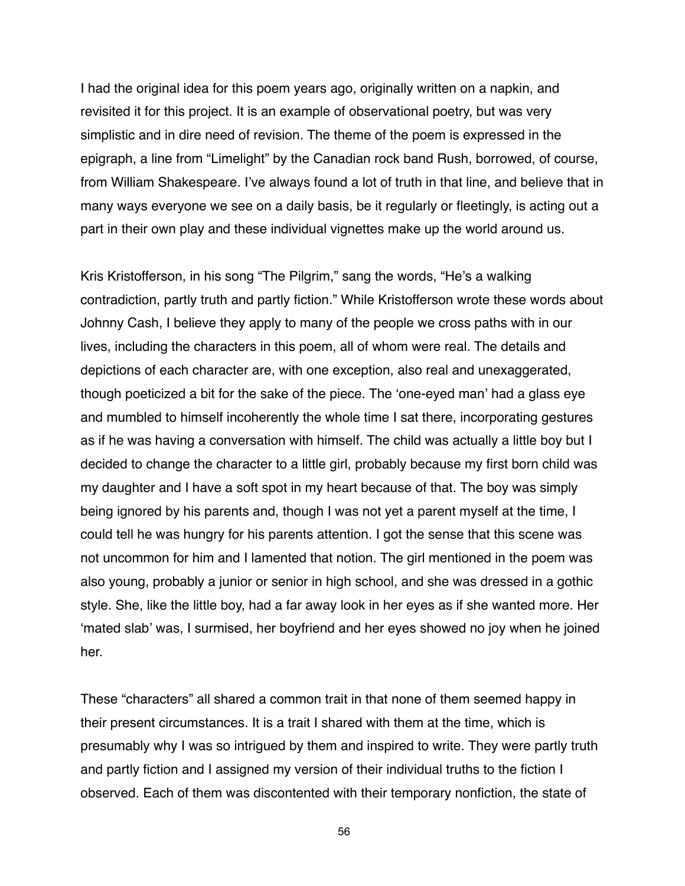I had the original idea for this poem years ago, originally written on a napkin, and revisited it for this project. It is an example of observational poetry, but was very simplistic and in dire need of revision. The theme of the poem is expressed in the epigraph, a line from "Limelight" by the Canadian rock band Rush, borrowed, of course, from William Shakespeare. I've always found a lot of truth in that line, and believe that in many ways everyone we see on a daily basis, be it regularly or fleetingly, is acting out a part in their own play and these individual vignettes make up the world around us.

Kris Kristofferson, in his song "The Pilgrim," sang the words, "He's a walking contradiction, partly truth and partly fiction." While Kristofferson wrote these words about Johnny Cash, I believe they apply to many of the people we cross paths with in our lives, including the characters in this poem, all of whom were real. The details and depictions of each character are, with one exception, also real and unexaggerated, though poeticized a bit for the sake of the piece. The 'one-eyed man' had a glass eye and mumbled to himself incoherently the whole time I sat there, incorporating gestures as if he was having a conversation with himself. The child was actually a little boy but I decided to change the character to a little girl, probably because my first born child was my daughter and I have a soft spot in my heart because of that. The boy was simply being ignored by his parents and, though I was not yet a parent myself at the time, I could tell he was hungry for his parents attention. I got the sense that this scene was not uncommon for him and I lamented that notion. The girl mentioned in the poem was also young, probably a junior or senior in high school, and she was dressed in a gothic style. She, like the little boy, had a far away look in her eyes as if she wanted more. Her 'mated slab' was, I surmised, her boyfriend and her eyes showed no joy when he joined her.

These "characters" all shared a common trait in that none of them seemed happy in their present circumstances. It is a trait I shared with them at the time, which is presumably why I was so intrigued by them and inspired to write. They were partly truth and partly fiction and I assigned my version of their individual truths to the fiction I observed. Each of them was discontented with their temporary nonfiction, the state of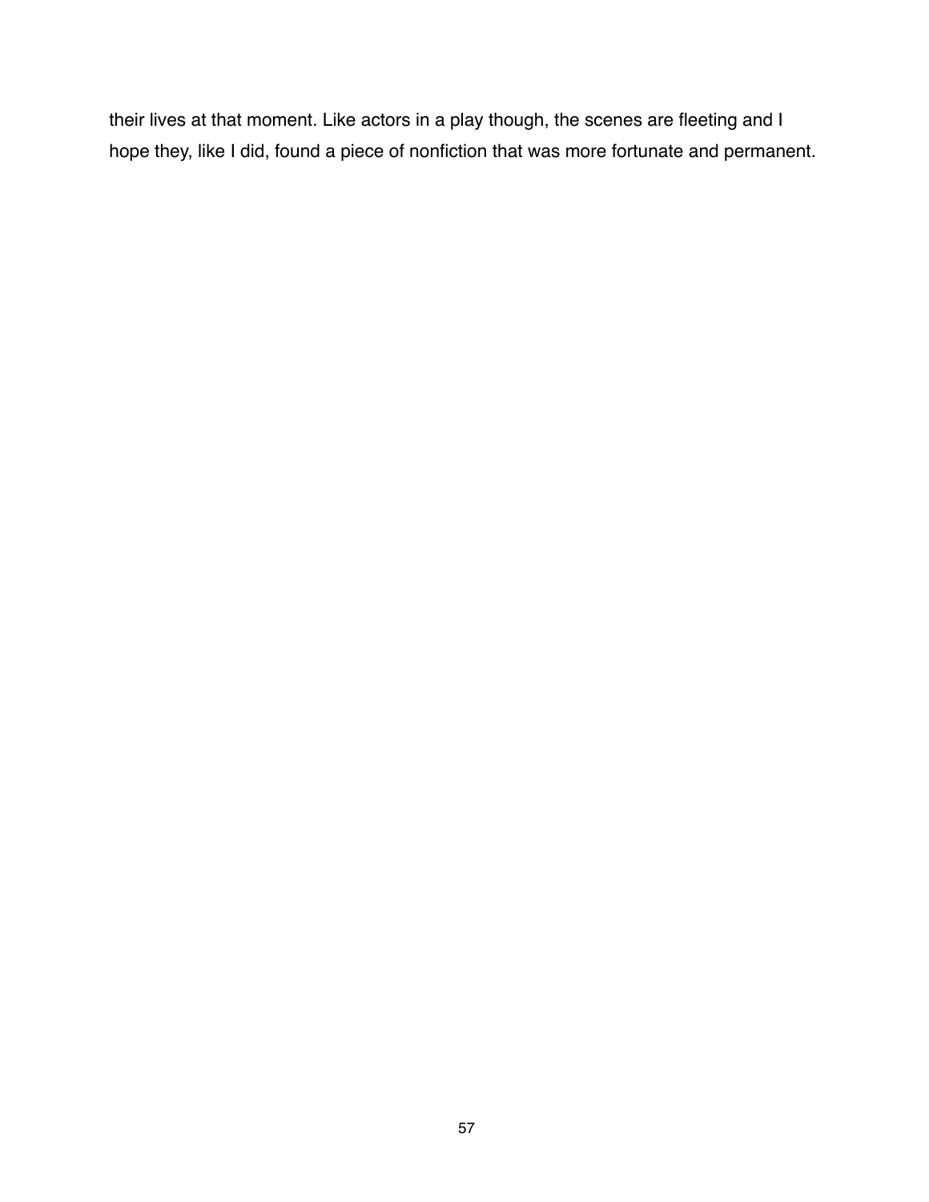their lives at that moment. Like actors in a play though, the scenes are fleeting and I hope they, like I did, found a piece of nonfiction that was more fortunate and permanent.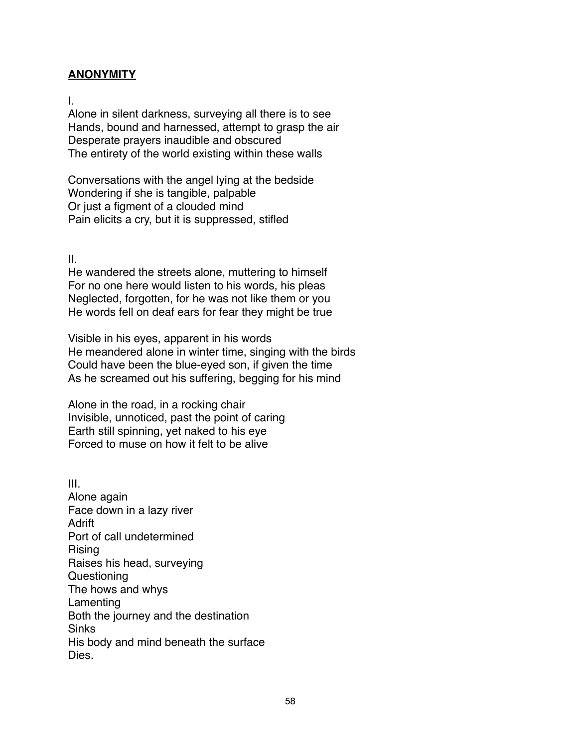**ANONYMITY**

I.

Alone in silent darkness, surveying all there is to see
Hands, bound and harnessed, attempt to grasp the air
Desperate prayers inaudible and obscured
The entirety of the world existing within these walls

Conversations with the angel lying at the bedside
Wondering if she is tangible, palpable
Or just a figment of a clouded mind
Pain elicits a cry, but it is suppressed, stifled

II.

He wandered the streets alone, muttering to himself
For no one here would listen to his words, his pleas
Neglected, forgotten, for he was not like them or you
He words fell on deaf ears for fear they might be true

Visible in his eyes, apparent in his words
He meandered alone in winter time, singing with the birds
Could have been the blue-eyed son, if given the time
As he screamed out his suffering, begging for his mind

Alone in the road, in a rocking chair
Invisible, unnoticed, past the point of caring
Earth still spinning, yet naked to his eye
Forced to muse on how it felt to be alive

III.

Alone again
Face down in a lazy river
Adrift
Port of call undetermined
Rising
Raises his head, surveying
Questioning
The hows and whys
Lamenting
Both the journey and the destination
Sinks
His body and mind beneath the surface
Dies.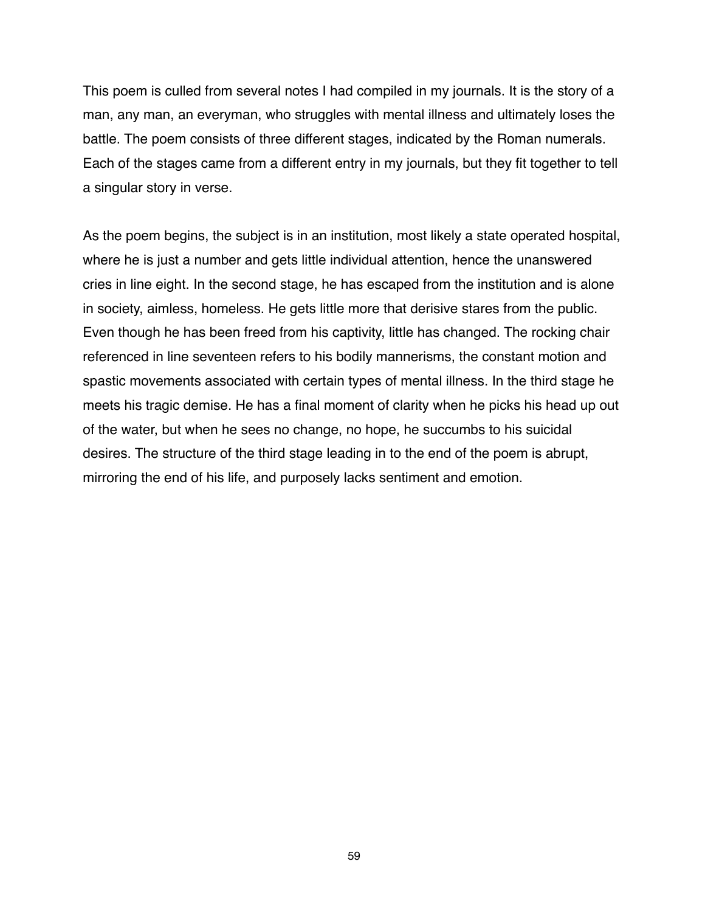This poem is culled from several notes I had compiled in my journals. It is the story of a man, any man, an everyman, who struggles with mental illness and ultimately loses the battle. The poem consists of three different stages, indicated by the Roman numerals. Each of the stages came from a different entry in my journals, but they fit together to tell a singular story in verse.

As the poem begins, the subject is in an institution, most likely a state operated hospital, where he is just a number and gets little individual attention, hence the unanswered cries in line eight. In the second stage, he has escaped from the institution and is alone in society, aimless, homeless. He gets little more that derisive stares from the public. Even though he has been freed from his captivity, little has changed. The rocking chair referenced in line seventeen refers to his bodily mannerisms, the constant motion and spastic movements associated with certain types of mental illness. In the third stage he meets his tragic demise. He has a final moment of clarity when he picks his head up out of the water, but when he sees no change, no hope, he succumbs to his suicidal desires. The structure of the third stage leading in to the end of the poem is abrupt, mirroring the end of his life, and purposely lacks sentiment and emotion.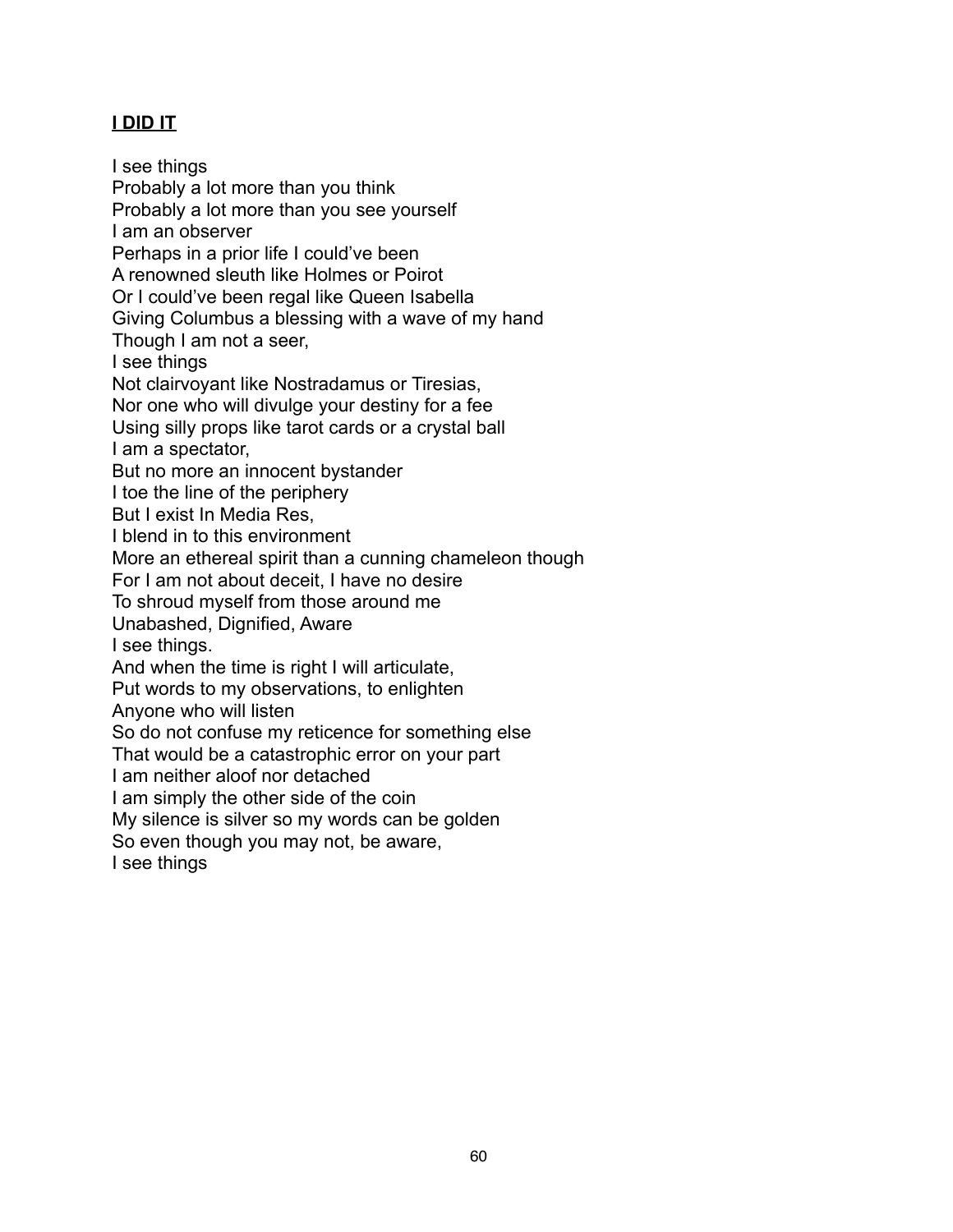**I DID IT**

I see things  
Probably a lot more than you think  
Probably a lot more than you see yourself  
I am an observer  
Perhaps in a prior life I could've been  
A renowned sleuth like Holmes or Poirot  
Or I could've been regal like Queen Isabella  
Giving Columbus a blessing with a wave of my hand  
Though I am not a seer,  
I see things  
Not clairvoyant like Nostradamus or Tiresias,  
Nor one who will divulge your destiny for a fee  
Using silly props like tarot cards or a crystal ball  
I am a spectator,  
But no more an innocent bystander  
I toe the line of the periphery  
But I exist In Media Res,  
I blend in to this environment  
More an ethereal spirit than a cunning chameleon though  
For I am not about deceit, I have no desire  
To shroud myself from those around me  
Unabashed, Dignified, Aware  
I see things.  
And when the time is right I will articulate,  
Put words to my observations, to enlighten  
Anyone who will listen  
So do not confuse my reticence for something else  
That would be a catastrophic error on your part  
I am neither aloof nor detached  
I am simply the other side of the coin  
My silence is silver so my words can be golden  
So even though you may not, be aware,  
I see things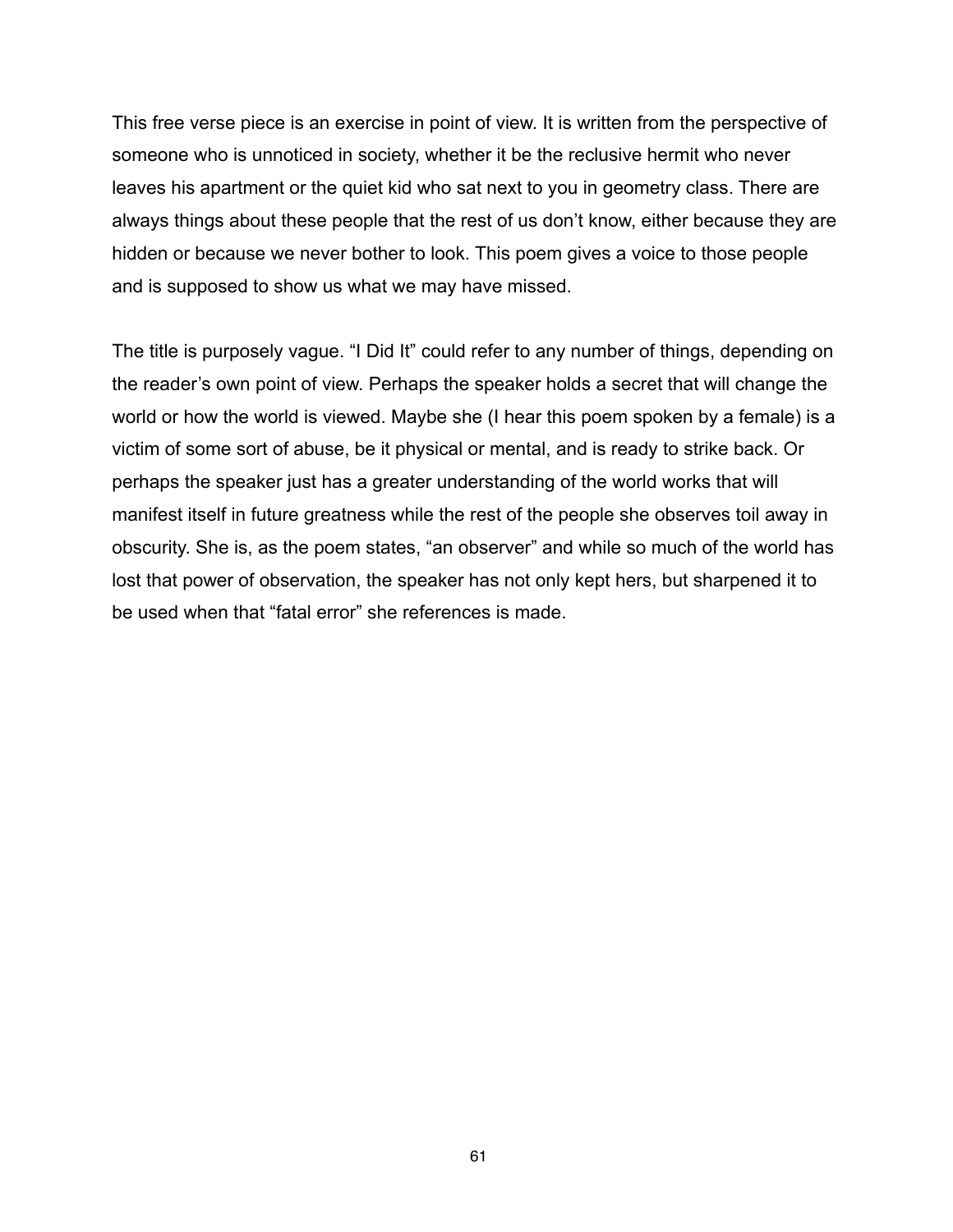This free verse piece is an exercise in point of view. It is written from the perspective of someone who is unnoticed in society, whether it be the reclusive hermit who never leaves his apartment or the quiet kid who sat next to you in geometry class. There are always things about these people that the rest of us don't know, either because they are hidden or because we never bother to look. This poem gives a voice to those people and is supposed to show us what we may have missed.

The title is purposely vague. "I Did It" could refer to any number of things, depending on the reader's own point of view. Perhaps the speaker holds a secret that will change the world or how the world is viewed. Maybe she (I hear this poem spoken by a female) is a victim of some sort of abuse, be it physical or mental, and is ready to strike back. Or perhaps the speaker just has a greater understanding of the world works that will manifest itself in future greatness while the rest of the people she observes toil away in obscurity. She is, as the poem states, "an observer" and while so much of the world has lost that power of observation, the speaker has not only kept hers, but sharpened it to be used when that "fatal error" she references is made.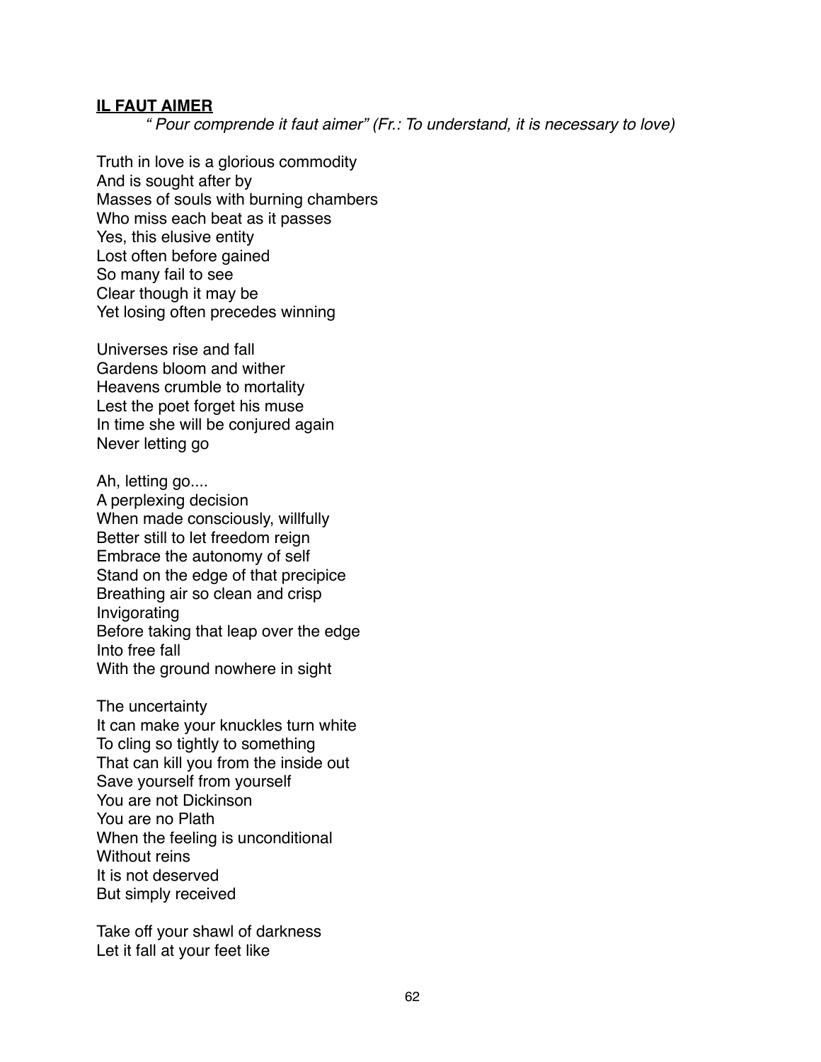**IL FAUT AIMER**

*" Pour comprende it faut aimer" (Fr.: To understand, it is necessary to love)*

Truth in love is a glorious commodity
And is sought after by
Masses of souls with burning chambers
Who miss each beat as it passes
Yes, this elusive entity
Lost often before gained
So many fail to see
Clear though it may be
Yet losing often precedes winning

Universes rise and fall
Gardens bloom and wither
Heavens crumble to mortality
Lest the poet forget his muse
In time she will be conjured again
Never letting go

Ah, letting go....
A perplexing decision
When made consciously, willfully
Better still to let freedom reign
Embrace the autonomy of self
Stand on the edge of that precipice
Breathing air so clean and crisp
Invigorating
Before taking that leap over the edge
Into free fall
With the ground nowhere in sight

The uncertainty
It can make your knuckles turn white
To cling so tightly to something
That can kill you from the inside out
Save yourself from yourself
You are not Dickinson
You are no Plath
When the feeling is unconditional
Without reins
It is not deserved
But simply received

Take off your shawl of darkness
Let it fall at your feet like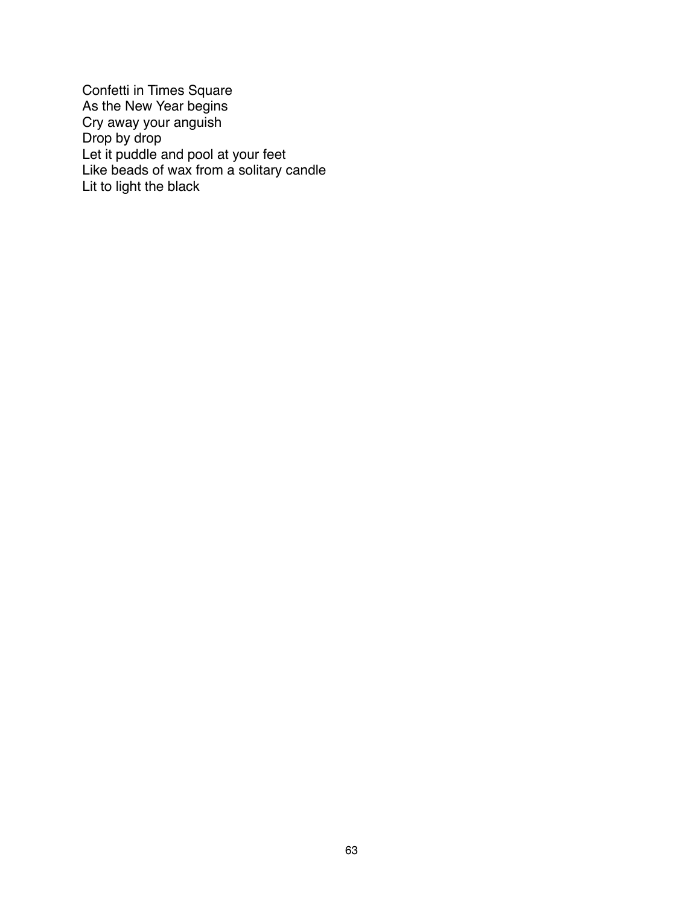Confetti in Times Square  
As the New Year begins  
Cry away your anguish  
Drop by drop  
Let it puddle and pool at your feet  
Like beads of wax from a solitary candle  
Lit to light the black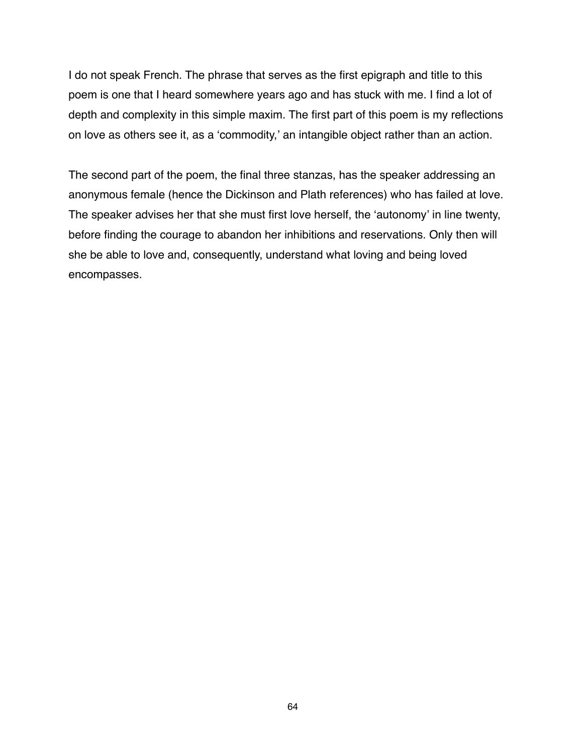I do not speak French. The phrase that serves as the first epigraph and title to this poem is one that I heard somewhere years ago and has stuck with me. I find a lot of depth and complexity in this simple maxim. The first part of this poem is my reflections on love as others see it, as a 'commodity,' an intangible object rather than an action.

The second part of the poem, the final three stanzas, has the speaker addressing an anonymous female (hence the Dickinson and Plath references) who has failed at love. The speaker advises her that she must first love herself, the 'autonomy' in line twenty, before finding the courage to abandon her inhibitions and reservations. Only then will she be able to love and, consequently, understand what loving and being loved encompasses.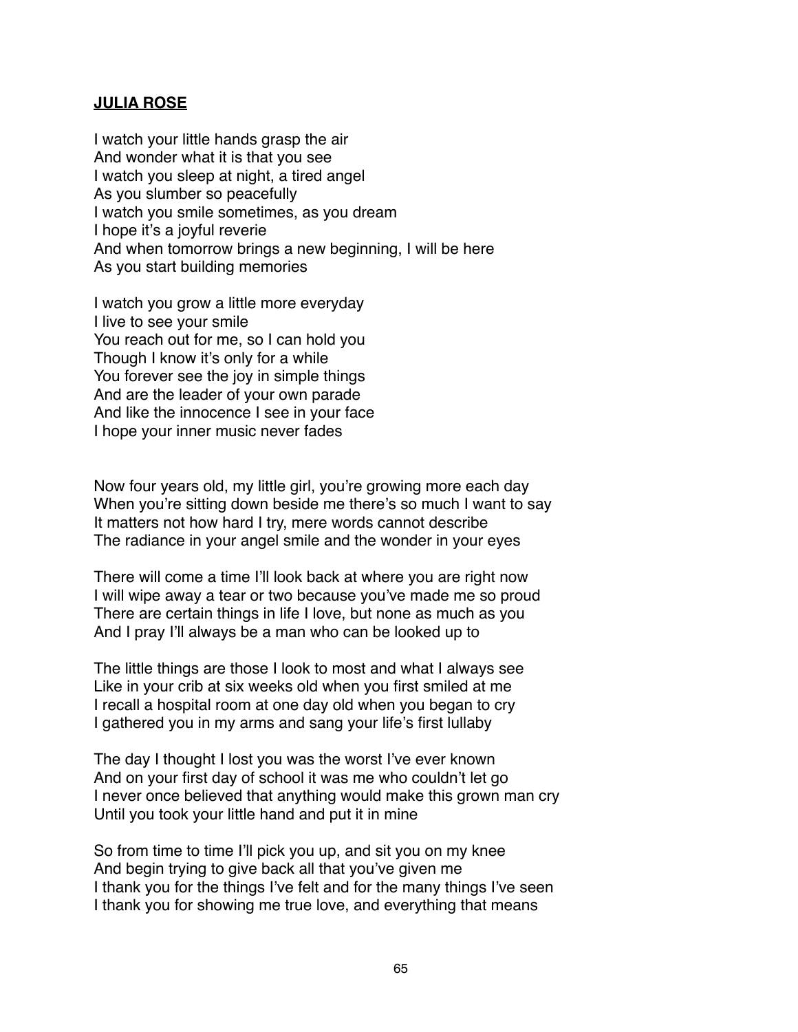**JULIA ROSE**

I watch your little hands grasp the air
And wonder what it is that you see
I watch you sleep at night, a tired angel
As you slumber so peacefully
I watch you smile sometimes, as you dream
I hope it's a joyful reverie
And when tomorrow brings a new beginning, I will be here
As you start building memories

I watch you grow a little more everyday
I live to see your smile
You reach out for me, so I can hold you
Though I know it's only for a while
You forever see the joy in simple things
And are the leader of your own parade
And like the innocence I see in your face
I hope your inner music never fades

Now four years old, my little girl, you're growing more each day
When you're sitting down beside me there's so much I want to say
It matters not how hard I try, mere words cannot describe
The radiance in your angel smile and the wonder in your eyes

There will come a time I'll look back at where you are right now
I will wipe away a tear or two because you've made me so proud
There are certain things in life I love, but none as much as you
And I pray I'll always be a man who can be looked up to

The little things are those I look to most and what I always see
Like in your crib at six weeks old when you first smiled at me
I recall a hospital room at one day old when you began to cry
I gathered you in my arms and sang your life's first lullaby

The day I thought I lost you was the worst I've ever known
And on your first day of school it was me who couldn't let go
I never once believed that anything would make this grown man cry
Until you took your little hand and put it in mine

So from time to time I'll pick you up, and sit you on my knee
And begin trying to give back all that you've given me
I thank you for the things I've felt and for the many things I've seen
I thank you for showing me true love, and everything that means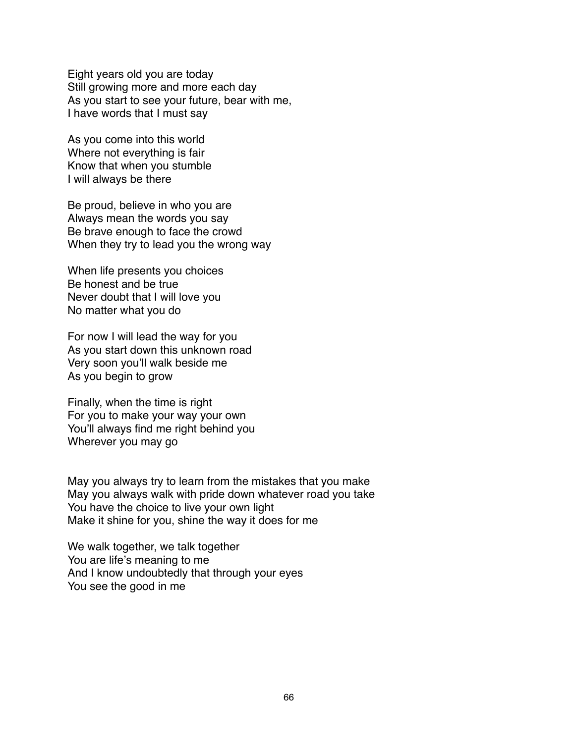Eight years old you are today
Still growing more and more each day
As you start to see your future, bear with me,
I have words that I must say

As you come into this world
Where not everything is fair
Know that when you stumble
I will always be there

Be proud, believe in who you are
Always mean the words you say
Be brave enough to face the crowd
When they try to lead you the wrong way

When life presents you choices
Be honest and be true
Never doubt that I will love you
No matter what you do

For now I will lead the way for you
As you start down this unknown road
Very soon you'll walk beside me
As you begin to grow

Finally, when the time is right
For you to make your way your own
You'll always find me right behind you
Wherever you may go

May you always try to learn from the mistakes that you make
May you always walk with pride down whatever road you take
You have the choice to live your own light
Make it shine for you, shine the way it does for me

We walk together, we talk together
You are life's meaning to me
And I know undoubtedly that through your eyes
You see the good in me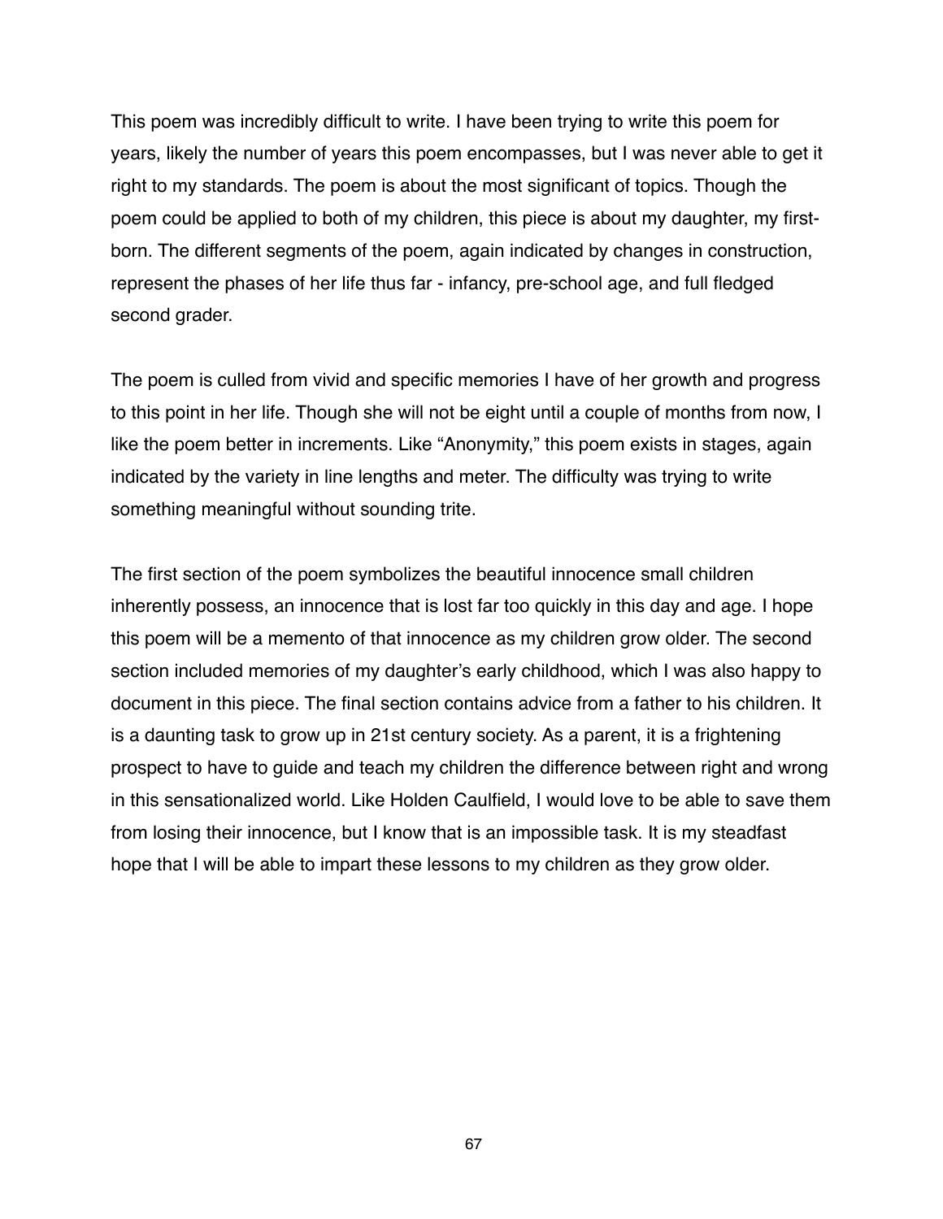This poem was incredibly difficult to write. I have been trying to write this poem for years, likely the number of years this poem encompasses, but I was never able to get it right to my standards. The poem is about the most significant of topics. Though the poem could be applied to both of my children, this piece is about my daughter, my first-born. The different segments of the poem, again indicated by changes in construction, represent the phases of her life thus far - infancy, pre-school age, and full fledged second grader.

The poem is culled from vivid and specific memories I have of her growth and progress to this point in her life. Though she will not be eight until a couple of months from now, I like the poem better in increments. Like "Anonymity," this poem exists in stages, again indicated by the variety in line lengths and meter. The difficulty was trying to write something meaningful without sounding trite.

The first section of the poem symbolizes the beautiful innocence small children inherently possess, an innocence that is lost far too quickly in this day and age. I hope this poem will be a memento of that innocence as my children grow older. The second section included memories of my daughter's early childhood, which I was also happy to document in this piece. The final section contains advice from a father to his children. It is a daunting task to grow up in 21st century society. As a parent, it is a frightening prospect to have to guide and teach my children the difference between right and wrong in this sensationalized world. Like Holden Caulfield, I would love to be able to save them from losing their innocence, but I know that is an impossible task. It is my steadfast hope that I will be able to impart these lessons to my children as they grow older.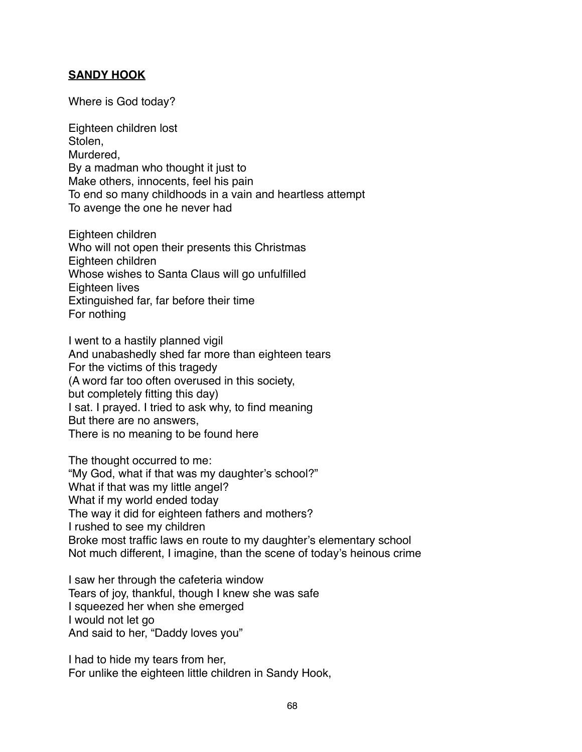## **SANDY HOOK**

Where is God today?

Eighteen children lost  
Stolen,  
Murdered,  
By a madman who thought it just to  
Make others, innocents, feel his pain  
To end so many childhoods in a vain and heartless attempt  
To avenge the one he never had

Eighteen children  
Who will not open their presents this Christmas  
Eighteen children  
Whose wishes to Santa Claus will go unfulfilled  
Eighteen lives  
Extinguished far, far before their time  
For nothing

I went to a hastily planned vigil  
And unabashedly shed far more than eighteen tears  
For the victims of this tragedy  
(A word far too often overused in this society,  
but completely fitting this day)  
I sat. I prayed. I tried to ask why, to find meaning  
But there are no answers,  
There is no meaning to be found here

The thought occurred to me:  
"My God, what if that was my daughter's school?"  
What if that was my little angel?  
What if my world ended today  
The way it did for eighteen fathers and mothers?  
I rushed to see my children  
Broke most traffic laws en route to my daughter's elementary school  
Not much different, I imagine, than the scene of today's heinous crime

I saw her through the cafeteria window  
Tears of joy, thankful, though I knew she was safe  
I squeezed her when she emerged  
I would not let go  
And said to her, "Daddy loves you"

I had to hide my tears from her,  
For unlike the eighteen little children in Sandy Hook,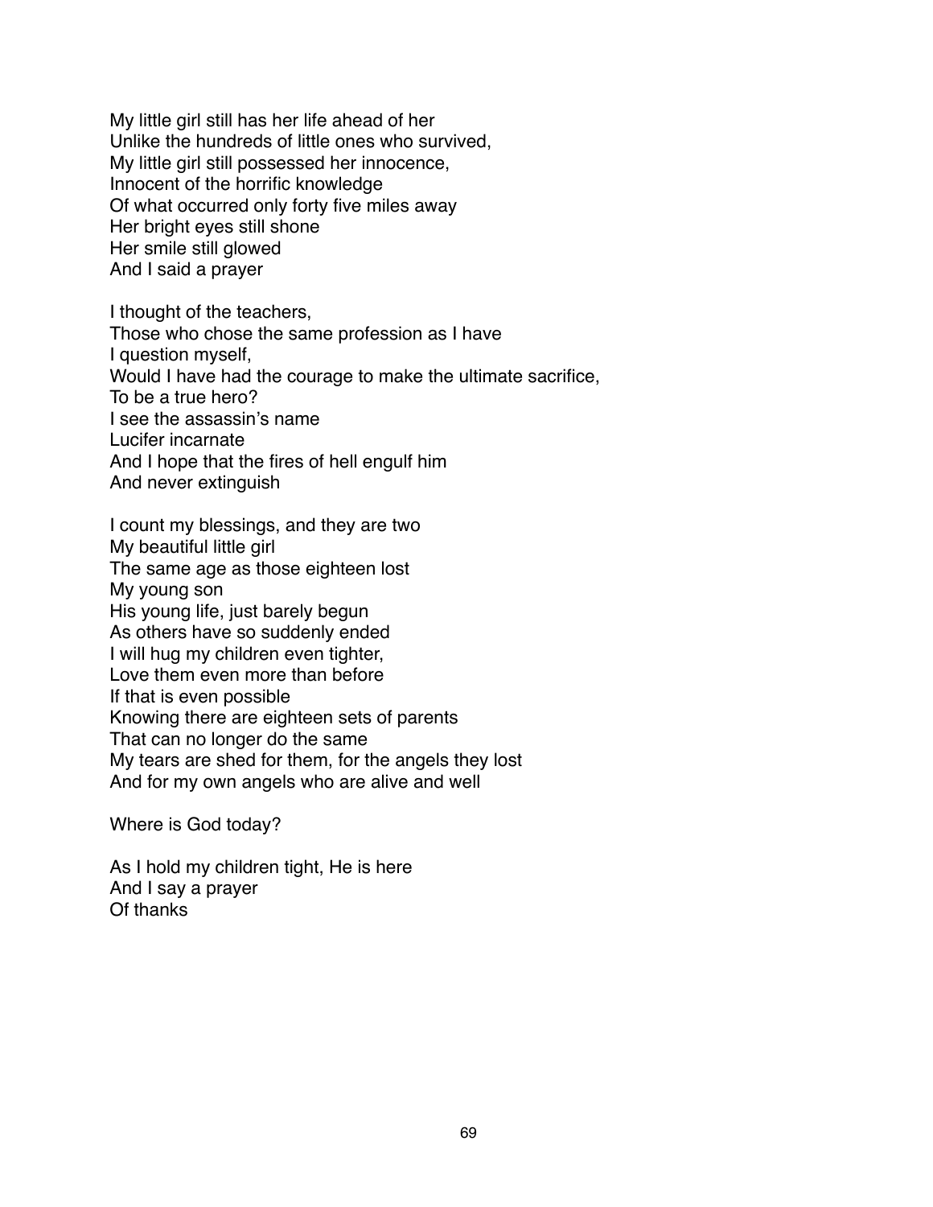My little girl still has her life ahead of her
Unlike the hundreds of little ones who survived,
My little girl still possessed her innocence,
Innocent of the horrific knowledge
Of what occurred only forty five miles away
Her bright eyes still shone
Her smile still glowed
And I said a prayer

I thought of the teachers,
Those who chose the same profession as I have
I question myself,
Would I have had the courage to make the ultimate sacrifice,
To be a true hero?
I see the assassin's name
Lucifer incarnate
And I hope that the fires of hell engulf him
And never extinguish

I count my blessings, and they are two
My beautiful little girl
The same age as those eighteen lost
My young son
His young life, just barely begun
As others have so suddenly ended
I will hug my children even tighter,
Love them even more than before
If that is even possible
Knowing there are eighteen sets of parents
That can no longer do the same
My tears are shed for them, for the angels they lost
And for my own angels who are alive and well

Where is God today?

As I hold my children tight, He is here
And I say a prayer
Of thanks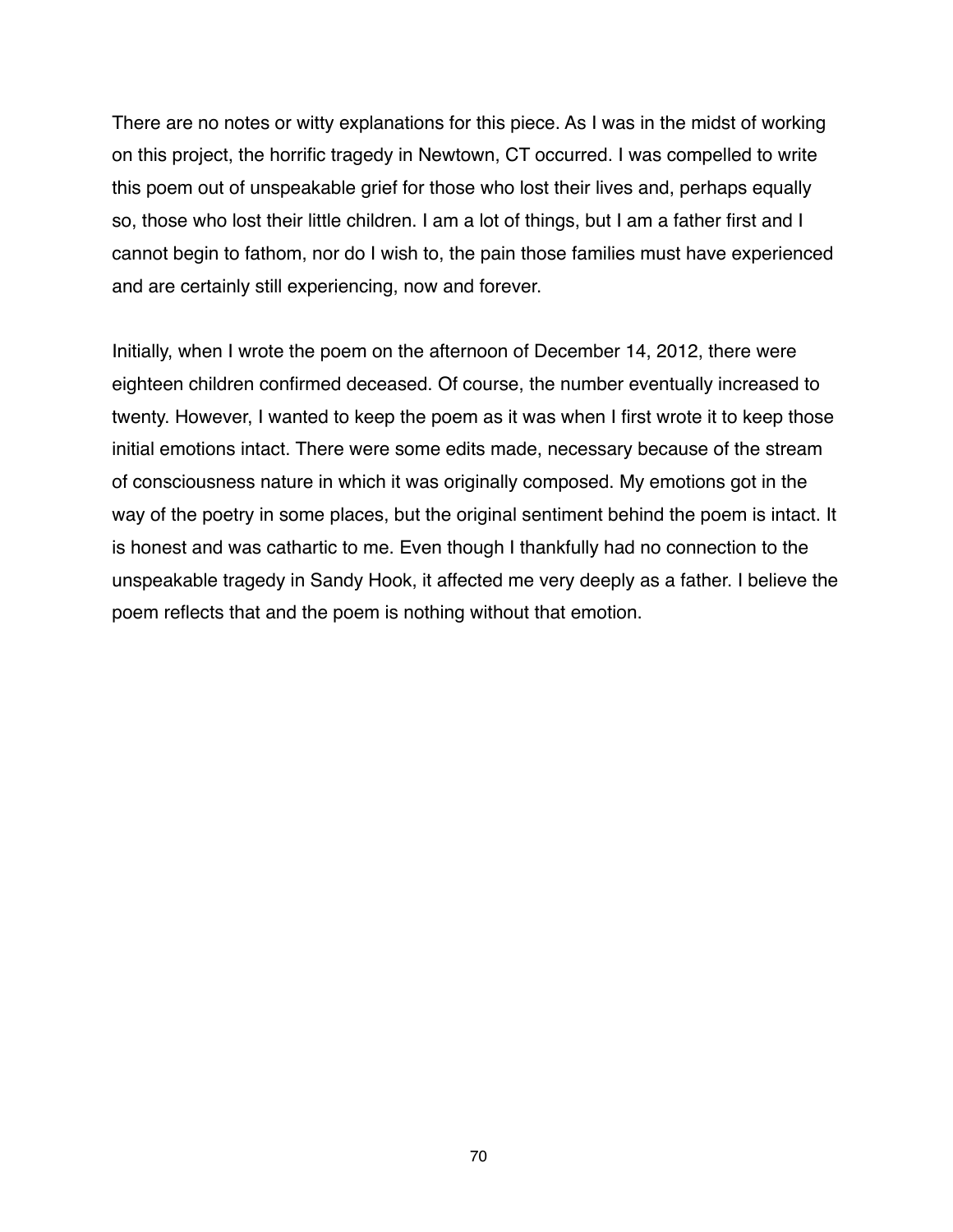There are no notes or witty explanations for this piece. As I was in the midst of working on this project, the horrific tragedy in Newtown, CT occurred. I was compelled to write this poem out of unspeakable grief for those who lost their lives and, perhaps equally so, those who lost their little children. I am a lot of things, but I am a father first and I cannot begin to fathom, nor do I wish to, the pain those families must have experienced and are certainly still experiencing, now and forever.

Initially, when I wrote the poem on the afternoon of December 14, 2012, there were eighteen children confirmed deceased. Of course, the number eventually increased to twenty. However, I wanted to keep the poem as it was when I first wrote it to keep those initial emotions intact. There were some edits made, necessary because of the stream of consciousness nature in which it was originally composed. My emotions got in the way of the poetry in some places, but the original sentiment behind the poem is intact. It is honest and was cathartic to me. Even though I thankfully had no connection to the unspeakable tragedy in Sandy Hook, it affected me very deeply as a father. I believe the poem reflects that and the poem is nothing without that emotion.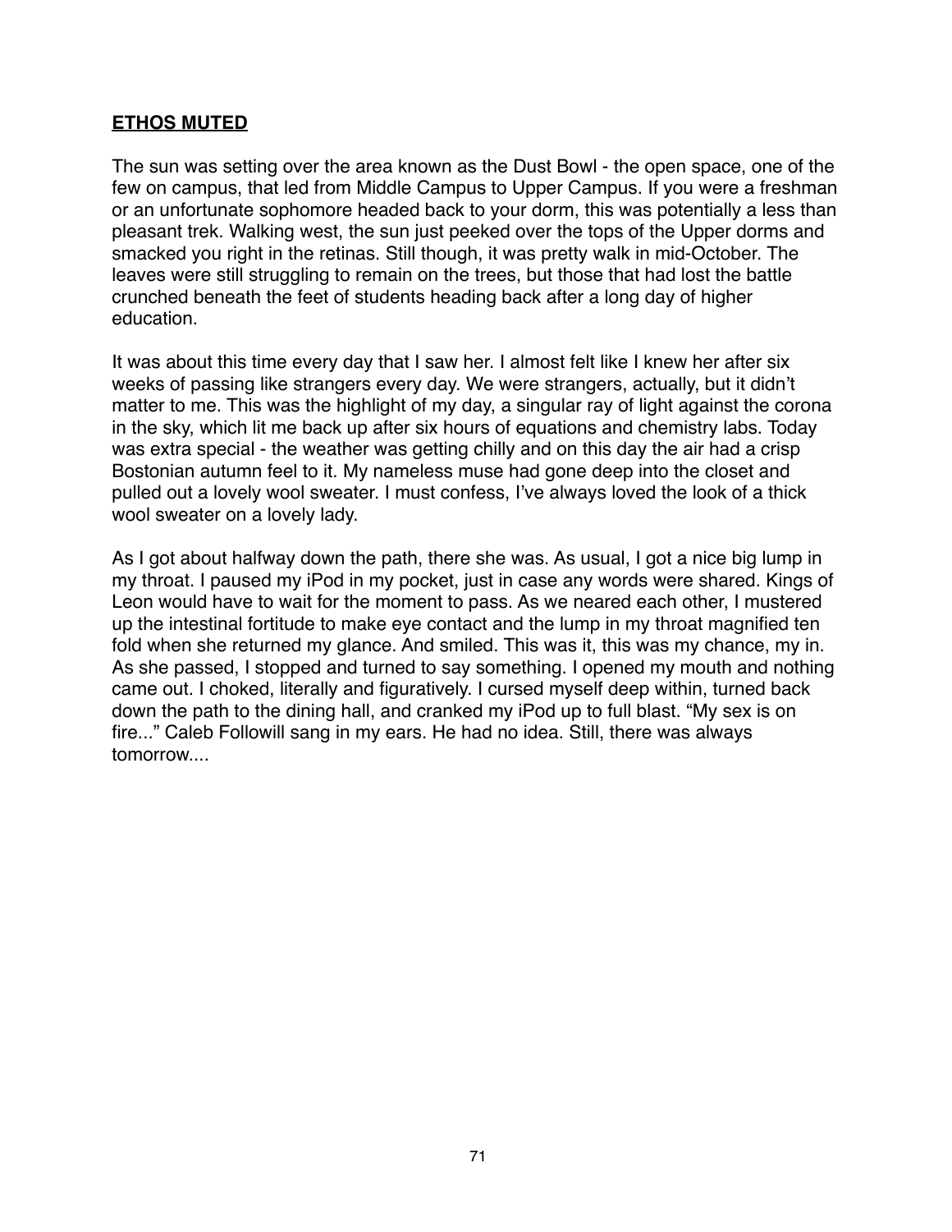## **ETHOS MUTED**

The sun was setting over the area known as the Dust Bowl - the open space, one of the few on campus, that led from Middle Campus to Upper Campus. If you were a freshman or an unfortunate sophomore headed back to your dorm, this was potentially a less than pleasant trek. Walking west, the sun just peeked over the tops of the Upper dorms and smacked you right in the retinas. Still though, it was pretty walk in mid-October. The leaves were still struggling to remain on the trees, but those that had lost the battle crunched beneath the feet of students heading back after a long day of higher education.

It was about this time every day that I saw her. I almost felt like I knew her after six weeks of passing like strangers every day. We were strangers, actually, but it didn't matter to me. This was the highlight of my day, a singular ray of light against the corona in the sky, which lit me back up after six hours of equations and chemistry labs. Today was extra special - the weather was getting chilly and on this day the air had a crisp Bostonian autumn feel to it. My nameless muse had gone deep into the closet and pulled out a lovely wool sweater. I must confess, I've always loved the look of a thick wool sweater on a lovely lady.

As I got about halfway down the path, there she was. As usual, I got a nice big lump in my throat. I paused my iPod in my pocket, just in case any words were shared. Kings of Leon would have to wait for the moment to pass. As we neared each other, I mustered up the intestinal fortitude to make eye contact and the lump in my throat magnified ten fold when she returned my glance. And smiled. This was it, this was my chance, my in. As she passed, I stopped and turned to say something. I opened my mouth and nothing came out. I choked, literally and figuratively. I cursed myself deep within, turned back down the path to the dining hall, and cranked my iPod up to full blast. "My sex is on fire..." Caleb Followill sang in my ears. He had no idea. Still, there was always tomorrow....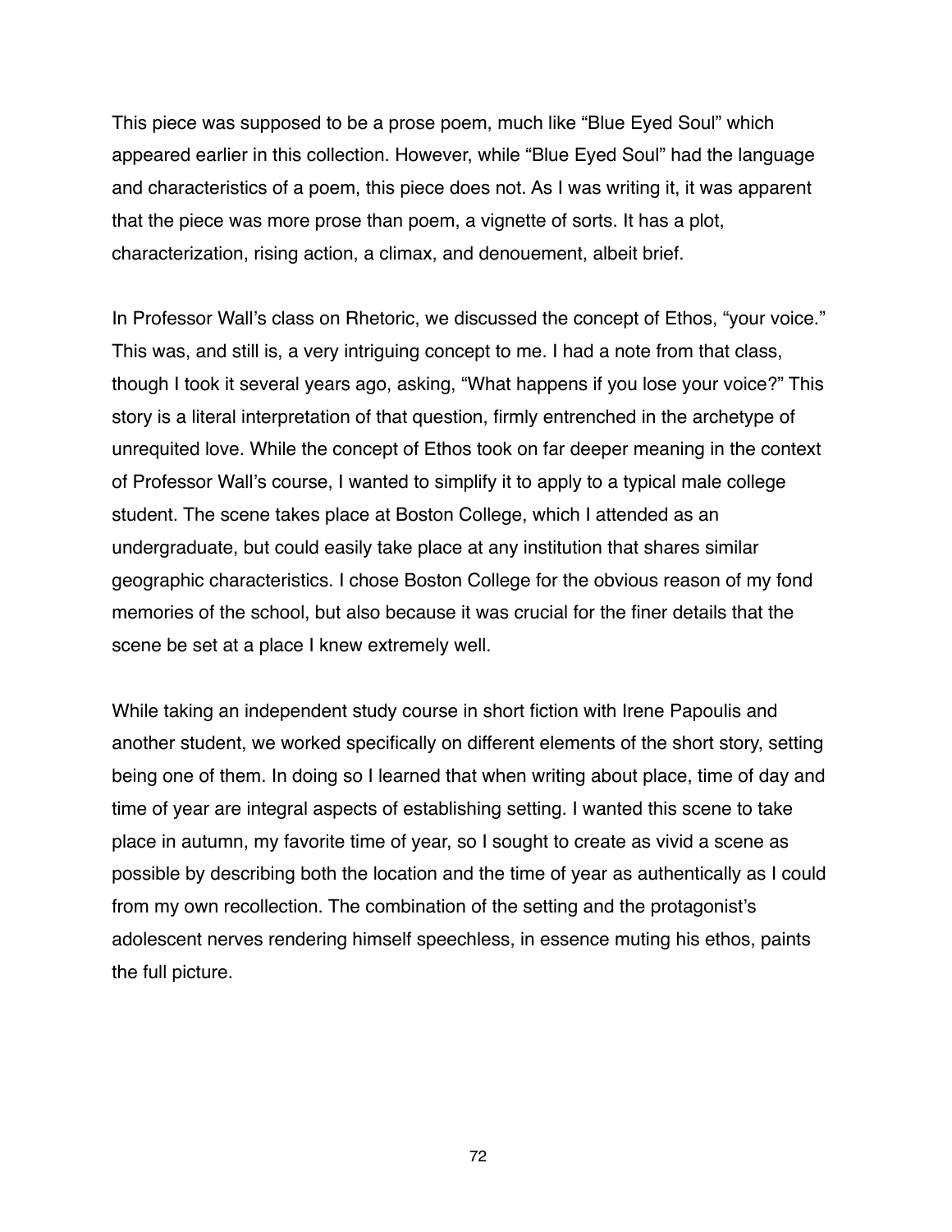This piece was supposed to be a prose poem, much like "Blue Eyed Soul" which appeared earlier in this collection. However, while "Blue Eyed Soul" had the language and characteristics of a poem, this piece does not. As I was writing it, it was apparent that the piece was more prose than poem, a vignette of sorts. It has a plot, characterization, rising action, a climax, and denouement, albeit brief.

In Professor Wall's class on Rhetoric, we discussed the concept of Ethos, "your voice." This was, and still is, a very intriguing concept to me. I had a note from that class, though I took it several years ago, asking, "What happens if you lose your voice?" This story is a literal interpretation of that question, firmly entrenched in the archetype of unrequited love. While the concept of Ethos took on far deeper meaning in the context of Professor Wall's course, I wanted to simplify it to apply to a typical male college student. The scene takes place at Boston College, which I attended as an undergraduate, but could easily take place at any institution that shares similar geographic characteristics. I chose Boston College for the obvious reason of my fond memories of the school, but also because it was crucial for the finer details that the scene be set at a place I knew extremely well.

While taking an independent study course in short fiction with Irene Papoulis and another student, we worked specifically on different elements of the short story, setting being one of them. In doing so I learned that when writing about place, time of day and time of year are integral aspects of establishing setting. I wanted this scene to take place in autumn, my favorite time of year, so I sought to create as vivid a scene as possible by describing both the location and the time of year as authentically as I could from my own recollection. The combination of the setting and the protagonist's adolescent nerves rendering himself speechless, in essence muting his ethos, paints the full picture.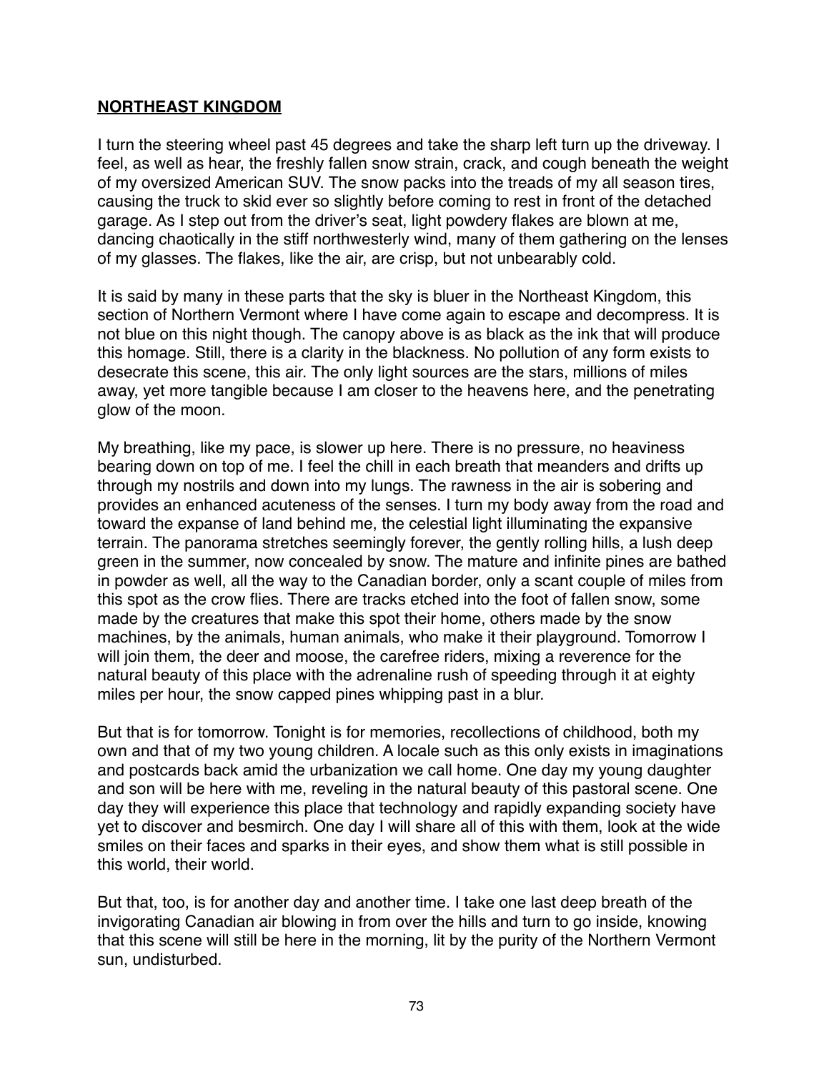## **NORTHEAST KINGDOM**

I turn the steering wheel past 45 degrees and take the sharp left turn up the driveway. I feel, as well as hear, the freshly fallen snow strain, crack, and cough beneath the weight of my oversized American SUV. The snow packs into the treads of my all season tires, causing the truck to skid ever so slightly before coming to rest in front of the detached garage. As I step out from the driver's seat, light powdery flakes are blown at me, dancing chaotically in the stiff northwesterly wind, many of them gathering on the lenses of my glasses. The flakes, like the air, are crisp, but not unbearably cold.

It is said by many in these parts that the sky is bluer in the Northeast Kingdom, this section of Northern Vermont where I have come again to escape and decompress. It is not blue on this night though. The canopy above is as black as the ink that will produce this homage. Still, there is a clarity in the blackness. No pollution of any form exists to desecrate this scene, this air. The only light sources are the stars, millions of miles away, yet more tangible because I am closer to the heavens here, and the penetrating glow of the moon.

My breathing, like my pace, is slower up here. There is no pressure, no heaviness bearing down on top of me. I feel the chill in each breath that meanders and drifts up through my nostrils and down into my lungs. The rawness in the air is sobering and provides an enhanced acuteness of the senses. I turn my body away from the road and toward the expanse of land behind me, the celestial light illuminating the expansive terrain. The panorama stretches seemingly forever, the gently rolling hills, a lush deep green in the summer, now concealed by snow. The mature and infinite pines are bathed in powder as well, all the way to the Canadian border, only a scant couple of miles from this spot as the crow flies. There are tracks etched into the foot of fallen snow, some made by the creatures that make this spot their home, others made by the snow machines, by the animals, human animals, who make it their playground. Tomorrow I will join them, the deer and moose, the carefree riders, mixing a reverence for the natural beauty of this place with the adrenaline rush of speeding through it at eighty miles per hour, the snow capped pines whipping past in a blur.

But that is for tomorrow. Tonight is for memories, recollections of childhood, both my own and that of my two young children. A locale such as this only exists in imaginations and postcards back amid the urbanization we call home. One day my young daughter and son will be here with me, reveling in the natural beauty of this pastoral scene. One day they will experience this place that technology and rapidly expanding society have yet to discover and besmirch. One day I will share all of this with them, look at the wide smiles on their faces and sparks in their eyes, and show them what is still possible in this world, their world.

But that, too, is for another day and another time. I take one last deep breath of the invigorating Canadian air blowing in from over the hills and turn to go inside, knowing that this scene will still be here in the morning, lit by the purity of the Northern Vermont sun, undisturbed.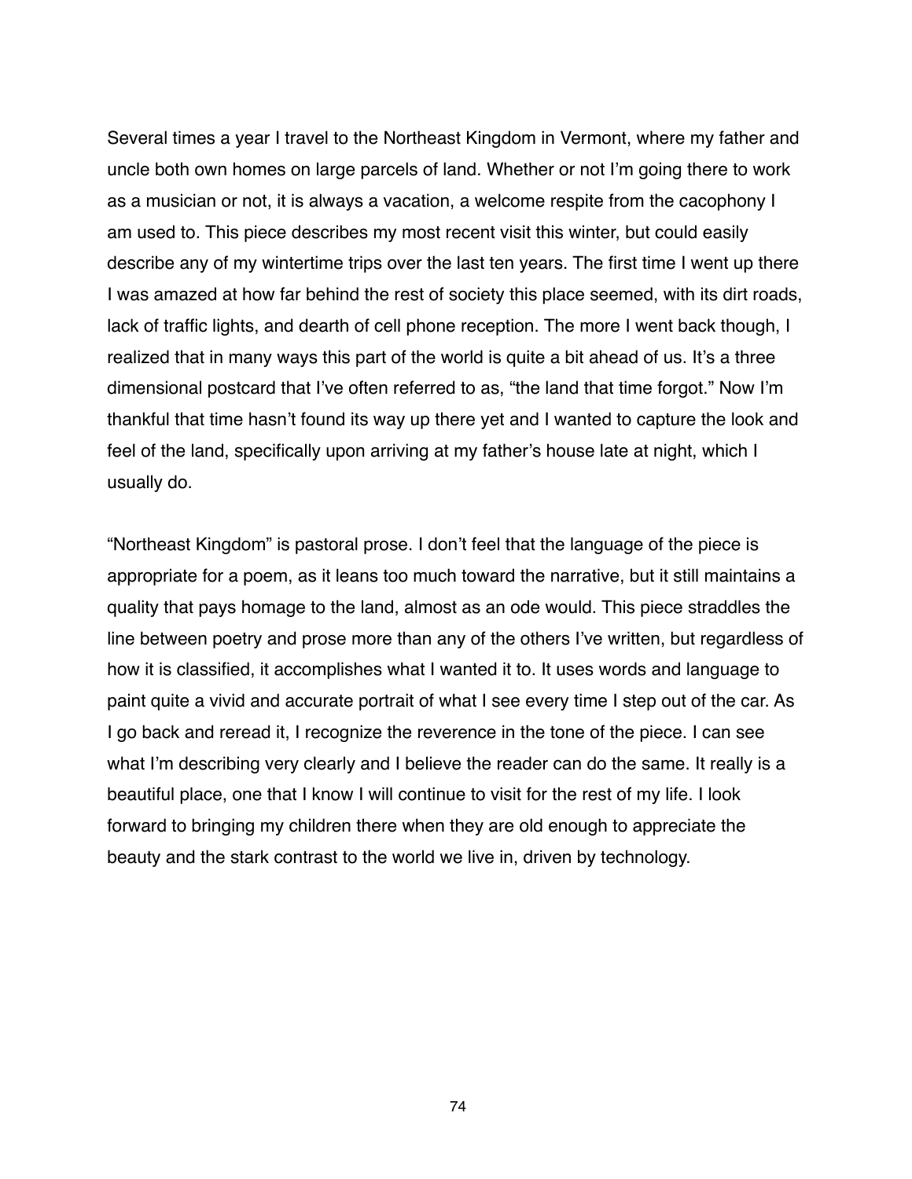Several times a year I travel to the Northeast Kingdom in Vermont, where my father and uncle both own homes on large parcels of land. Whether or not I'm going there to work as a musician or not, it is always a vacation, a welcome respite from the cacophony I am used to. This piece describes my most recent visit this winter, but could easily describe any of my wintertime trips over the last ten years. The first time I went up there I was amazed at how far behind the rest of society this place seemed, with its dirt roads, lack of traffic lights, and dearth of cell phone reception. The more I went back though, I realized that in many ways this part of the world is quite a bit ahead of us. It's a three dimensional postcard that I've often referred to as, "the land that time forgot." Now I'm thankful that time hasn't found its way up there yet and I wanted to capture the look and feel of the land, specifically upon arriving at my father's house late at night, which I usually do.

"Northeast Kingdom" is pastoral prose. I don't feel that the language of the piece is appropriate for a poem, as it leans too much toward the narrative, but it still maintains a quality that pays homage to the land, almost as an ode would. This piece straddles the line between poetry and prose more than any of the others I've written, but regardless of how it is classified, it accomplishes what I wanted it to. It uses words and language to paint quite a vivid and accurate portrait of what I see every time I step out of the car. As I go back and reread it, I recognize the reverence in the tone of the piece. I can see what I'm describing very clearly and I believe the reader can do the same. It really is a beautiful place, one that I know I will continue to visit for the rest of my life. I look forward to bringing my children there when they are old enough to appreciate the beauty and the stark contrast to the world we live in, driven by technology.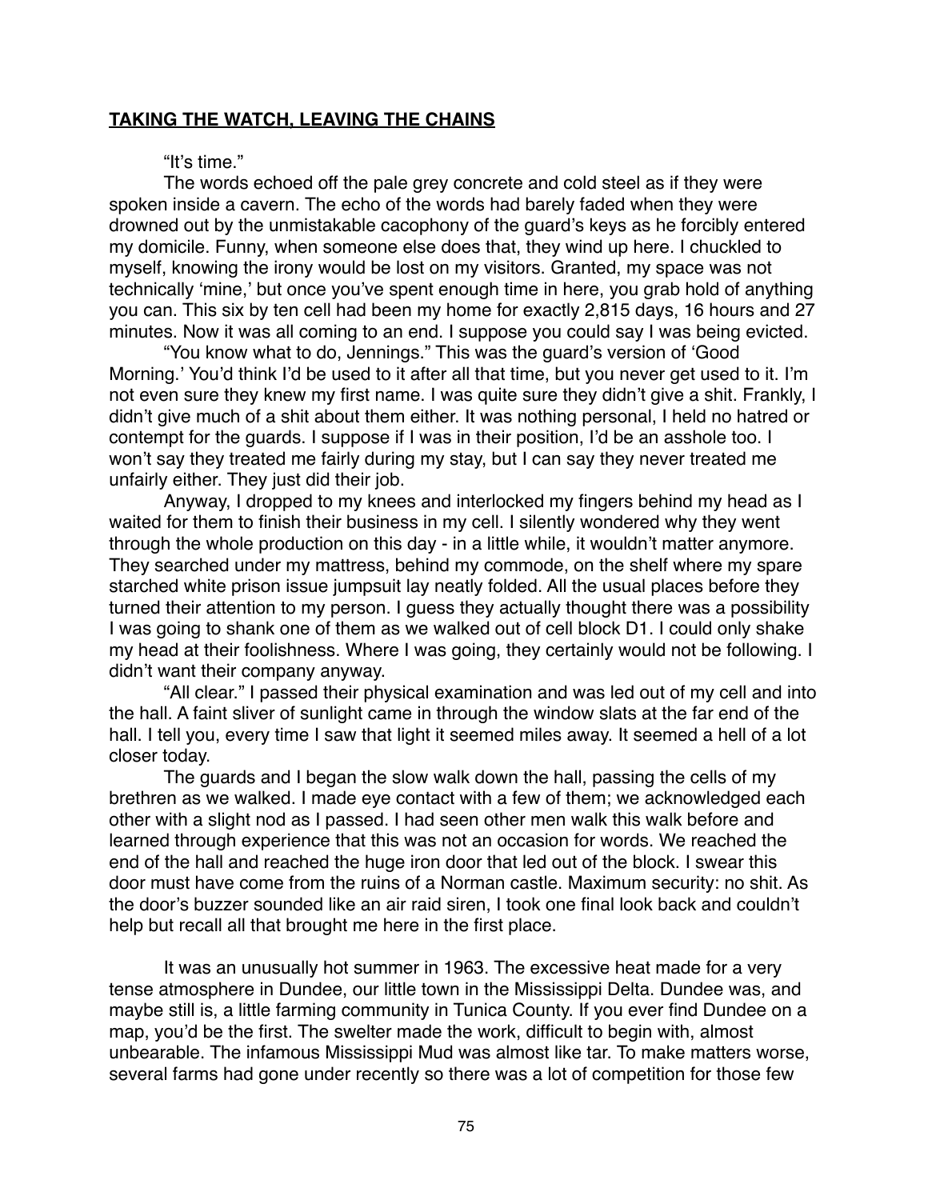**TAKING THE WATCH, LEAVING THE CHAINS**

"It's time."

The words echoed off the pale grey concrete and cold steel as if they were spoken inside a cavern. The echo of the words had barely faded when they were drowned out by the unmistakable cacophony of the guard's keys as he forcibly entered my domicile. Funny, when someone else does that, they wind up here. I chuckled to myself, knowing the irony would be lost on my visitors. Granted, my space was not technically 'mine,' but once you've spent enough time in here, you grab hold of anything you can. This six by ten cell had been my home for exactly 2,815 days, 16 hours and 27 minutes. Now it was all coming to an end. I suppose you could say I was being evicted.

"You know what to do, Jennings." This was the guard's version of 'Good Morning.' You'd think I'd be used to it after all that time, but you never get used to it. I'm not even sure they knew my first name. I was quite sure they didn't give a shit. Frankly, I didn't give much of a shit about them either. It was nothing personal, I held no hatred or contempt for the guards. I suppose if I was in their position, I'd be an asshole too. I won't say they treated me fairly during my stay, but I can say they never treated me unfairly either. They just did their job.

Anyway, I dropped to my knees and interlocked my fingers behind my head as I waited for them to finish their business in my cell. I silently wondered why they went through the whole production on this day - in a little while, it wouldn't matter anymore. They searched under my mattress, behind my commode, on the shelf where my spare starched white prison issue jumpsuit lay neatly folded. All the usual places before they turned their attention to my person. I guess they actually thought there was a possibility I was going to shank one of them as we walked out of cell block D1. I could only shake my head at their foolishness. Where I was going, they certainly would not be following. I didn't want their company anyway.

"All clear." I passed their physical examination and was led out of my cell and into the hall. A faint sliver of sunlight came in through the window slats at the far end of the hall. I tell you, every time I saw that light it seemed miles away. It seemed a hell of a lot closer today.

The guards and I began the slow walk down the hall, passing the cells of my brethren as we walked. I made eye contact with a few of them; we acknowledged each other with a slight nod as I passed. I had seen other men walk this walk before and learned through experience that this was not an occasion for words. We reached the end of the hall and reached the huge iron door that led out of the block. I swear this door must have come from the ruins of a Norman castle. Maximum security: no shit. As the door's buzzer sounded like an air raid siren, I took one final look back and couldn't help but recall all that brought me here in the first place.

It was an unusually hot summer in 1963. The excessive heat made for a very tense atmosphere in Dundee, our little town in the Mississippi Delta. Dundee was, and maybe still is, a little farming community in Tunica County. If you ever find Dundee on a map, you'd be the first. The swelter made the work, difficult to begin with, almost unbearable. The infamous Mississippi Mud was almost like tar. To make matters worse, several farms had gone under recently so there was a lot of competition for those few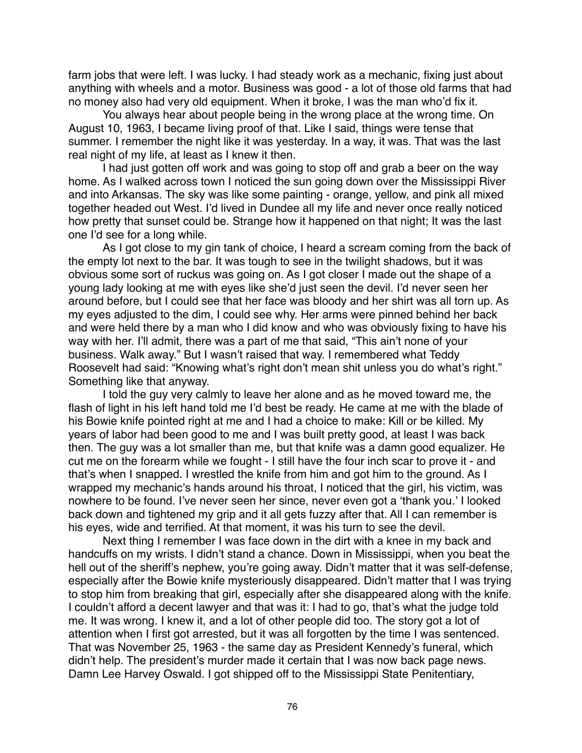farm jobs that were left. I was lucky. I had steady work as a mechanic, fixing just about anything with wheels and a motor. Business was good - a lot of those old farms that had no money also had very old equipment. When it broke, I was the man who'd fix it.

You always hear about people being in the wrong place at the wrong time. On August 10, 1963, I became living proof of that. Like I said, things were tense that summer. I remember the night like it was yesterday. In a way, it was. That was the last real night of my life, at least as I knew it then.

I had just gotten off work and was going to stop off and grab a beer on the way home. As I walked across town I noticed the sun going down over the Mississippi River and into Arkansas. The sky was like some painting - orange, yellow, and pink all mixed together headed out West. I'd lived in Dundee all my life and never once really noticed how pretty that sunset could be. Strange how it happened on that night; It was the last one I'd see for a long while.

As I got close to my gin tank of choice, I heard a scream coming from the back of the empty lot next to the bar. It was tough to see in the twilight shadows, but it was obvious some sort of ruckus was going on. As I got closer I made out the shape of a young lady looking at me with eyes like she'd just seen the devil. I'd never seen her around before, but I could see that her face was bloody and her shirt was all torn up. As my eyes adjusted to the dim, I could see why. Her arms were pinned behind her back and were held there by a man who I did know and who was obviously fixing to have his way with her. I'll admit, there was a part of me that said, "This ain't none of your business. Walk away." But I wasn't raised that way. I remembered what Teddy Roosevelt had said: "Knowing what's right don't mean shit unless you do what's right." Something like that anyway.

I told the guy very calmly to leave her alone and as he moved toward me, the flash of light in his left hand told me I'd best be ready. He came at me with the blade of his Bowie knife pointed right at me and I had a choice to make: Kill or be killed. My years of labor had been good to me and I was built pretty good, at least I was back then. The guy was a lot smaller than me, but that knife was a damn good equalizer. He cut me on the forearm while we fought - I still have the four inch scar to prove it - and that's when I snapped. I wrestled the knife from him and got him to the ground. As I wrapped my mechanic's hands around his throat, I noticed that the girl, his victim, was nowhere to be found. I've never seen her since, never even got a 'thank you.' I looked back down and tightened my grip and it all gets fuzzy after that. All I can remember is his eyes, wide and terrified. At that moment, it was his turn to see the devil.

Next thing I remember I was face down in the dirt with a knee in my back and handcuffs on my wrists. I didn't stand a chance. Down in Mississippi, when you beat the hell out of the sheriff's nephew, you're going away. Didn't matter that it was self-defense, especially after the Bowie knife mysteriously disappeared. Didn't matter that I was trying to stop him from breaking that girl, especially after she disappeared along with the knife. I couldn't afford a decent lawyer and that was it: I had to go, that's what the judge told me. It was wrong. I knew it, and a lot of other people did too. The story got a lot of attention when I first got arrested, but it was all forgotten by the time I was sentenced. That was November 25, 1963 - the same day as President Kennedy's funeral, which didn't help. The president's murder made it certain that I was now back page news. Damn Lee Harvey Oswald. I got shipped off to the Mississippi State Penitentiary,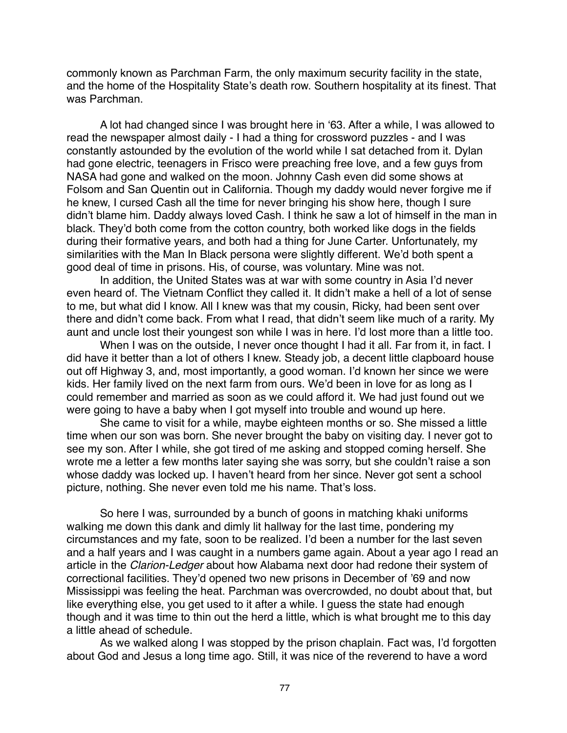commonly known as Parchman Farm, the only maximum security facility in the state, and the home of the Hospitality State's death row. Southern hospitality at its finest. That was Parchman.

A lot had changed since I was brought here in '63. After a while, I was allowed to read the newspaper almost daily - I had a thing for crossword puzzles - and I was constantly astounded by the evolution of the world while I sat detached from it. Dylan had gone electric, teenagers in Frisco were preaching free love, and a few guys from NASA had gone and walked on the moon. Johnny Cash even did some shows at Folsom and San Quentin out in California. Though my daddy would never forgive me if he knew, I cursed Cash all the time for never bringing his show here, though I sure didn't blame him. Daddy always loved Cash. I think he saw a lot of himself in the man in black. They'd both come from the cotton country, both worked like dogs in the fields during their formative years, and both had a thing for June Carter. Unfortunately, my similarities with the Man In Black persona were slightly different. We'd both spent a good deal of time in prisons. His, of course, was voluntary. Mine was not.

In addition, the United States was at war with some country in Asia I'd never even heard of. The Vietnam Conflict they called it. It didn't make a hell of a lot of sense to me, but what did I know. All I knew was that my cousin, Ricky, had been sent over there and didn't come back. From what I read, that didn't seem like much of a rarity. My aunt and uncle lost their youngest son while I was in here. I'd lost more than a little too.

When I was on the outside, I never once thought I had it all. Far from it, in fact. I did have it better than a lot of others I knew. Steady job, a decent little clapboard house out off Highway 3, and, most importantly, a good woman. I'd known her since we were kids. Her family lived on the next farm from ours. We'd been in love for as long as I could remember and married as soon as we could afford it. We had just found out we were going to have a baby when I got myself into trouble and wound up here.

She came to visit for a while, maybe eighteen months or so. She missed a little time when our son was born. She never brought the baby on visiting day. I never got to see my son. After I while, she got tired of me asking and stopped coming herself. She wrote me a letter a few months later saying she was sorry, but she couldn't raise a son whose daddy was locked up. I haven't heard from her since. Never got sent a school picture, nothing. She never even told me his name. That's loss.

So here I was, surrounded by a bunch of goons in matching khaki uniforms walking me down this dank and dimly lit hallway for the last time, pondering my circumstances and my fate, soon to be realized. I'd been a number for the last seven and a half years and I was caught in a numbers game again. About a year ago I read an article in the *Clarion-Ledger* about how Alabama next door had redone their system of correctional facilities. They'd opened two new prisons in December of '69 and now Mississippi was feeling the heat. Parchman was overcrowded, no doubt about that, but like everything else, you get used to it after a while. I guess the state had enough though and it was time to thin out the herd a little, which is what brought me to this day a little ahead of schedule.

As we walked along I was stopped by the prison chaplain. Fact was, I'd forgotten about God and Jesus a long time ago. Still, it was nice of the reverend to have a word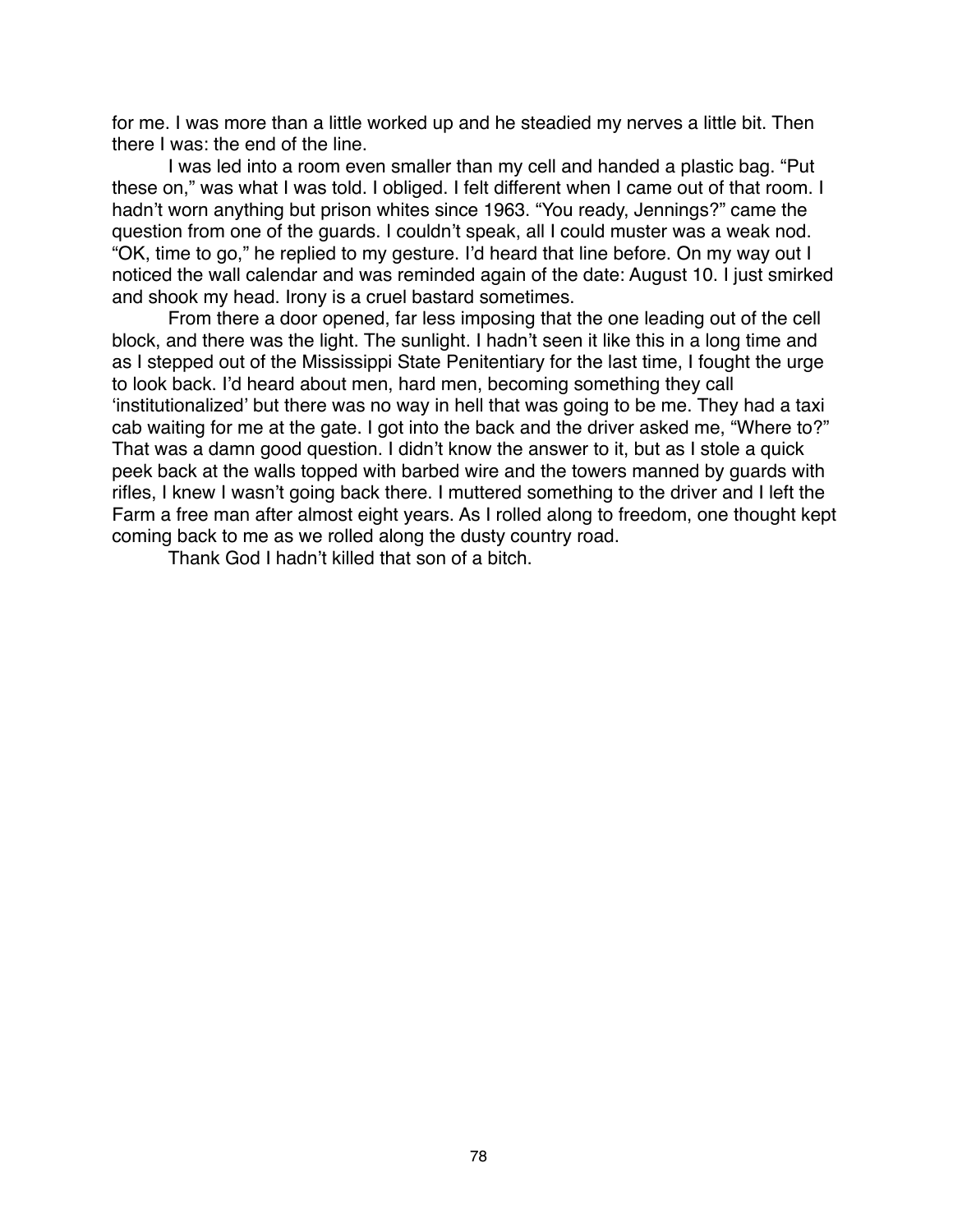for me. I was more than a little worked up and he steadied my nerves a little bit. Then there I was: the end of the line.

I was led into a room even smaller than my cell and handed a plastic bag. “Put these on,” was what I was told. I obliged. I felt different when I came out of that room. I hadn’t worn anything but prison whites since 1963. “You ready, Jennings?” came the question from one of the guards. I couldn’t speak, all I could muster was a weak nod. “OK, time to go,” he replied to my gesture. I’d heard that line before. On my way out I noticed the wall calendar and was reminded again of the date: August 10. I just smirked and shook my head. Irony is a cruel bastard sometimes.

From there a door opened, far less imposing that the one leading out of the cell block, and there was the light. The sunlight. I hadn’t seen it like this in a long time and as I stepped out of the Mississippi State Penitentiary for the last time, I fought the urge to look back. I’d heard about men, hard men, becoming something they call ‘institutionalized’ but there was no way in hell that was going to be me. They had a taxi cab waiting for me at the gate. I got into the back and the driver asked me, “Where to?” That was a damn good question. I didn’t know the answer to it, but as I stole a quick peek back at the walls topped with barbed wire and the towers manned by guards with rifles, I knew I wasn’t going back there. I muttered something to the driver and I left the Farm a free man after almost eight years. As I rolled along to freedom, one thought kept coming back to me as we rolled along the dusty country road.

Thank God I hadn’t killed that son of a bitch.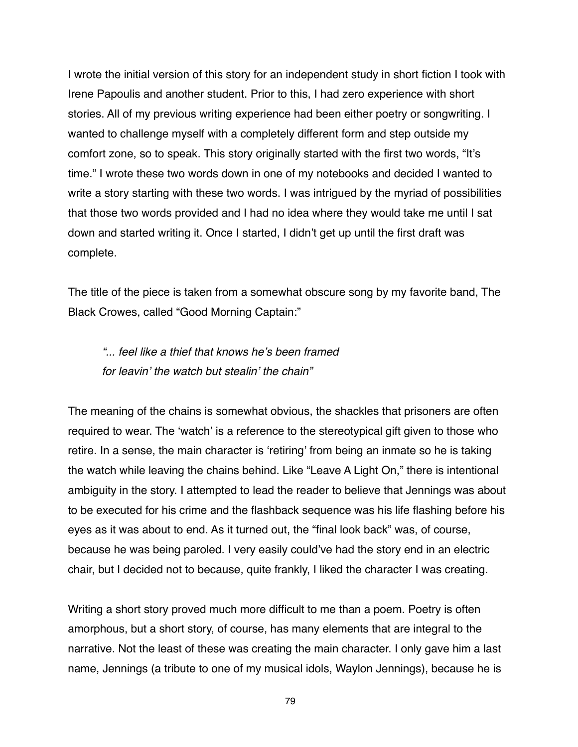I wrote the initial version of this story for an independent study in short fiction I took with Irene Papoulis and another student. Prior to this, I had zero experience with short stories. All of my previous writing experience had been either poetry or songwriting. I wanted to challenge myself with a completely different form and step outside my comfort zone, so to speak. This story originally started with the first two words, "It's time." I wrote these two words down in one of my notebooks and decided I wanted to write a story starting with these two words. I was intrigued by the myriad of possibilities that those two words provided and I had no idea where they would take me until I sat down and started writing it. Once I started, I didn't get up until the first draft was complete.

The title of the piece is taken from a somewhat obscure song by my favorite band, The Black Crowes, called "Good Morning Captain:"

> *"... feel like a thief that knows he's been framed*
> *for leavin' the watch but stealin' the chain"*

The meaning of the chains is somewhat obvious, the shackles that prisoners are often required to wear. The 'watch' is a reference to the stereotypical gift given to those who retire. In a sense, the main character is 'retiring' from being an inmate so he is taking the watch while leaving the chains behind. Like "Leave A Light On," there is intentional ambiguity in the story. I attempted to lead the reader to believe that Jennings was about to be executed for his crime and the flashback sequence was his life flashing before his eyes as it was about to end. As it turned out, the "final look back" was, of course, because he was being paroled. I very easily could've had the story end in an electric chair, but I decided not to because, quite frankly, I liked the character I was creating.

Writing a short story proved much more difficult to me than a poem. Poetry is often amorphous, but a short story, of course, has many elements that are integral to the narrative. Not the least of these was creating the main character. I only gave him a last name, Jennings (a tribute to one of my musical idols, Waylon Jennings), because he is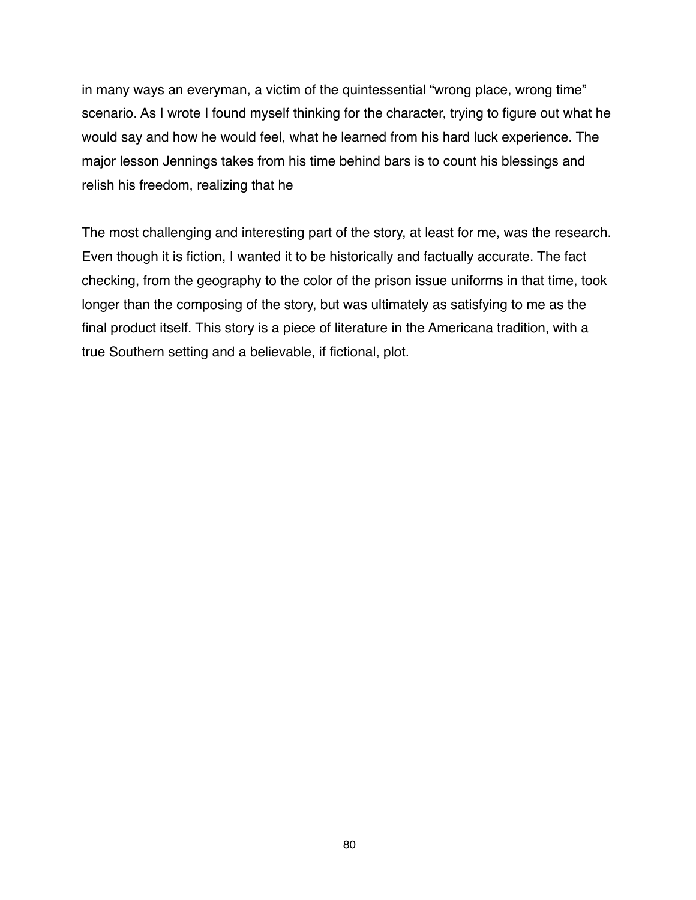in many ways an everyman, a victim of the quintessential “wrong place, wrong time” scenario. As I wrote I found myself thinking for the character, trying to figure out what he would say and how he would feel, what he learned from his hard luck experience. The major lesson Jennings takes from his time behind bars is to count his blessings and relish his freedom, realizing that he

The most challenging and interesting part of the story, at least for me, was the research. Even though it is fiction, I wanted it to be historically and factually accurate. The fact checking, from the geography to the color of the prison issue uniforms in that time, took longer than the composing of the story, but was ultimately as satisfying to me as the final product itself. This story is a piece of literature in the Americana tradition, with a true Southern setting and a believable, if fictional, plot.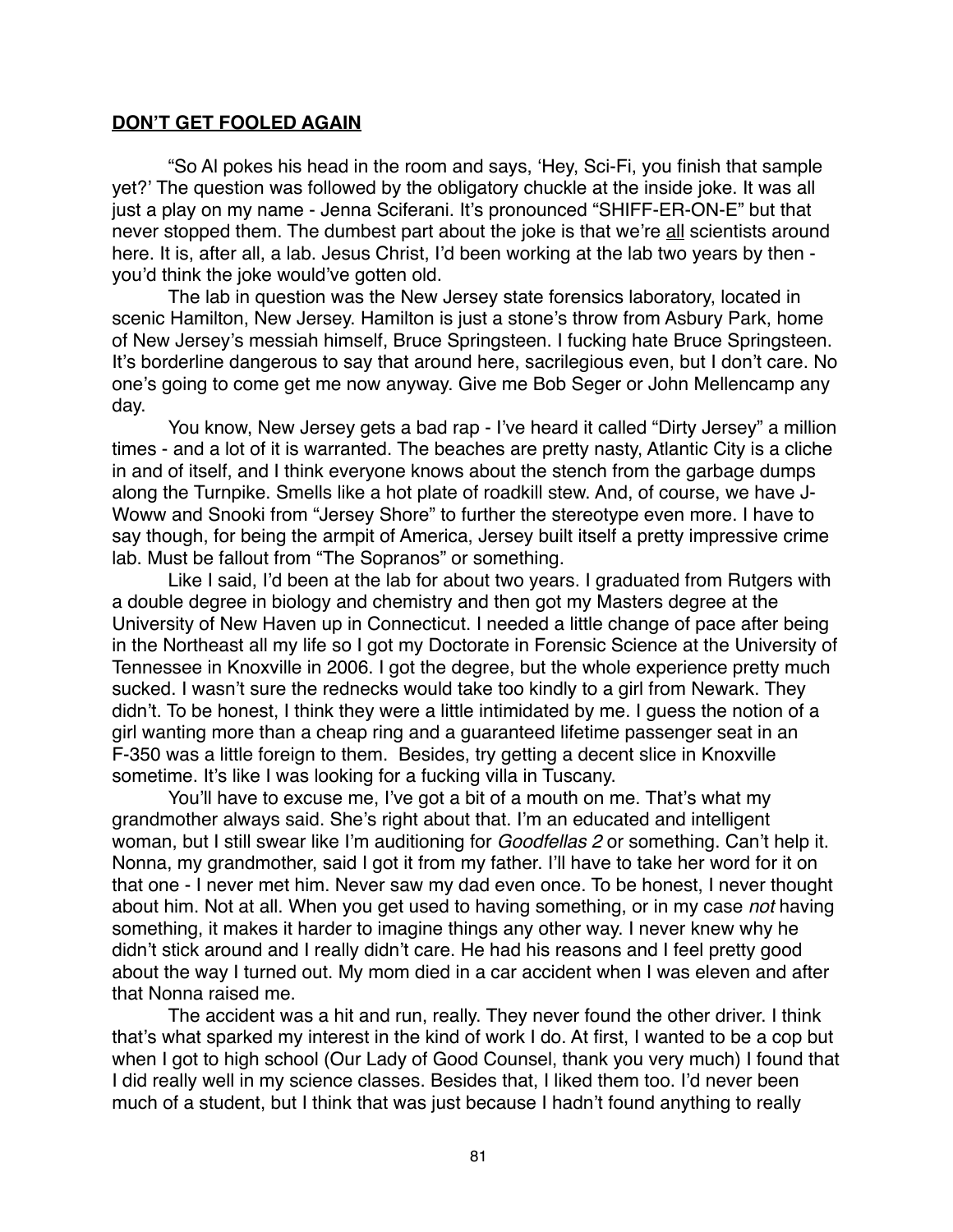**DON'T GET FOOLED AGAIN**

"So Al pokes his head in the room and says, 'Hey, Sci-Fi, you finish that sample yet?' The question was followed by the obligatory chuckle at the inside joke. It was all just a play on my name - Jenna Sciferani. It's pronounced "SHIFF-ER-ON-E" but that never stopped them. The dumbest part about the joke is that we're <u>all</u> scientists around here. It is, after all, a lab. Jesus Christ, I'd been working at the lab two years by then - you'd think the joke would've gotten old.

The lab in question was the New Jersey state forensics laboratory, located in scenic Hamilton, New Jersey. Hamilton is just a stone's throw from Asbury Park, home of New Jersey's messiah himself, Bruce Springsteen. I fucking hate Bruce Springsteen. It's borderline dangerous to say that around here, sacrilegious even, but I don't care. No one's going to come get me now anyway. Give me Bob Seger or John Mellencamp any day.

You know, New Jersey gets a bad rap - I've heard it called "Dirty Jersey" a million times - and a lot of it is warranted. The beaches are pretty nasty, Atlantic City is a cliche in and of itself, and I think everyone knows about the stench from the garbage dumps along the Turnpike. Smells like a hot plate of roadkill stew. And, of course, we have J-Woww and Snooki from "Jersey Shore" to further the stereotype even more. I have to say though, for being the armpit of America, Jersey built itself a pretty impressive crime lab. Must be fallout from "The Sopranos" or something.

Like I said, I'd been at the lab for about two years. I graduated from Rutgers with a double degree in biology and chemistry and then got my Masters degree at the University of New Haven up in Connecticut. I needed a little change of pace after being in the Northeast all my life so I got my Doctorate in Forensic Science at the University of Tennessee in Knoxville in 2006. I got the degree, but the whole experience pretty much sucked. I wasn't sure the rednecks would take too kindly to a girl from Newark. They didn't. To be honest, I think they were a little intimidated by me. I guess the notion of a girl wanting more than a cheap ring and a guaranteed lifetime passenger seat in an F-350 was a little foreign to them. Besides, try getting a decent slice in Knoxville sometime. It's like I was looking for a fucking villa in Tuscany.

You'll have to excuse me, I've got a bit of a mouth on me. That's what my grandmother always said. She's right about that. I'm an educated and intelligent woman, but I still swear like I'm auditioning for *Goodfellas 2* or something. Can't help it. Nonna, my grandmother, said I got it from my father. I'll have to take her word for it on that one - I never met him. Never saw my dad even once. To be honest, I never thought about him. Not at all. When you get used to having something, or in my case *not* having something, it makes it harder to imagine things any other way. I never knew why he didn't stick around and I really didn't care. He had his reasons and I feel pretty good about the way I turned out. My mom died in a car accident when I was eleven and after that Nonna raised me.

The accident was a hit and run, really. They never found the other driver. I think that's what sparked my interest in the kind of work I do. At first, I wanted to be a cop but when I got to high school (Our Lady of Good Counsel, thank you very much) I found that I did really well in my science classes. Besides that, I liked them too. I'd never been much of a student, but I think that was just because I hadn't found anything to really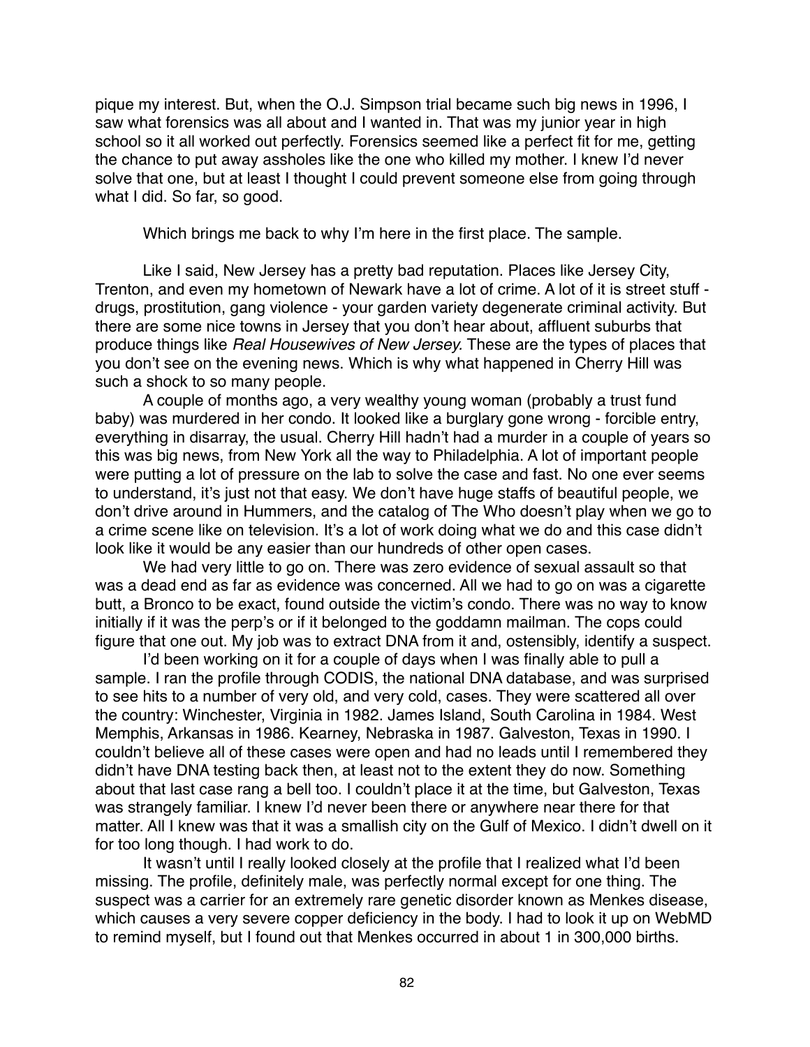pique my interest. But, when the O.J. Simpson trial became such big news in 1996, I saw what forensics was all about and I wanted in. That was my junior year in high school so it all worked out perfectly. Forensics seemed like a perfect fit for me, getting the chance to put away assholes like the one who killed my mother. I knew I'd never solve that one, but at least I thought I could prevent someone else from going through what I did. So far, so good.

Which brings me back to why I'm here in the first place. The sample.

Like I said, New Jersey has a pretty bad reputation. Places like Jersey City, Trenton, and even my hometown of Newark have a lot of crime. A lot of it is street stuff - drugs, prostitution, gang violence - your garden variety degenerate criminal activity. But there are some nice towns in Jersey that you don't hear about, affluent suburbs that produce things like *Real Housewives of New Jersey.* These are the types of places that you don't see on the evening news. Which is why what happened in Cherry Hill was such a shock to so many people.

A couple of months ago, a very wealthy young woman (probably a trust fund baby) was murdered in her condo. It looked like a burglary gone wrong - forcible entry, everything in disarray, the usual. Cherry Hill hadn't had a murder in a couple of years so this was big news, from New York all the way to Philadelphia. A lot of important people were putting a lot of pressure on the lab to solve the case and fast. No one ever seems to understand, it's just not that easy. We don't have huge staffs of beautiful people, we don't drive around in Hummers, and the catalog of The Who doesn't play when we go to a crime scene like on television. It's a lot of work doing what we do and this case didn't look like it would be any easier than our hundreds of other open cases.

We had very little to go on. There was zero evidence of sexual assault so that was a dead end as far as evidence was concerned. All we had to go on was a cigarette butt, a Bronco to be exact, found outside the victim's condo. There was no way to know initially if it was the perp's or if it belonged to the goddamn mailman. The cops could figure that one out. My job was to extract DNA from it and, ostensibly, identify a suspect.

I'd been working on it for a couple of days when I was finally able to pull a sample. I ran the profile through CODIS, the national DNA database, and was surprised to see hits to a number of very old, and very cold, cases. They were scattered all over the country: Winchester, Virginia in 1982. James Island, South Carolina in 1984. West Memphis, Arkansas in 1986. Kearney, Nebraska in 1987. Galveston, Texas in 1990. I couldn't believe all of these cases were open and had no leads until I remembered they didn't have DNA testing back then, at least not to the extent they do now. Something about that last case rang a bell too. I couldn't place it at the time, but Galveston, Texas was strangely familiar. I knew I'd never been there or anywhere near there for that matter. All I knew was that it was a smallish city on the Gulf of Mexico. I didn't dwell on it for too long though. I had work to do.

It wasn't until I really looked closely at the profile that I realized what I'd been missing. The profile, definitely male, was perfectly normal except for one thing. The suspect was a carrier for an extremely rare genetic disorder known as Menkes disease, which causes a very severe copper deficiency in the body. I had to look it up on WebMD to remind myself, but I found out that Menkes occurred in about 1 in 300,000 births.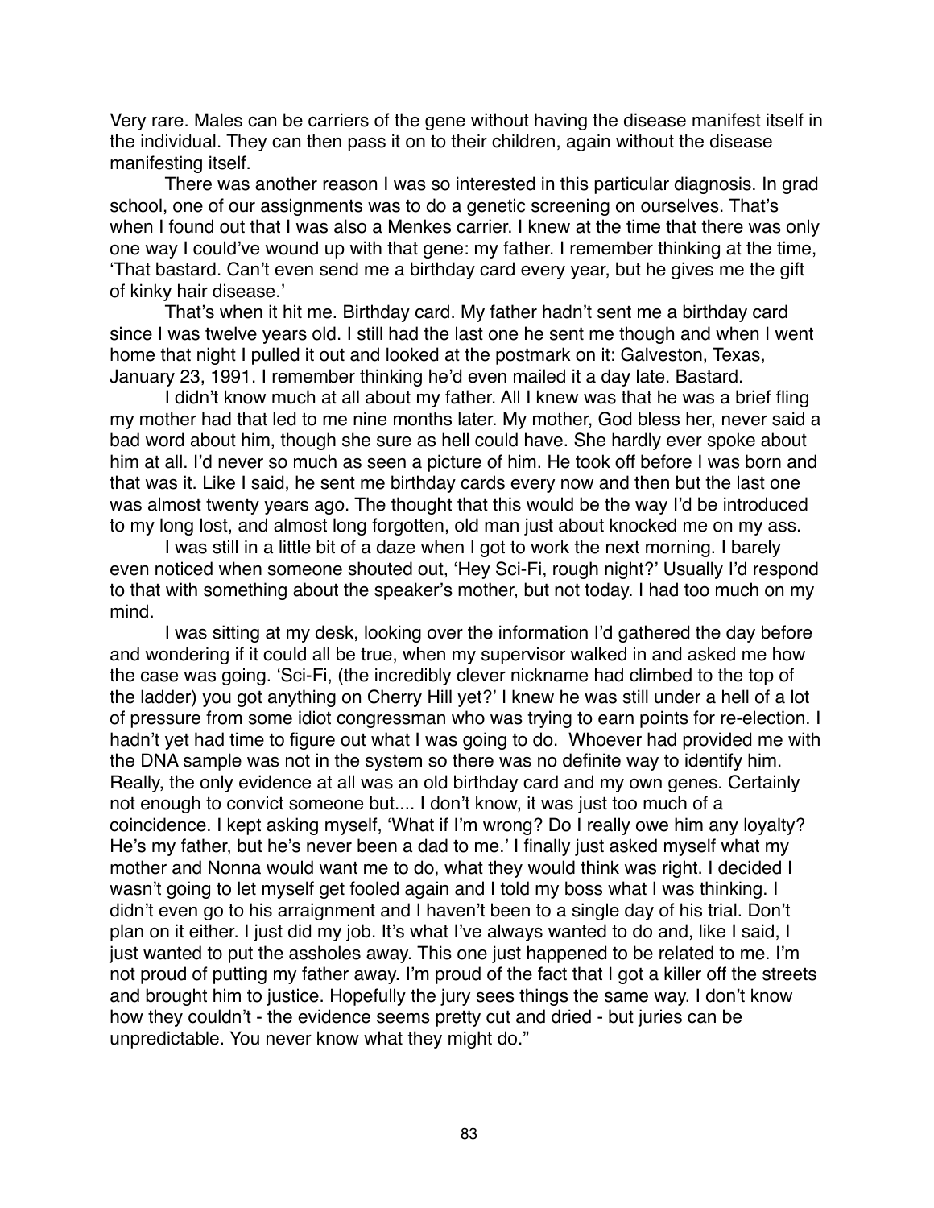Very rare. Males can be carriers of the gene without having the disease manifest itself in the individual. They can then pass it on to their children, again without the disease manifesting itself.

There was another reason I was so interested in this particular diagnosis. In grad school, one of our assignments was to do a genetic screening on ourselves. That's when I found out that I was also a Menkes carrier. I knew at the time that there was only one way I could've wound up with that gene: my father. I remember thinking at the time, 'That bastard. Can't even send me a birthday card every year, but he gives me the gift of kinky hair disease.'

That's when it hit me. Birthday card. My father hadn't sent me a birthday card since I was twelve years old. I still had the last one he sent me though and when I went home that night I pulled it out and looked at the postmark on it: Galveston, Texas, January 23, 1991. I remember thinking he'd even mailed it a day late. Bastard.

I didn't know much at all about my father. All I knew was that he was a brief fling my mother had that led to me nine months later. My mother, God bless her, never said a bad word about him, though she sure as hell could have. She hardly ever spoke about him at all. I'd never so much as seen a picture of him. He took off before I was born and that was it. Like I said, he sent me birthday cards every now and then but the last one was almost twenty years ago. The thought that this would be the way I'd be introduced to my long lost, and almost long forgotten, old man just about knocked me on my ass.

I was still in a little bit of a daze when I got to work the next morning. I barely even noticed when someone shouted out, 'Hey Sci-Fi, rough night?' Usually I'd respond to that with something about the speaker's mother, but not today. I had too much on my mind.

I was sitting at my desk, looking over the information I'd gathered the day before and wondering if it could all be true, when my supervisor walked in and asked me how the case was going. 'Sci-Fi, (the incredibly clever nickname had climbed to the top of the ladder) you got anything on Cherry Hill yet?' I knew he was still under a hell of a lot of pressure from some idiot congressman who was trying to earn points for re-election. I hadn't yet had time to figure out what I was going to do. Whoever had provided me with the DNA sample was not in the system so there was no definite way to identify him. Really, the only evidence at all was an old birthday card and my own genes. Certainly not enough to convict someone but.... I don't know, it was just too much of a coincidence. I kept asking myself, 'What if I'm wrong? Do I really owe him any loyalty? He's my father, but he's never been a dad to me.' I finally just asked myself what my mother and Nonna would want me to do, what they would think was right. I decided I wasn't going to let myself get fooled again and I told my boss what I was thinking. I didn't even go to his arraignment and I haven't been to a single day of his trial. Don't plan on it either. I just did my job. It's what I've always wanted to do and, like I said, I just wanted to put the assholes away. This one just happened to be related to me. I'm not proud of putting my father away. I'm proud of the fact that I got a killer off the streets and brought him to justice. Hopefully the jury sees things the same way. I don't know how they couldn't - the evidence seems pretty cut and dried - but juries can be unpredictable. You never know what they might do."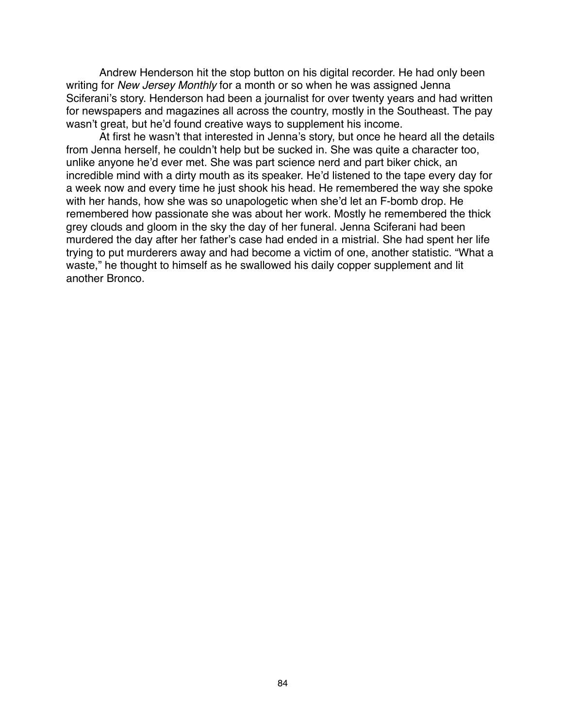Andrew Henderson hit the stop button on his digital recorder. He had only been writing for *New Jersey Monthly* for a month or so when he was assigned Jenna Sciferani's story. Henderson had been a journalist for over twenty years and had written for newspapers and magazines all across the country, mostly in the Southeast. The pay wasn't great, but he'd found creative ways to supplement his income.

At first he wasn't that interested in Jenna's story, but once he heard all the details from Jenna herself, he couldn't help but be sucked in. She was quite a character too, unlike anyone he'd ever met. She was part science nerd and part biker chick, an incredible mind with a dirty mouth as its speaker. He'd listened to the tape every day for a week now and every time he just shook his head. He remembered the way she spoke with her hands, how she was so unapologetic when she'd let an F-bomb drop. He remembered how passionate she was about her work. Mostly he remembered the thick grey clouds and gloom in the sky the day of her funeral. Jenna Sciferani had been murdered the day after her father's case had ended in a mistrial. She had spent her life trying to put murderers away and had become a victim of one, another statistic. "What a waste," he thought to himself as he swallowed his daily copper supplement and lit another Bronco.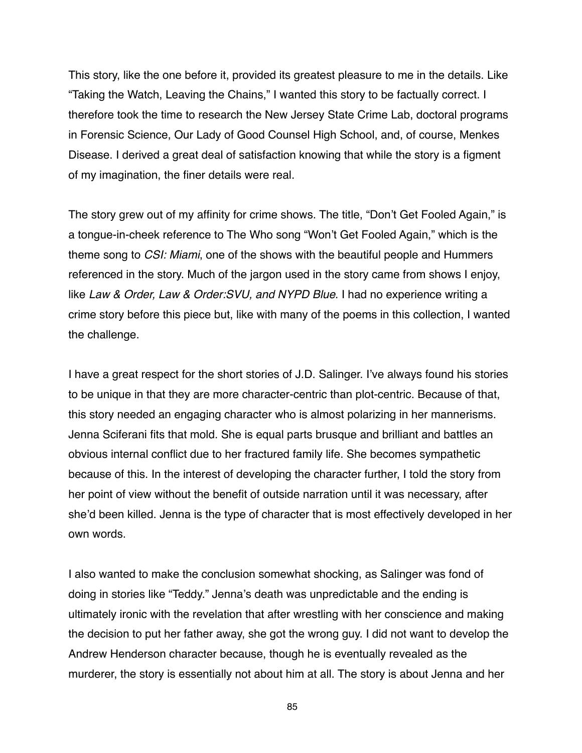This story, like the one before it, provided its greatest pleasure to me in the details. Like "Taking the Watch, Leaving the Chains," I wanted this story to be factually correct. I therefore took the time to research the New Jersey State Crime Lab, doctoral programs in Forensic Science, Our Lady of Good Counsel High School, and, of course, Menkes Disease. I derived a great deal of satisfaction knowing that while the story is a figment of my imagination, the finer details were real.

The story grew out of my affinity for crime shows. The title, "Don't Get Fooled Again," is a tongue-in-cheek reference to The Who song "Won't Get Fooled Again," which is the theme song to *CSI: Miami*, one of the shows with the beautiful people and Hummers referenced in the story. Much of the jargon used in the story came from shows I enjoy, like *Law & Order, Law & Order:SVU, and NYPD Blue*. I had no experience writing a crime story before this piece but, like with many of the poems in this collection, I wanted the challenge.

I have a great respect for the short stories of J.D. Salinger. I've always found his stories to be unique in that they are more character-centric than plot-centric. Because of that, this story needed an engaging character who is almost polarizing in her mannerisms. Jenna Sciferani fits that mold. She is equal parts brusque and brilliant and battles an obvious internal conflict due to her fractured family life. She becomes sympathetic because of this. In the interest of developing the character further, I told the story from her point of view without the benefit of outside narration until it was necessary, after she'd been killed. Jenna is the type of character that is most effectively developed in her own words.

I also wanted to make the conclusion somewhat shocking, as Salinger was fond of doing in stories like "Teddy." Jenna's death was unpredictable and the ending is ultimately ironic with the revelation that after wrestling with her conscience and making the decision to put her father away, she got the wrong guy. I did not want to develop the Andrew Henderson character because, though he is eventually revealed as the murderer, the story is essentially not about him at all. The story is about Jenna and her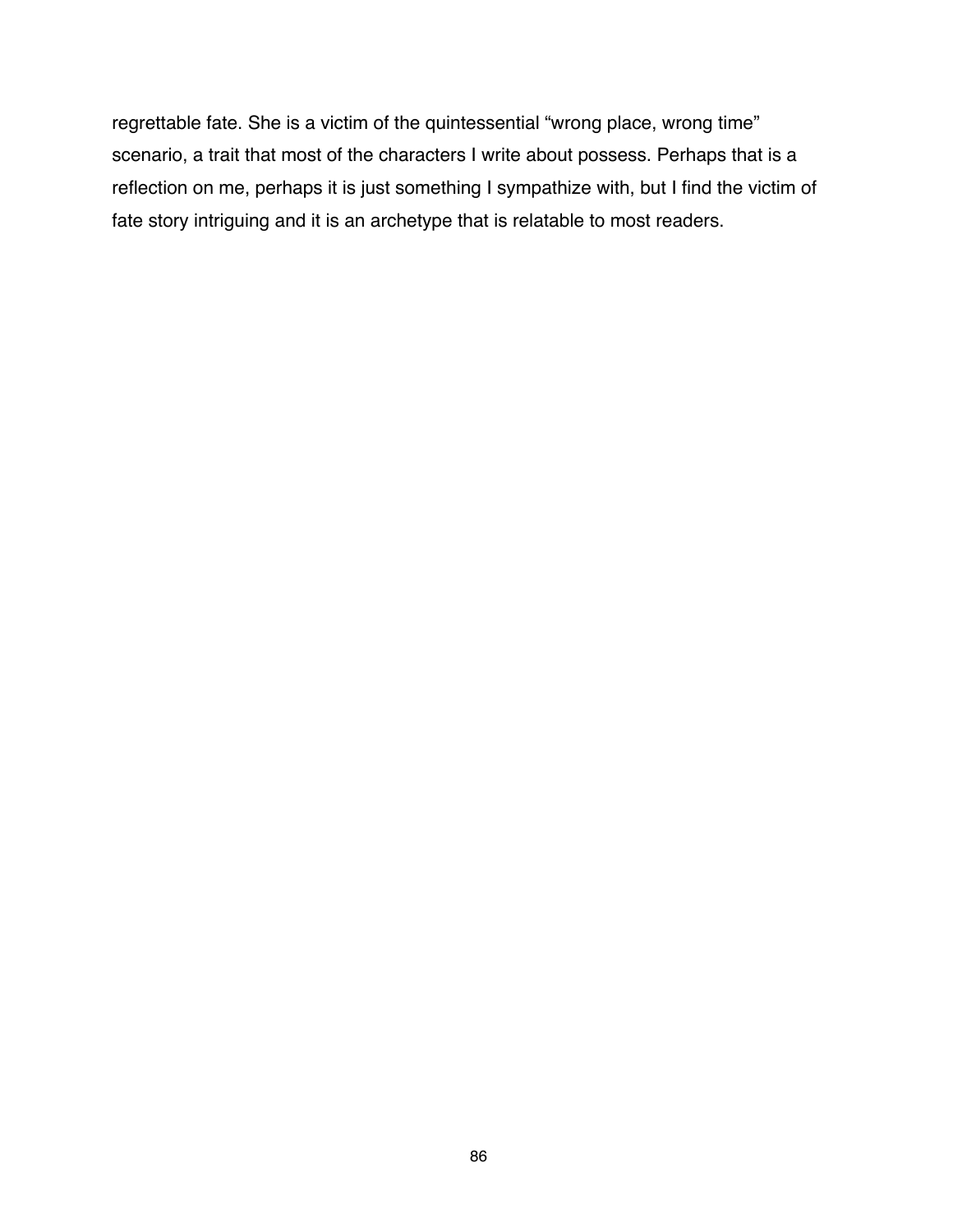regrettable fate. She is a victim of the quintessential "wrong place, wrong time" scenario, a trait that most of the characters I write about possess. Perhaps that is a reflection on me, perhaps it is just something I sympathize with, but I find the victim of fate story intriguing and it is an archetype that is relatable to most readers.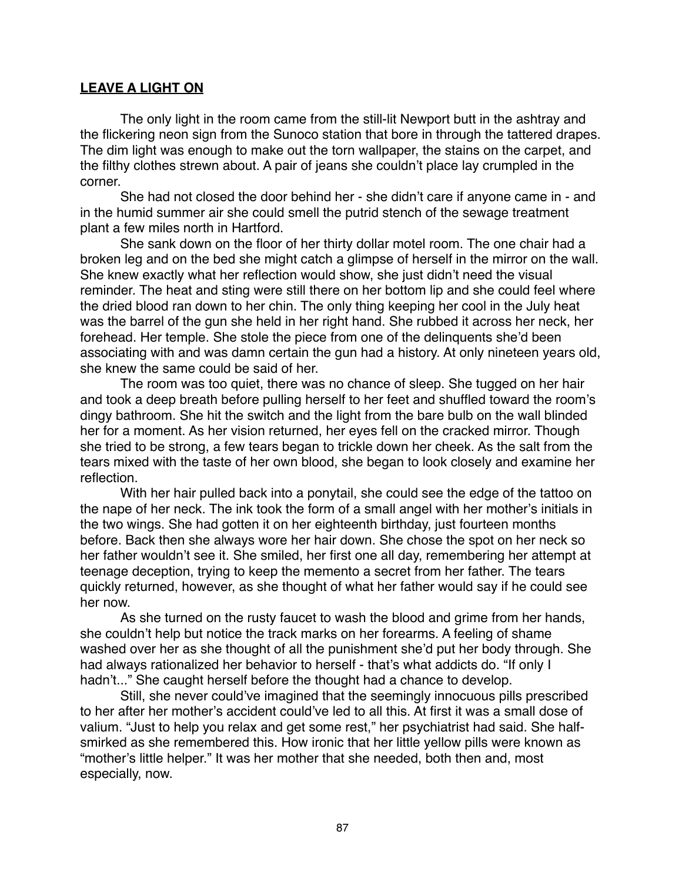**LEAVE A LIGHT ON**

The only light in the room came from the still-lit Newport butt in the ashtray and the flickering neon sign from the Sunoco station that bore in through the tattered drapes. The dim light was enough to make out the torn wallpaper, the stains on the carpet, and the filthy clothes strewn about. A pair of jeans she couldn't place lay crumpled in the corner.

She had not closed the door behind her - she didn't care if anyone came in - and in the humid summer air she could smell the putrid stench of the sewage treatment plant a few miles north in Hartford.

She sank down on the floor of her thirty dollar motel room. The one chair had a broken leg and on the bed she might catch a glimpse of herself in the mirror on the wall. She knew exactly what her reflection would show, she just didn't need the visual reminder. The heat and sting were still there on her bottom lip and she could feel where the dried blood ran down to her chin. The only thing keeping her cool in the July heat was the barrel of the gun she held in her right hand. She rubbed it across her neck, her forehead. Her temple. She stole the piece from one of the delinquents she'd been associating with and was damn certain the gun had a history. At only nineteen years old, she knew the same could be said of her.

The room was too quiet, there was no chance of sleep. She tugged on her hair and took a deep breath before pulling herself to her feet and shuffled toward the room's dingy bathroom. She hit the switch and the light from the bare bulb on the wall blinded her for a moment. As her vision returned, her eyes fell on the cracked mirror. Though she tried to be strong, a few tears began to trickle down her cheek. As the salt from the tears mixed with the taste of her own blood, she began to look closely and examine her reflection.

With her hair pulled back into a ponytail, she could see the edge of the tattoo on the nape of her neck. The ink took the form of a small angel with her mother's initials in the two wings. She had gotten it on her eighteenth birthday, just fourteen months before. Back then she always wore her hair down. She chose the spot on her neck so her father wouldn't see it. She smiled, her first one all day, remembering her attempt at teenage deception, trying to keep the memento a secret from her father. The tears quickly returned, however, as she thought of what her father would say if he could see her now.

As she turned on the rusty faucet to wash the blood and grime from her hands, she couldn't help but notice the track marks on her forearms. A feeling of shame washed over her as she thought of all the punishment she'd put her body through. She had always rationalized her behavior to herself - that's what addicts do. "If only I hadn't..." She caught herself before the thought had a chance to develop.

Still, she never could've imagined that the seemingly innocuous pills prescribed to her after her mother's accident could've led to all this. At first it was a small dose of valium. "Just to help you relax and get some rest," her psychiatrist had said. She half-smirked as she remembered this. How ironic that her little yellow pills were known as "mother's little helper." It was her mother that she needed, both then and, most especially, now.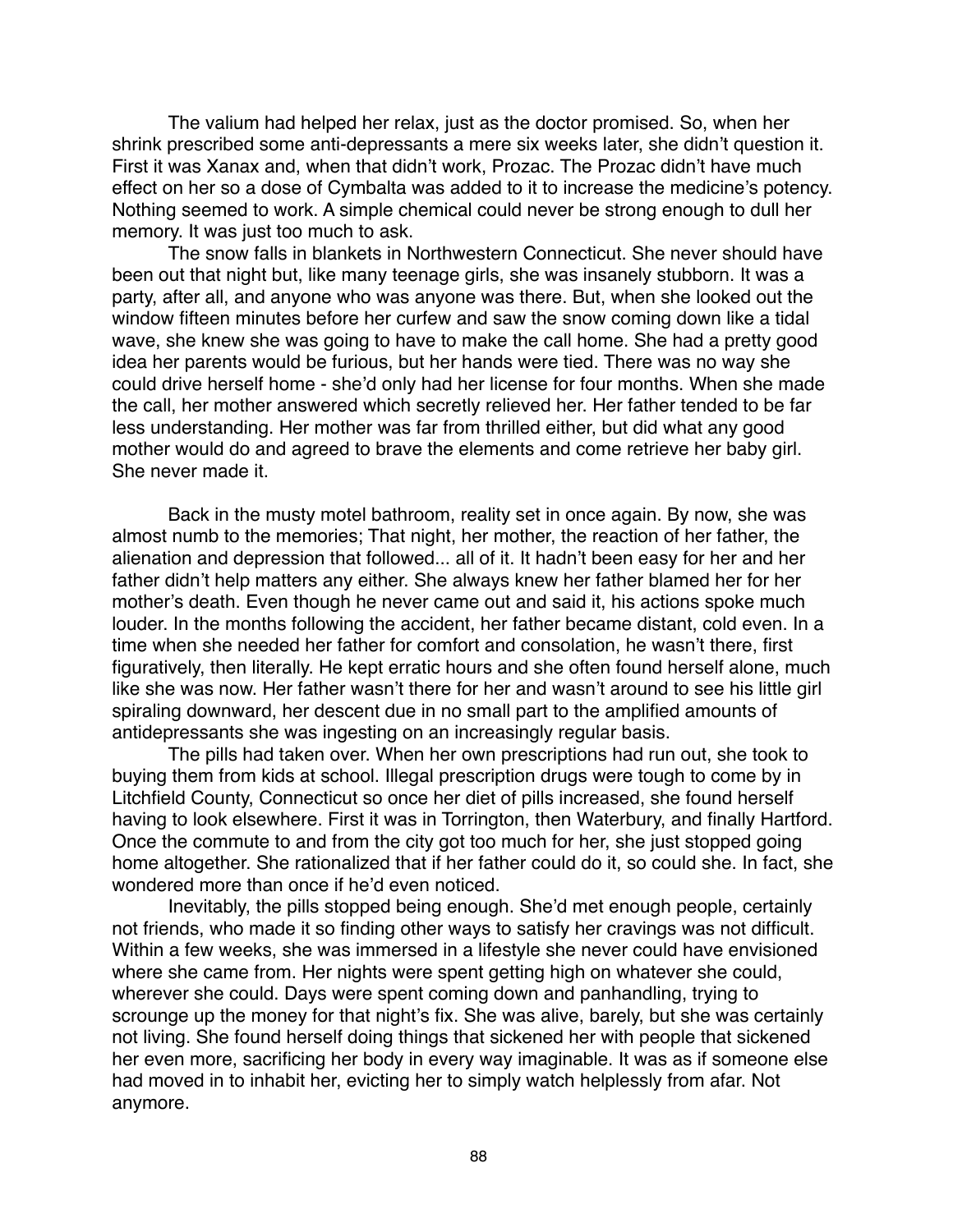The valium had helped her relax, just as the doctor promised. So, when her shrink prescribed some anti-depressants a mere six weeks later, she didn't question it. First it was Xanax and, when that didn't work, Prozac. The Prozac didn't have much effect on her so a dose of Cymbalta was added to it to increase the medicine's potency. Nothing seemed to work. A simple chemical could never be strong enough to dull her memory. It was just too much to ask.

The snow falls in blankets in Northwestern Connecticut. She never should have been out that night but, like many teenage girls, she was insanely stubborn. It was a party, after all, and anyone who was anyone was there. But, when she looked out the window fifteen minutes before her curfew and saw the snow coming down like a tidal wave, she knew she was going to have to make the call home. She had a pretty good idea her parents would be furious, but her hands were tied. There was no way she could drive herself home - she'd only had her license for four months. When she made the call, her mother answered which secretly relieved her. Her father tended to be far less understanding. Her mother was far from thrilled either, but did what any good mother would do and agreed to brave the elements and come retrieve her baby girl. She never made it.

Back in the musty motel bathroom, reality set in once again. By now, she was almost numb to the memories; That night, her mother, the reaction of her father, the alienation and depression that followed... all of it. It hadn't been easy for her and her father didn't help matters any either. She always knew her father blamed her for her mother's death. Even though he never came out and said it, his actions spoke much louder. In the months following the accident, her father became distant, cold even. In a time when she needed her father for comfort and consolation, he wasn't there, first figuratively, then literally. He kept erratic hours and she often found herself alone, much like she was now. Her father wasn't there for her and wasn't around to see his little girl spiraling downward, her descent due in no small part to the amplified amounts of antidepressants she was ingesting on an increasingly regular basis.

The pills had taken over. When her own prescriptions had run out, she took to buying them from kids at school. Illegal prescription drugs were tough to come by in Litchfield County, Connecticut so once her diet of pills increased, she found herself having to look elsewhere. First it was in Torrington, then Waterbury, and finally Hartford. Once the commute to and from the city got too much for her, she just stopped going home altogether. She rationalized that if her father could do it, so could she. In fact, she wondered more than once if he'd even noticed.

Inevitably, the pills stopped being enough. She'd met enough people, certainly not friends, who made it so finding other ways to satisfy her cravings was not difficult. Within a few weeks, she was immersed in a lifestyle she never could have envisioned where she came from. Her nights were spent getting high on whatever she could, wherever she could. Days were spent coming down and panhandling, trying to scrounge up the money for that night's fix. She was alive, barely, but she was certainly not living. She found herself doing things that sickened her with people that sickened her even more, sacrificing her body in every way imaginable. It was as if someone else had moved in to inhabit her, evicting her to simply watch helplessly from afar. Not anymore.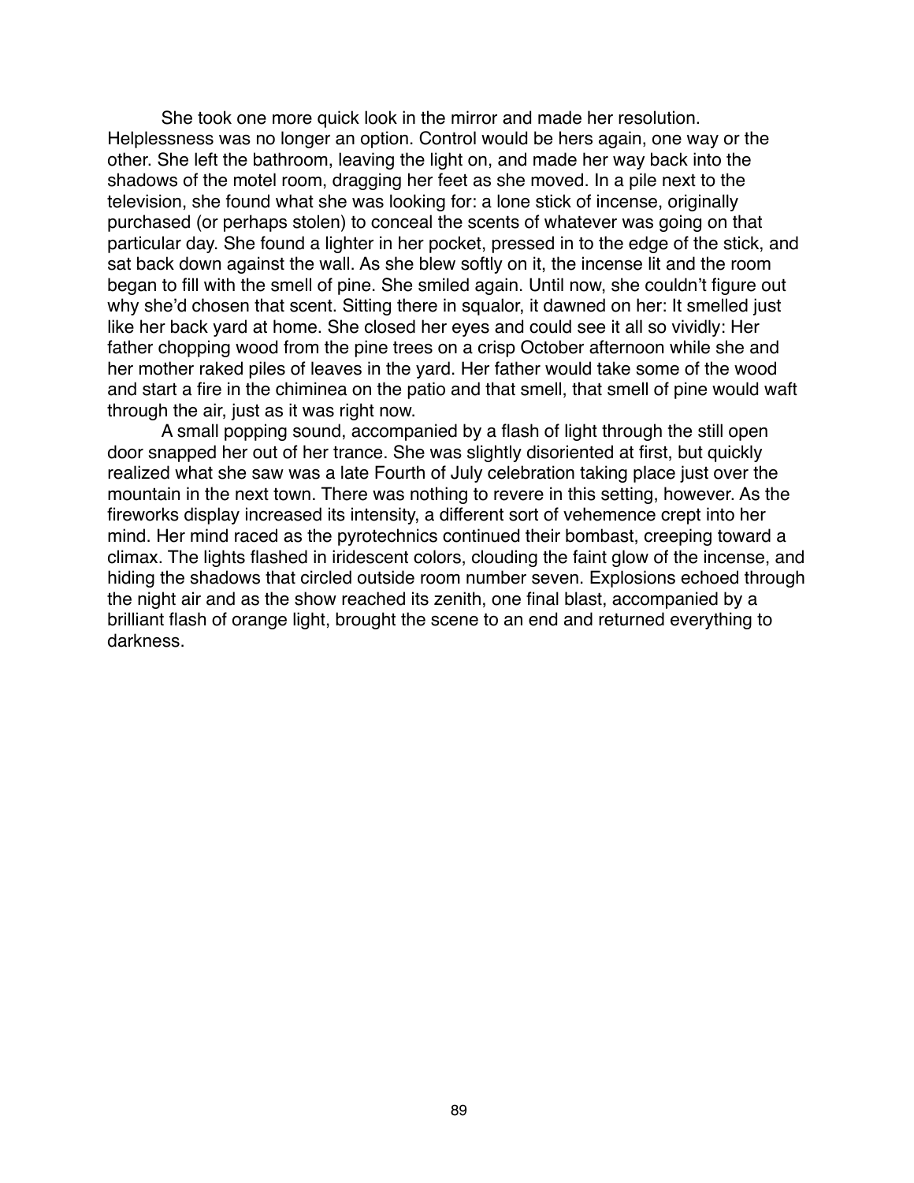She took one more quick look in the mirror and made her resolution. Helplessness was no longer an option. Control would be hers again, one way or the other. She left the bathroom, leaving the light on, and made her way back into the shadows of the motel room, dragging her feet as she moved. In a pile next to the television, she found what she was looking for: a lone stick of incense, originally purchased (or perhaps stolen) to conceal the scents of whatever was going on that particular day. She found a lighter in her pocket, pressed in to the edge of the stick, and sat back down against the wall. As she blew softly on it, the incense lit and the room began to fill with the smell of pine. She smiled again. Until now, she couldn't figure out why she'd chosen that scent. Sitting there in squalor, it dawned on her: It smelled just like her back yard at home. She closed her eyes and could see it all so vividly: Her father chopping wood from the pine trees on a crisp October afternoon while she and her mother raked piles of leaves in the yard. Her father would take some of the wood and start a fire in the chiminea on the patio and that smell, that smell of pine would waft through the air, just as it was right now.

A small popping sound, accompanied by a flash of light through the still open door snapped her out of her trance. She was slightly disoriented at first, but quickly realized what she saw was a late Fourth of July celebration taking place just over the mountain in the next town. There was nothing to revere in this setting, however. As the fireworks display increased its intensity, a different sort of vehemence crept into her mind. Her mind raced as the pyrotechnics continued their bombast, creeping toward a climax. The lights flashed in iridescent colors, clouding the faint glow of the incense, and hiding the shadows that circled outside room number seven. Explosions echoed through the night air and as the show reached its zenith, one final blast, accompanied by a brilliant flash of orange light, brought the scene to an end and returned everything to darkness.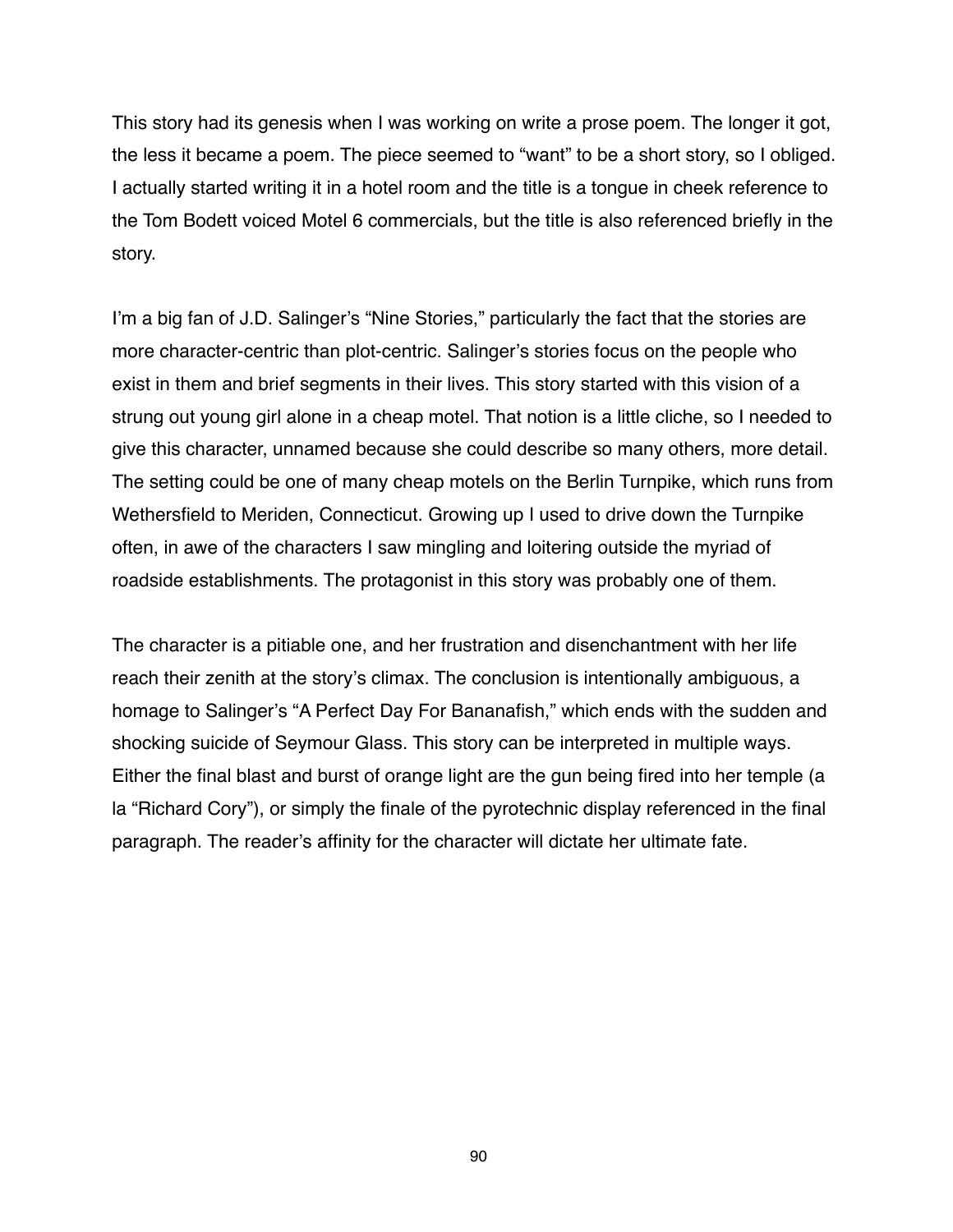This story had its genesis when I was working on write a prose poem. The longer it got, the less it became a poem. The piece seemed to "want" to be a short story, so I obliged. I actually started writing it in a hotel room and the title is a tongue in cheek reference to the Tom Bodett voiced Motel 6 commercials, but the title is also referenced briefly in the story.

I'm a big fan of J.D. Salinger's "Nine Stories," particularly the fact that the stories are more character-centric than plot-centric. Salinger's stories focus on the people who exist in them and brief segments in their lives. This story started with this vision of a strung out young girl alone in a cheap motel. That notion is a little cliche, so I needed to give this character, unnamed because she could describe so many others, more detail. The setting could be one of many cheap motels on the Berlin Turnpike, which runs from Wethersfield to Meriden, Connecticut. Growing up I used to drive down the Turnpike often, in awe of the characters I saw mingling and loitering outside the myriad of roadside establishments. The protagonist in this story was probably one of them.

The character is a pitiable one, and her frustration and disenchantment with her life reach their zenith at the story's climax. The conclusion is intentionally ambiguous, a homage to Salinger's "A Perfect Day For Bananafish," which ends with the sudden and shocking suicide of Seymour Glass. This story can be interpreted in multiple ways. Either the final blast and burst of orange light are the gun being fired into her temple (a la "Richard Cory"), or simply the finale of the pyrotechnic display referenced in the final paragraph. The reader's affinity for the character will dictate her ultimate fate.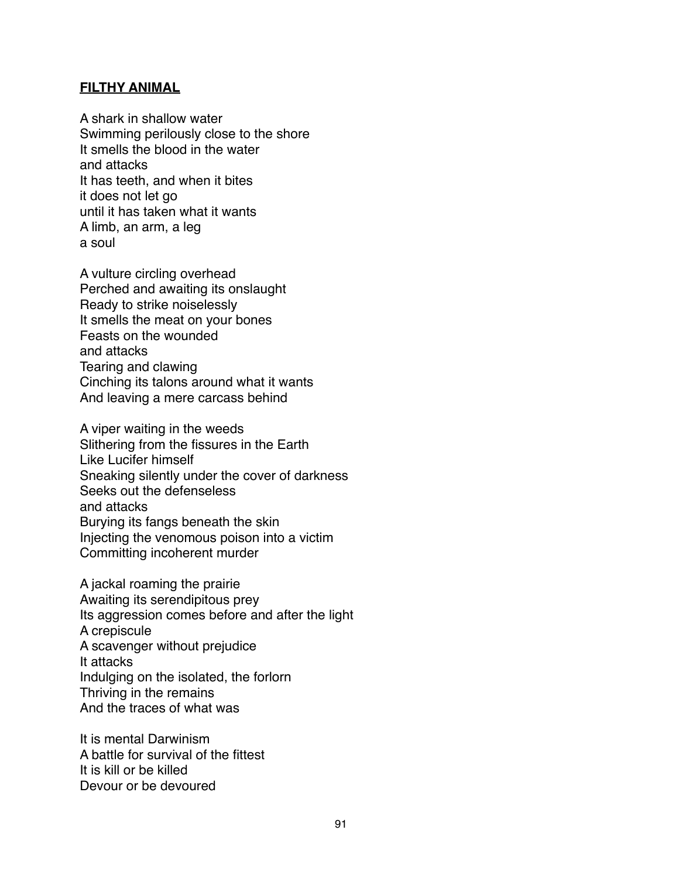**FILTHY ANIMAL**

A shark in shallow water  
Swimming perilously close to the shore  
It smells the blood in the water  
and attacks  
It has teeth, and when it bites  
it does not let go  
until it has taken what it wants  
A limb, an arm, a leg  
a soul

A vulture circling overhead  
Perched and awaiting its onslaught  
Ready to strike noiselessly  
It smells the meat on your bones  
Feasts on the wounded  
and attacks  
Tearing and clawing  
Cinching its talons around what it wants  
And leaving a mere carcass behind

A viper waiting in the weeds  
Slithering from the fissures in the Earth  
Like Lucifer himself  
Sneaking silently under the cover of darkness  
Seeks out the defenseless  
and attacks  
Burying its fangs beneath the skin  
Injecting the venomous poison into a victim  
Committing incoherent murder

A jackal roaming the prairie  
Awaiting its serendipitous prey  
Its aggression comes before and after the light  
A crepiscule  
A scavenger without prejudice  
It attacks  
Indulging on the isolated, the forlorn  
Thriving in the remains  
And the traces of what was

It is mental Darwinism  
A battle for survival of the fittest  
It is kill or be killed  
Devour or be devoured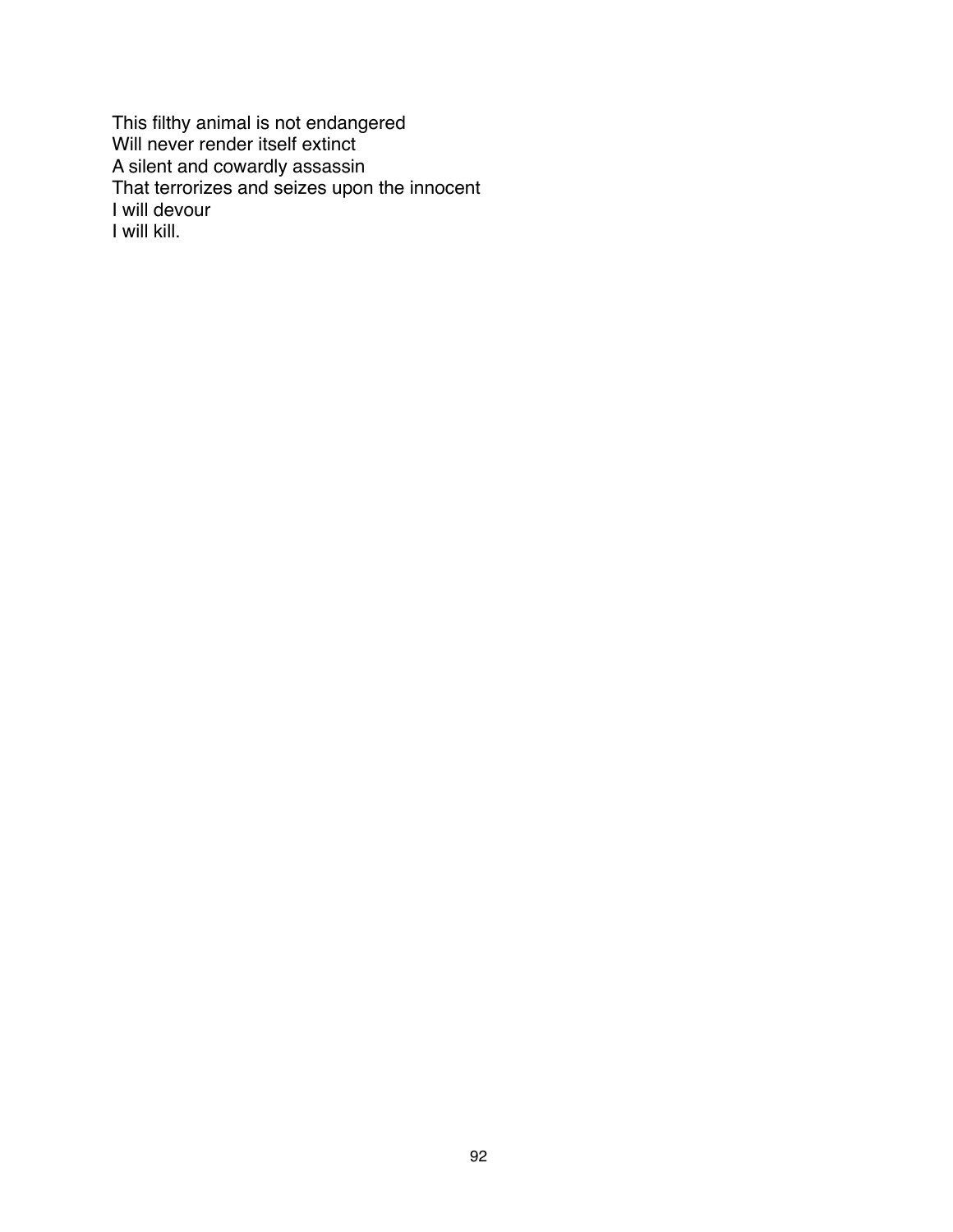This filthy animal is not endangered
Will never render itself extinct
A silent and cowardly assassin
That terrorizes and seizes upon the innocent
I will devour
I will kill.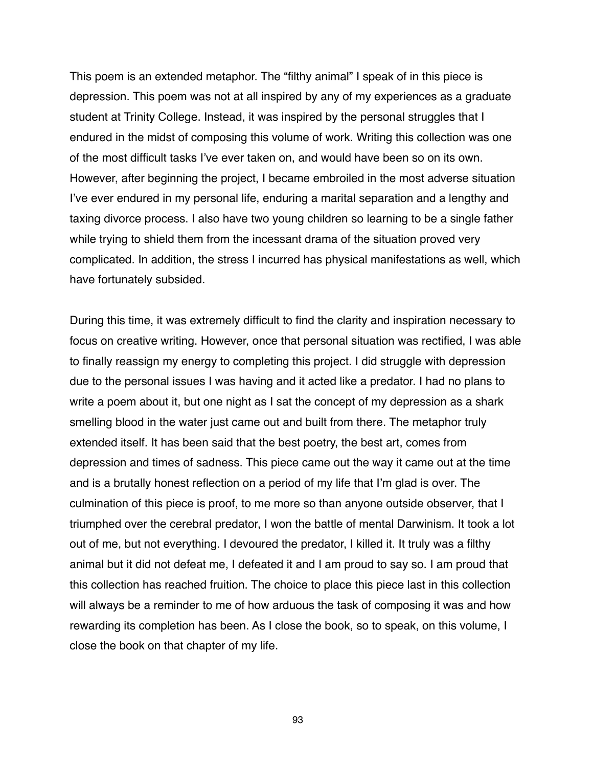This poem is an extended metaphor. The "filthy animal" I speak of in this piece is depression. This poem was not at all inspired by any of my experiences as a graduate student at Trinity College. Instead, it was inspired by the personal struggles that I endured in the midst of composing this volume of work. Writing this collection was one of the most difficult tasks I've ever taken on, and would have been so on its own. However, after beginning the project, I became embroiled in the most adverse situation I've ever endured in my personal life, enduring a marital separation and a lengthy and taxing divorce process. I also have two young children so learning to be a single father while trying to shield them from the incessant drama of the situation proved very complicated. In addition, the stress I incurred has physical manifestations as well, which have fortunately subsided.

During this time, it was extremely difficult to find the clarity and inspiration necessary to focus on creative writing. However, once that personal situation was rectified, I was able to finally reassign my energy to completing this project. I did struggle with depression due to the personal issues I was having and it acted like a predator. I had no plans to write a poem about it, but one night as I sat the concept of my depression as a shark smelling blood in the water just came out and built from there. The metaphor truly extended itself. It has been said that the best poetry, the best art, comes from depression and times of sadness. This piece came out the way it came out at the time and is a brutally honest reflection on a period of my life that I'm glad is over. The culmination of this piece is proof, to me more so than anyone outside observer, that I triumphed over the cerebral predator, I won the battle of mental Darwinism. It took a lot out of me, but not everything. I devoured the predator, I killed it. It truly was a filthy animal but it did not defeat me, I defeated it and I am proud to say so. I am proud that this collection has reached fruition. The choice to place this piece last in this collection will always be a reminder to me of how arduous the task of composing it was and how rewarding its completion has been. As I close the book, so to speak, on this volume, I close the book on that chapter of my life.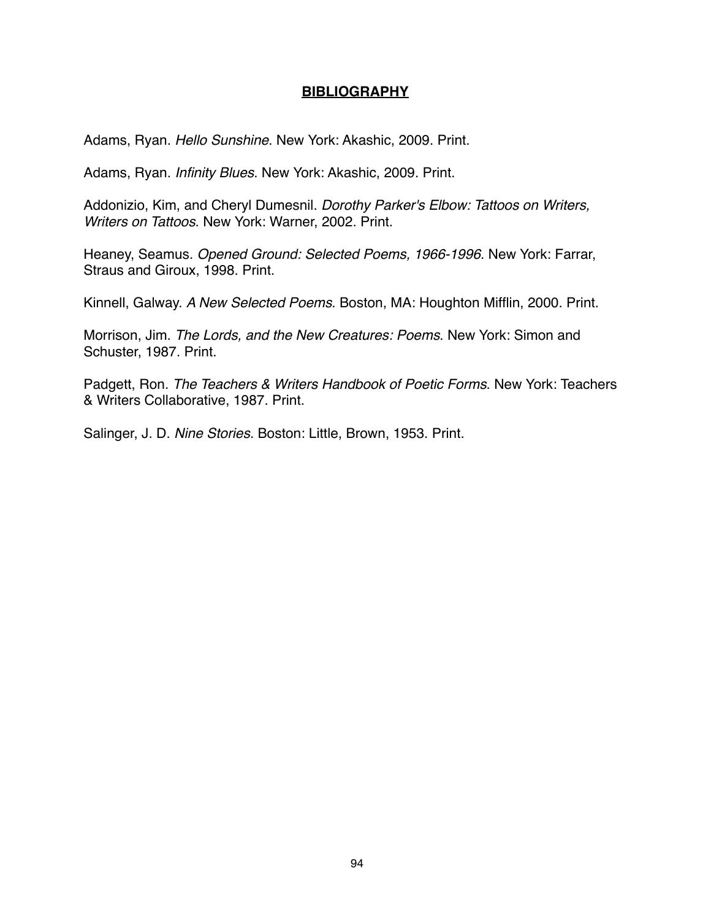## **BIBLIOGRAPHY**

Adams, Ryan. *Hello Sunshine*. New York: Akashic, 2009. Print.

Adams, Ryan. *Infinity Blues*. New York: Akashic, 2009. Print.

Addonizio, Kim, and Cheryl Dumesnil. *Dorothy Parker's Elbow: Tattoos on Writers, Writers on Tattoos*. New York: Warner, 2002. Print.

Heaney, Seamus. *Opened Ground: Selected Poems, 1966-1996*. New York: Farrar, Straus and Giroux, 1998. Print.

Kinnell, Galway. *A New Selected Poems*. Boston, MA: Houghton Mifflin, 2000. Print.

Morrison, Jim. *The Lords, and the New Creatures: Poems*. New York: Simon and Schuster, 1987. Print.

Padgett, Ron. *The Teachers & Writers Handbook of Poetic Forms*. New York: Teachers & Writers Collaborative, 1987. Print.

Salinger, J. D. *Nine Stories.* Boston: Little, Brown, 1953. Print.